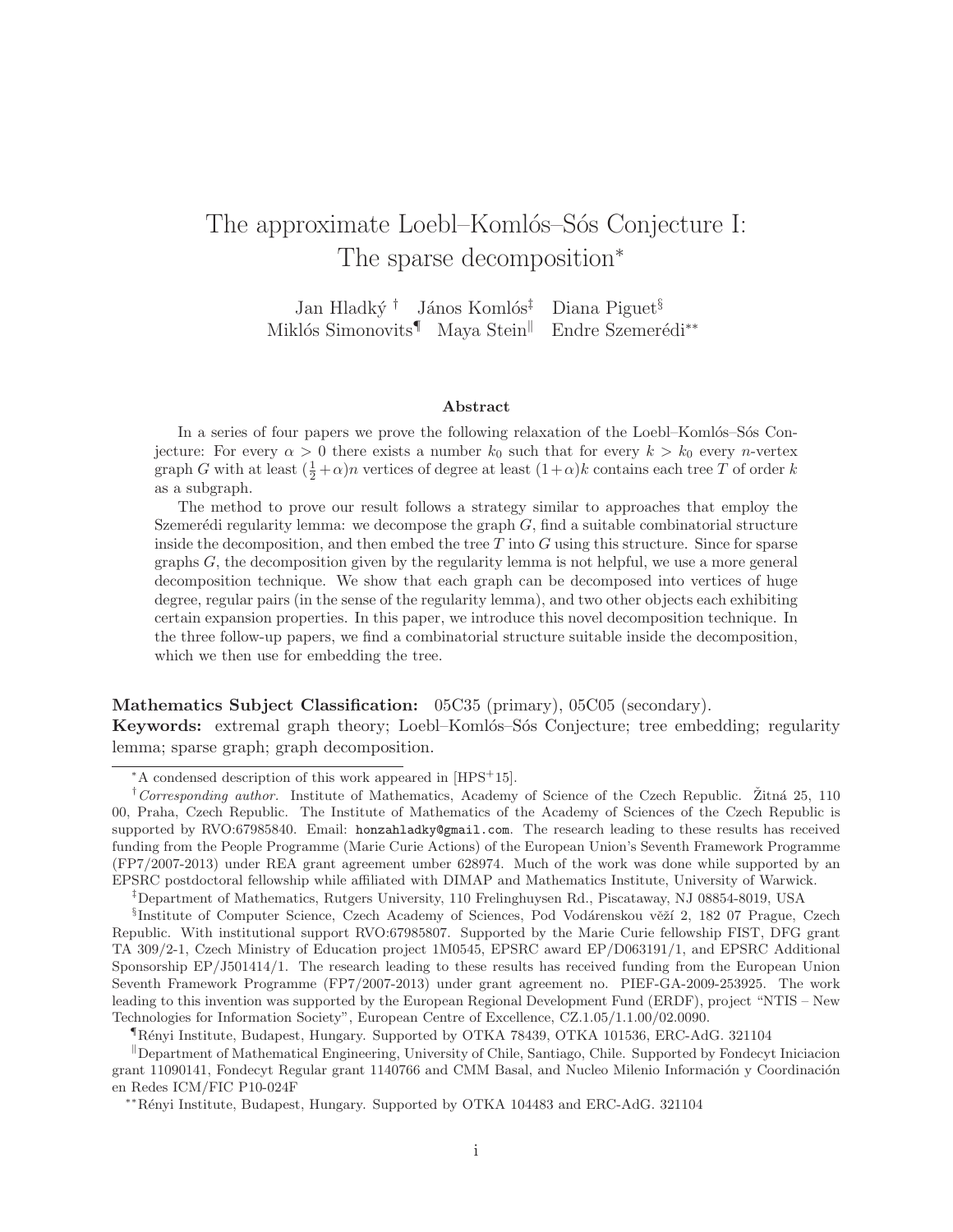# The approximate Loebl–Komlós–Sós Conjecture I: The sparse decomposition[*]

Jan Hladký [†] János Komlós[‡] Diana Piguet[§]
Miklós Simonovits[¶] Maya Stein[‖] Endre Szemerédi[**]

### Abstract

In a series of four papers we prove the following relaxation of the Loebl–Komlós–Sós Conjecture: For every $\alpha > 0$ there exists a number $k_0$ such that for every $k > k_0$ every $n$-vertex graph $G$ with at least $(\frac{1}{2}+\alpha)n$ vertices of degree at least $(1+\alpha)k$ contains each tree $T$ of order $k$ as a subgraph.

The method to prove our result follows a strategy similar to approaches that employ the Szemerédi regularity lemma: we decompose the graph $G$, find a suitable combinatorial structure inside the decomposition, and then embed the tree $T$ into $G$ using this structure. Since for sparse graphs $G$, the decomposition given by the regularity lemma is not helpful, we use a more general decomposition technique. We show that each graph can be decomposed into vertices of huge degree, regular pairs (in the sense of the regularity lemma), and two other objects each exhibiting certain expansion properties. In this paper, we introduce this novel decomposition technique. In the three follow-up papers, we find a combinatorial structure suitable inside the decomposition, which we then use for embedding the tree.

**Mathematics Subject Classification:** 05C35 (primary), 05C05 (secondary).
**Keywords:** extremal graph theory; Loebl–Komlós–Sós Conjecture; tree embedding; regularity lemma; sparse graph; graph decomposition.

---

[*] A condensed description of this work appeared in [HPS+15].

[†] *Corresponding author.* Institute of Mathematics, Academy of Science of the Czech Republic. Žitná 25, 110 00, Praha, Czech Republic. The Institute of Mathematics of the Academy of Sciences of the Czech Republic is supported by RVO:67985840. Email: honzahladky@gmail.com. The research leading to these results has received funding from the People Programme (Marie Curie Actions) of the European Union's Seventh Framework Programme (FP7/2007-2013) under REA grant agreement umber 628974. Much of the work was done while supported by an EPSRC postdoctoral fellowship while affiliated with DIMAP and Mathematics Institute, University of Warwick.

[‡] Department of Mathematics, Rutgers University, 110 Frelinghuysen Rd., Piscataway, NJ 08854-8019, USA

[§] Institute of Computer Science, Czech Academy of Sciences, Pod Vodárenskou věží 2, 182 07 Prague, Czech Republic. With institutional support RVO:67985807. Supported by the Marie Curie fellowship FIST, DFG grant TA 309/2-1, Czech Ministry of Education project 1M0545, EPSRC award EP/D063191/1, and EPSRC Additional Sponsorship EP/J501414/1. The research leading to these results has received funding from the European Union Seventh Framework Programme (FP7/2007-2013) under grant agreement no. PIEF-GA-2009-253925. The work leading to this invention was supported by the European Regional Development Fund (ERDF), project "NTIS – New Technologies for Information Society", European Centre of Excellence, CZ.1.05/1.1.00/02.0090.

[¶] Rényi Institute, Budapest, Hungary. Supported by OTKA 78439, OTKA 101536, ERC-AdG. 321104

[‖] Department of Mathematical Engineering, University of Chile, Santiago, Chile. Supported by Fondecyt Iniciacion grant 11090141, Fondecyt Regular grant 1140766 and CMM Basal, and Nucleo Milenio Información y Coordinación en Redes ICM/FIC P10-024F

[**] Rényi Institute, Budapest, Hungary. Supported by OTKA 104483 and ERC-AdG. 321104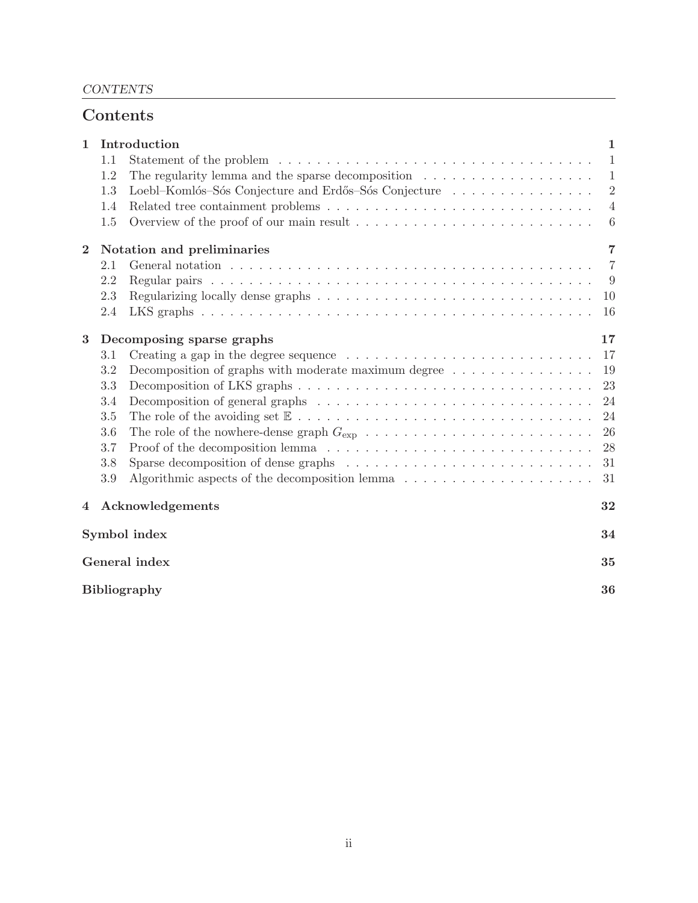# Contents

**1 Introduction** **1**
- 1.1 Statement of the problem . . . . . . . . . . 1
- 1.2 The regularity lemma and the sparse decomposition . . . . . . . . . . 1
- 1.3 Loebl–Komlós–Sós Conjecture and Erdős–Sós Conjecture . . . . . . . . . . 2
- 1.4 Related tree containment problems . . . . . . . . . . 4
- 1.5 Overview of the proof of our main result . . . . . . . . . . 6

**2 Notation and preliminaries** **7**
- 2.1 General notation . . . . . . . . . . 7
- 2.2 Regular pairs . . . . . . . . . . 9
- 2.3 Regularizing locally dense graphs . . . . . . . . . . 10
- 2.4 LKS graphs . . . . . . . . . . 16

**3 Decomposing sparse graphs** **17**
- 3.1 Creating a gap in the degree sequence . . . . . . . . . . 17
- 3.2 Decomposition of graphs with moderate maximum degree . . . . . . . . . . 19
- 3.3 Decomposition of LKS graphs . . . . . . . . . . 23
- 3.4 Decomposition of general graphs . . . . . . . . . . 24
- 3.5 The role of the avoiding set $\mathbb{E}$ . . . . . . . . . . 24
- 3.6 The role of the nowhere-dense graph $G_{\mathrm{exp}}$ . . . . . . . . . . 26
- 3.7 Proof of the decomposition lemma . . . . . . . . . . 28
- 3.8 Sparse decomposition of dense graphs . . . . . . . . . . 31
- 3.9 Algorithmic aspects of the decomposition lemma . . . . . . . . . . 31

**4 Acknowledgements** **32**

**Symbol index** **34**

**General index** **35**

**Bibliography** **36**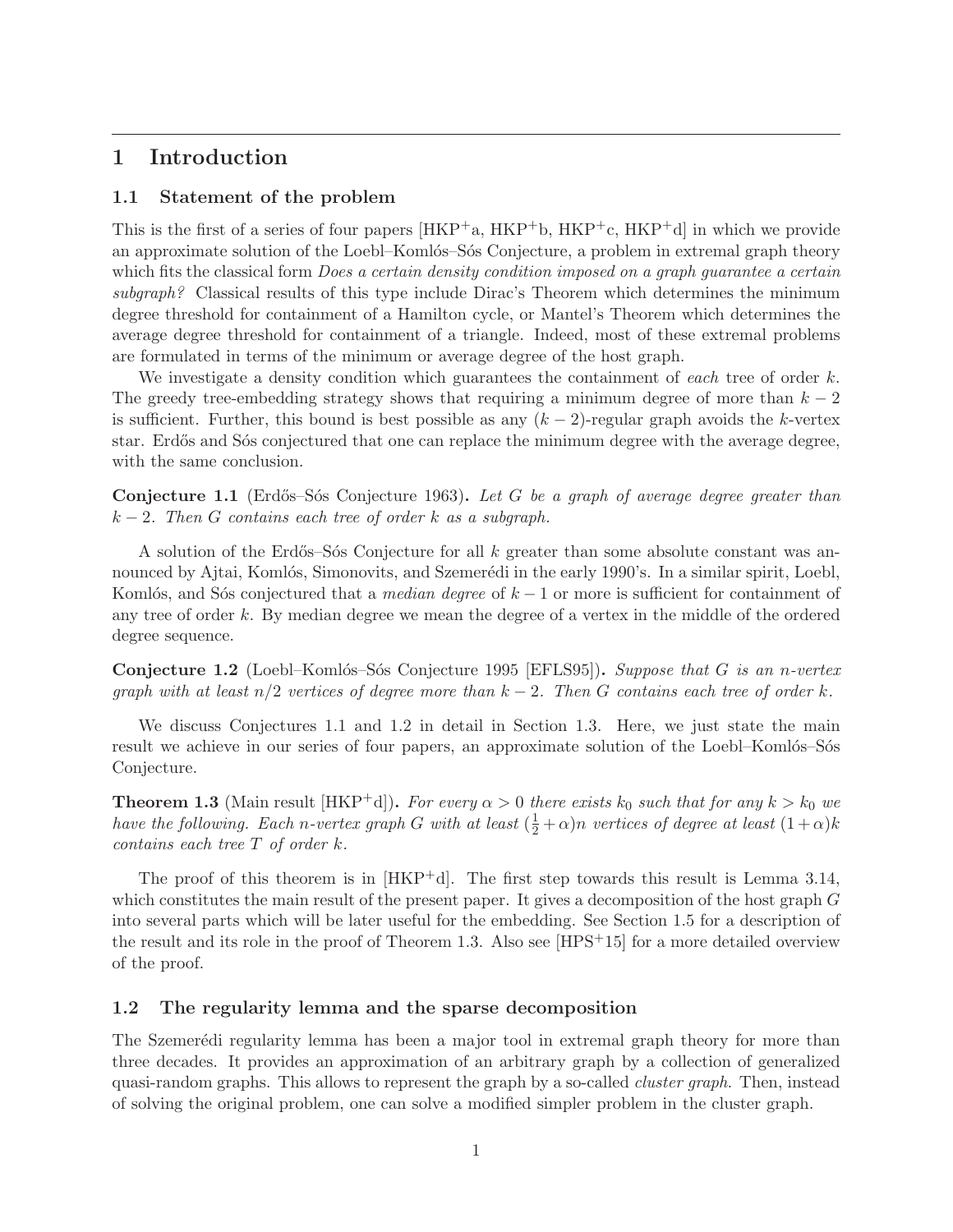# 1 Introduction

## 1.1 Statement of the problem

This is the first of a series of four papers [HKP+a, HKP+b, HKP+c, HKP+d] in which we provide an approximate solution of the Loebl–Komlós–Sós Conjecture, a problem in extremal graph theory which fits the classical form *Does a certain density condition imposed on a graph guarantee a certain subgraph?* Classical results of this type include Dirac's Theorem which determines the minimum degree threshold for containment of a Hamilton cycle, or Mantel's Theorem which determines the average degree threshold for containment of a triangle. Indeed, most of these extremal problems are formulated in terms of the minimum or average degree of the host graph.

We investigate a density condition which guarantees the containment of *each* tree of order $k$. The greedy tree-embedding strategy shows that requiring a minimum degree of more than $k-2$ is sufficient. Further, this bound is best possible as any $(k-2)$-regular graph avoids the $k$-vertex star. Erdős and Sós conjectured that one can replace the minimum degree with the average degree, with the same conclusion.

**Conjecture 1.1** (Erdős–Sós Conjecture 1963)**.** *Let $G$ be a graph of average degree greater than $k-2$. Then $G$ contains each tree of order $k$ as a subgraph.*

A solution of the Erdős–Sós Conjecture for all $k$ greater than some absolute constant was announced by Ajtai, Komlós, Simonovits, and Szemerédi in the early 1990's. In a similar spirit, Loebl, Komlós, and Sós conjectured that a *median degree* of $k-1$ or more is sufficient for containment of any tree of order $k$. By median degree we mean the degree of a vertex in the middle of the ordered degree sequence.

**Conjecture 1.2** (Loebl–Komlós–Sós Conjecture 1995 [EFLS95])**.** *Suppose that $G$ is an $n$-vertex graph with at least $n/2$ vertices of degree more than $k-2$. Then $G$ contains each tree of order $k$.*

We discuss Conjectures 1.1 and 1.2 in detail in Section 1.3. Here, we just state the main result we achieve in our series of four papers, an approximate solution of the Loebl–Komlós–Sós Conjecture.

**Theorem 1.3** (Main result [HKP+d])**.** *For every $\alpha > 0$ there exists $k_0$ such that for any $k > k_0$ we have the following. Each $n$-vertex graph $G$ with at least $(\frac{1}{2}+\alpha)n$ vertices of degree at least $(1+\alpha)k$ contains each tree $T$ of order $k$.*

The proof of this theorem is in [HKP+d]. The first step towards this result is Lemma 3.14, which constitutes the main result of the present paper. It gives a decomposition of the host graph $G$ into several parts which will be later useful for the embedding. See Section 1.5 for a description of the result and its role in the proof of Theorem 1.3. Also see [HPS+15] for a more detailed overview of the proof.

## 1.2 The regularity lemma and the sparse decomposition

The Szemerédi regularity lemma has been a major tool in extremal graph theory for more than three decades. It provides an approximation of an arbitrary graph by a collection of generalized quasi-random graphs. This allows to represent the graph by a so-called *cluster graph*. Then, instead of solving the original problem, one can solve a modified simpler problem in the cluster graph.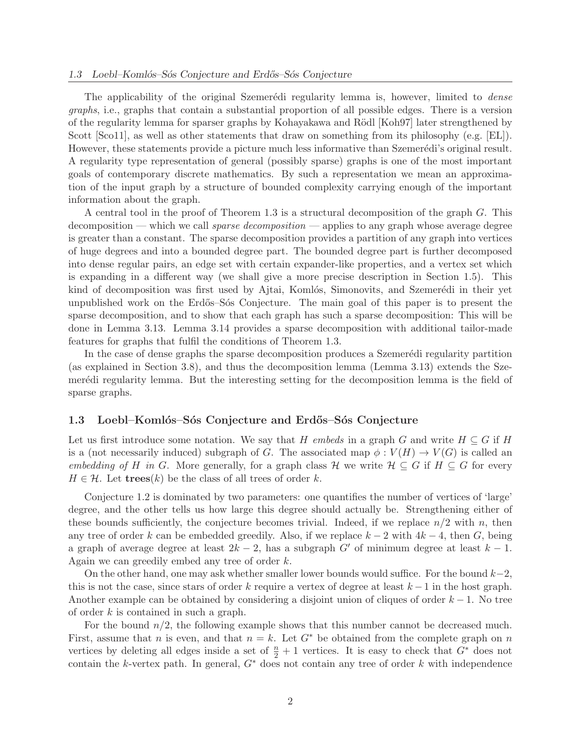The applicability of the original Szemerédi regularity lemma is, however, limited to *dense graphs*, i.e., graphs that contain a substantial proportion of all possible edges. There is a version of the regularity lemma for sparser graphs by Kohayakawa and Rödl [Koh97] later strengthened by Scott [Sco11], as well as other statements that draw on something from its philosophy (e.g. [EL]). However, these statements provide a picture much less informative than Szemerédi's original result. A regularity type representation of general (possibly sparse) graphs is one of the most important goals of contemporary discrete mathematics. By such a representation we mean an approximation of the input graph by a structure of bounded complexity carrying enough of the important information about the graph.

A central tool in the proof of Theorem 1.3 is a structural decomposition of the graph $G$. This decomposition — which we call *sparse decomposition* — applies to any graph whose average degree is greater than a constant. The sparse decomposition provides a partition of any graph into vertices of huge degrees and into a bounded degree part. The bounded degree part is further decomposed into dense regular pairs, an edge set with certain expander-like properties, and a vertex set which is expanding in a different way (we shall give a more precise description in Section 1.5). This kind of decomposition was first used by Ajtai, Komlós, Simonovits, and Szemerédi in their yet unpublished work on the Erdős–Sós Conjecture. The main goal of this paper is to present the sparse decomposition, and to show that each graph has such a sparse decomposition: This will be done in Lemma 3.13. Lemma 3.14 provides a sparse decomposition with additional tailor-made features for graphs that fulfil the conditions of Theorem 1.3.

In the case of dense graphs the sparse decomposition produces a Szemerédi regularity partition (as explained in Section 3.8), and thus the decomposition lemma (Lemma 3.13) extends the Szemerédi regularity lemma. But the interesting setting for the decomposition lemma is the field of sparse graphs.

## 1.3 Loebl–Komlós–Sós Conjecture and Erdős–Sós Conjecture

Let us first introduce some notation. We say that $H$ *embeds* in a graph $G$ and write $H \subseteq G$ if $H$ is a (not necessarily induced) subgraph of $G$. The associated map $\phi : V(H) \to V(G)$ is called an *embedding of $H$ in $G$*. More generally, for a graph class $\mathcal{H}$ we write $\mathcal{H} \subseteq G$ if $H \subseteq G$ for every $H \in \mathcal{H}$. Let $\mathbf{trees}(k)$ be the class of all trees of order $k$.

Conjecture 1.2 is dominated by two parameters: one quantifies the number of vertices of 'large' degree, and the other tells us how large this degree should actually be. Strengthening either of these bounds sufficiently, the conjecture becomes trivial. Indeed, if we replace $n/2$ with $n$, then any tree of order $k$ can be embedded greedily. Also, if we replace $k-2$ with $4k-4$, then $G$, being a graph of average degree at least $2k-2$, has a subgraph $G'$ of minimum degree at least $k-1$. Again we can greedily embed any tree of order $k$.

On the other hand, one may ask whether smaller lower bounds would suffice. For the bound $k-2$, this is not the case, since stars of order $k$ require a vertex of degree at least $k-1$ in the host graph. Another example can be obtained by considering a disjoint union of cliques of order $k-1$. No tree of order $k$ is contained in such a graph.

For the bound $n/2$, the following example shows that this number cannot be decreased much. First, assume that $n$ is even, and that $n = k$. Let $G^*$ be obtained from the complete graph on $n$ vertices by deleting all edges inside a set of $\frac{n}{2}+1$ vertices. It is easy to check that $G^*$ does not contain the $k$-vertex path. In general, $G^*$ does not contain any tree of order $k$ with independence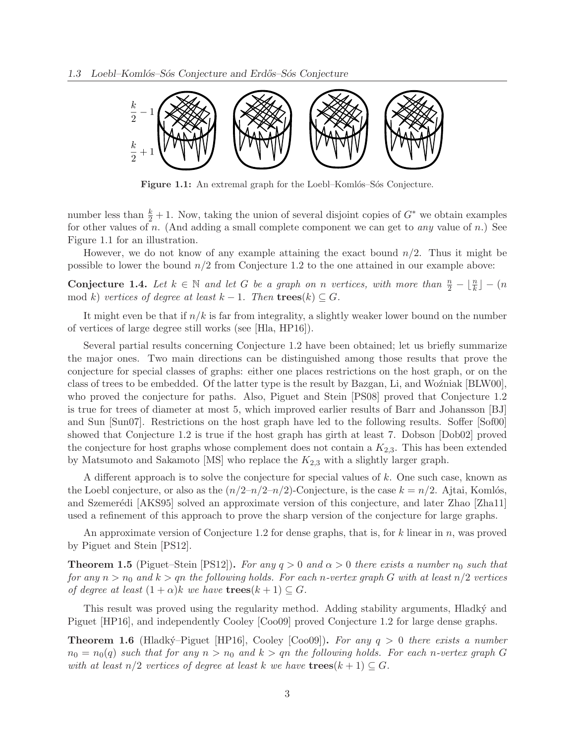Figure 1.1: An extremal graph for the Loebl–Komlós–Sós Conjecture.

number less than $\frac{k}{2}+1$. Now, taking the union of several disjoint copies of $G^*$ we obtain examples for other values of $n$. (And adding a small complete component we can get to *any* value of $n$.) See Figure 1.1 for an illustration.

However, we do not know of any example attaining the exact bound $n/2$. Thus it might be possible to lower the bound $n/2$ from Conjecture 1.2 to the one attained in our example above:

**Conjecture 1.4.** *Let $k \in \mathbb{N}$ and let $G$ be a graph on $n$ vertices, with more than $\frac{n}{2} - \lfloor \frac{n}{k} \rfloor - (n \mod k)$ vertices of degree at least $k-1$. Then $\mathbf{trees}(k) \subseteq G$.*

It might even be that if $n/k$ is far from integrality, a slightly weaker lower bound on the number of vertices of large degree still works (see [Hla, HP16]).

Several partial results concerning Conjecture 1.2 have been obtained; let us briefly summarize the major ones. Two main directions can be distinguished among those results that prove the conjecture for special classes of graphs: either one places restrictions on the host graph, or on the class of trees to be embedded. Of the latter type is the result by Bazgan, Li, and Woźniak [BLW00], who proved the conjecture for paths. Also, Piguet and Stein [PS08] proved that Conjecture 1.2 is true for trees of diameter at most 5, which improved earlier results of Barr and Johansson [BJ] and Sun [Sun07]. Restrictions on the host graph have led to the following results. Soffer [Sof00] showed that Conjecture 1.2 is true if the host graph has girth at least 7. Dobson [Dob02] proved the conjecture for host graphs whose complement does not contain a $K_{2,3}$. This has been extended by Matsumoto and Sakamoto [MS] who replace the $K_{2,3}$ with a slightly larger graph.

A different approach is to solve the conjecture for special values of $k$. One such case, known as the Loebl conjecture, or also as the $(n/2$–$n/2$–$n/2)$-Conjecture, is the case $k = n/2$. Ajtai, Komlós, and Szemerédi [AKS95] solved an approximate version of this conjecture, and later Zhao [Zha11] used a refinement of this approach to prove the sharp version of the conjecture for large graphs.

An approximate version of Conjecture 1.2 for dense graphs, that is, for $k$ linear in $n$, was proved by Piguet and Stein [PS12].

**Theorem 1.5** (Piguet–Stein [PS12])**.** *For any $q > 0$ and $\alpha > 0$ there exists a number $n_0$ such that for any $n > n_0$ and $k > qn$ the following holds. For each $n$-vertex graph $G$ with at least $n/2$ vertices of degree at least $(1+\alpha)k$ we have $\mathbf{trees}(k+1) \subseteq G$.*

This result was proved using the regularity method. Adding stability arguments, Hladký and Piguet [HP16], and independently Cooley [Coo09] proved Conjecture 1.2 for large dense graphs.

**Theorem 1.6** (Hladký–Piguet [HP16], Cooley [Coo09])**.** *For any $q > 0$ there exists a number $n_0 = n_0(q)$ such that for any $n > n_0$ and $k > qn$ the following holds. For each $n$-vertex graph $G$ with at least $n/2$ vertices of degree at least $k$ we have $\mathbf{trees}(k+1) \subseteq G$.*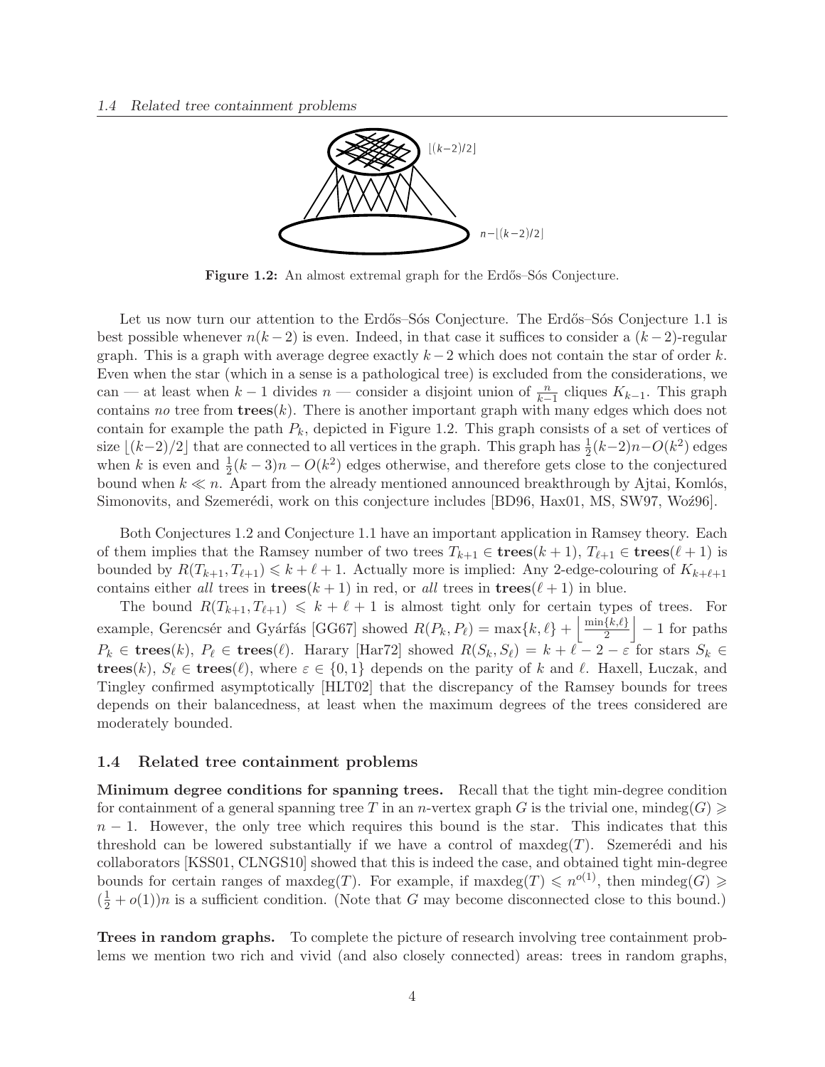**Figure 1.2:** An almost extremal graph for the Erdős–Sós Conjecture.

Let us now turn our attention to the Erdős–Sós Conjecture. The Erdős–Sós Conjecture 1.1 is best possible whenever $n(k-2)$ is even. Indeed, in that case it suffices to consider a $(k-2)$-regular graph. This is a graph with average degree exactly $k-2$ which does not contain the star of order $k$. Even when the star (which in a sense is a pathological tree) is excluded from the considerations, we can — at least when $k-1$ divides $n$ — consider a disjoint union of $\frac{n}{k-1}$ cliques $K_{k-1}$. This graph contains *no* tree from $\mathbf{trees}(k)$. There is another important graph with many edges which does not contain for example the path $P_k$, depicted in Figure 1.2. This graph consists of a set of vertices of size $\lfloor (k-2)/2 \rfloor$ that are connected to all vertices in the graph. This graph has $\frac{1}{2}(k-2)n - O(k^2)$ edges when $k$ is even and $\frac{1}{2}(k-3)n - O(k^2)$ edges otherwise, and therefore gets close to the conjectured bound when $k \ll n$. Apart from the already mentioned announced breakthrough by Ajtai, Komlós, Simonovits, and Szemerédi, work on this conjecture includes [BD96, Hax01, MS, SW97, Woź96].

Both Conjectures 1.2 and Conjecture 1.1 have an important application in Ramsey theory. Each of them implies that the Ramsey number of two trees $T_{k+1} \in \mathbf{trees}(k+1)$, $T_{\ell+1} \in \mathbf{trees}(\ell+1)$ is bounded by $R(T_{k+1}, T_{\ell+1}) \leqslant k + \ell + 1$. Actually more is implied: Any 2-edge-colouring of $K_{k+\ell+1}$ contains either *all* trees in $\mathbf{trees}(k+1)$ in red, or *all* trees in $\mathbf{trees}(\ell+1)$ in blue.

The bound $R(T_{k+1}, T_{\ell+1}) \leqslant k + \ell + 1$ is almost tight only for certain types of trees. For example, Gerencsér and Gyárfás [GG67] showed $R(P_k, P_\ell) = \max\{k, \ell\} + \left\lfloor \frac{\min\{k,\ell\}}{2} \right\rfloor - 1$ for paths $P_k \in \mathbf{trees}(k)$, $P_\ell \in \mathbf{trees}(\ell)$. Harary [Har72] showed $R(S_k, S_\ell) = k + \ell - 2 - \varepsilon$ for stars $S_k \in \mathbf{trees}(k)$, $S_\ell \in \mathbf{trees}(\ell)$, where $\varepsilon \in \{0, 1\}$ depends on the parity of $k$ and $\ell$. Haxell, Łuczak, and Tingley confirmed asymptotically [HLT02] that the discrepancy of the Ramsey bounds for trees depends on their balancedness, at least when the maximum degrees of the trees considered are moderately bounded.

## 1.4 Related tree containment problems

**Minimum degree conditions for spanning trees.** Recall that the tight min-degree condition for containment of a general spanning tree $T$ in an $n$-vertex graph $G$ is the trivial one, $\mathrm{mindeg}(G) \geqslant n-1$. However, the only tree which requires this bound is the star. This indicates that this threshold can be lowered substantially if we have a control of $\mathrm{maxdeg}(T)$. Szemerédi and his collaborators [KSS01, CLNGS10] showed that this is indeed the case, and obtained tight min-degree bounds for certain ranges of $\mathrm{maxdeg}(T)$. For example, if $\mathrm{maxdeg}(T) \leqslant n^{o(1)}$, then $\mathrm{mindeg}(G) \geqslant (\frac{1}{2} + o(1))n$ is a sufficient condition. (Note that $G$ may become disconnected close to this bound.)

**Trees in random graphs.** To complete the picture of research involving tree containment problems we mention two rich and vivid (and also closely connected) areas: trees in random graphs,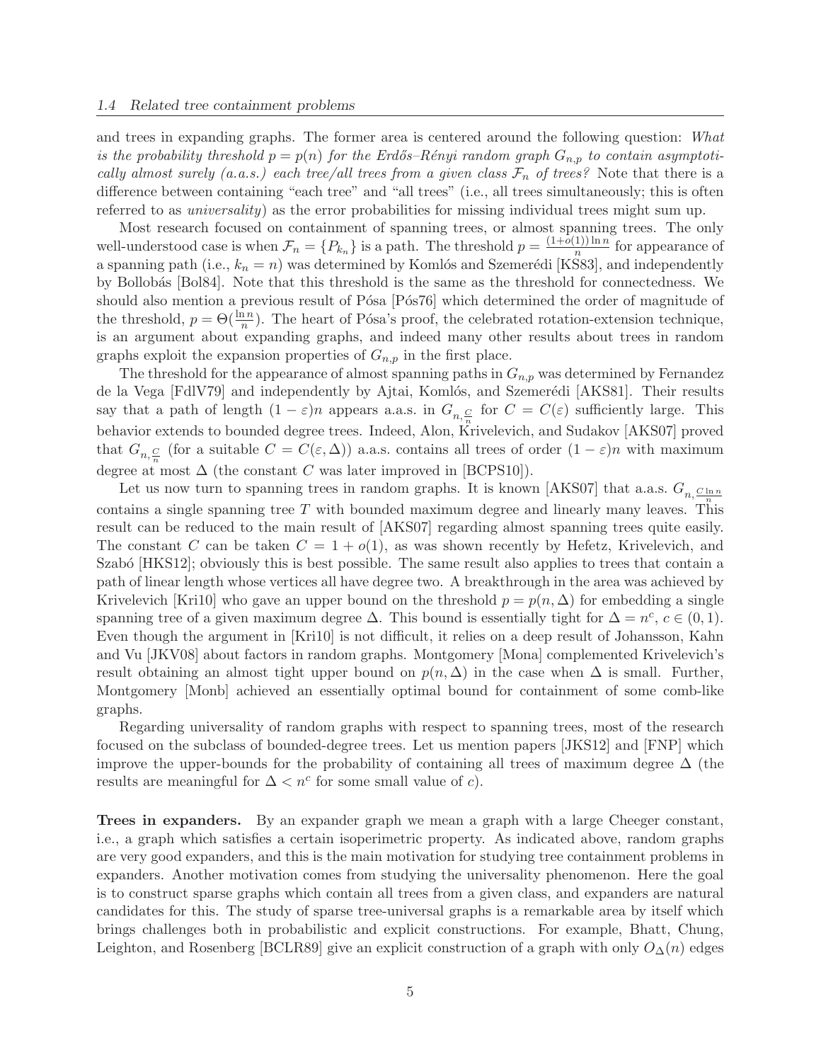and trees in expanding graphs. The former area is centered around the following question: *What is the probability threshold $p = p(n)$ for the Erdős–Rényi random graph $G_{n,p}$ to contain asymptotically almost surely (a.a.s.) each tree/all trees from a given class $\mathcal{F}_n$ of trees?* Note that there is a difference between containing "each tree" and "all trees" (i.e., all trees simultaneously; this is often referred to as *universality*) as the error probabilities for missing individual trees might sum up.

Most research focused on containment of spanning trees, or almost spanning trees. The only well-understood case is when $\mathcal{F}_n = \{P_{k_n}\}$ is a path. The threshold $p = \frac{(1+o(1))\ln n}{n}$ for appearance of a spanning path (i.e., $k_n = n$) was determined by Komlós and Szemerédi [KS83], and independently by Bollobás [Bol84]. Note that this threshold is the same as the threshold for connectedness. We should also mention a previous result of Pósa [Pós76] which determined the order of magnitude of the threshold, $p = \Theta(\frac{\ln n}{n})$. The heart of Pósa's proof, the celebrated rotation-extension technique, is an argument about expanding graphs, and indeed many other results about trees in random graphs exploit the expansion properties of $G_{n,p}$ in the first place.

The threshold for the appearance of almost spanning paths in $G_{n,p}$ was determined by Fernandez de la Vega [FdlV79] and independently by Ajtai, Komlós, and Szemerédi [AKS81]. Their results say that a path of length $(1 - \varepsilon)n$ appears a.a.s. in $G_{n,\frac{C}{n}}$ for $C = C(\varepsilon)$ sufficiently large. This behavior extends to bounded degree trees. Indeed, Alon, Krivelevich, and Sudakov [AKS07] proved that $G_{n,\frac{C}{n}}$ (for a suitable $C = C(\varepsilon, \Delta)$) a.a.s. contains all trees of order $(1 - \varepsilon)n$ with maximum degree at most $\Delta$ (the constant $C$ was later improved in [BCPS10]).

Let us now turn to spanning trees in random graphs. It is known [AKS07] that a.a.s. $G_{n,\frac{C\ln n}{n}}$ contains a single spanning tree $T$ with bounded maximum degree and linearly many leaves. This result can be reduced to the main result of [AKS07] regarding almost spanning trees quite easily. The constant $C$ can be taken $C = 1 + o(1)$, as was shown recently by Hefetz, Krivelevich, and Szabó [HKS12]; obviously this is best possible. The same result also applies to trees that contain a path of linear length whose vertices all have degree two. A breakthrough in the area was achieved by Krivelevich [Kri10] who gave an upper bound on the threshold $p = p(n, \Delta)$ for embedding a single spanning tree of a given maximum degree $\Delta$. This bound is essentially tight for $\Delta = n^c$, $c \in (0, 1)$. Even though the argument in [Kri10] is not difficult, it relies on a deep result of Johansson, Kahn and Vu [JKV08] about factors in random graphs. Montgomery [Mona] complemented Krivelevich's result obtaining an almost tight upper bound on $p(n, \Delta)$ in the case when $\Delta$ is small. Further, Montgomery [Monb] achieved an essentially optimal bound for containment of some comb-like graphs.

Regarding universality of random graphs with respect to spanning trees, most of the research focused on the subclass of bounded-degree trees. Let us mention papers [JKS12] and [FNP] which improve the upper-bounds for the probability of containing all trees of maximum degree $\Delta$ (the results are meaningful for $\Delta < n^c$ for some small value of $c$).

**Trees in expanders.** By an expander graph we mean a graph with a large Cheeger constant, i.e., a graph which satisfies a certain isoperimetric property. As indicated above, random graphs are very good expanders, and this is the main motivation for studying tree containment problems in expanders. Another motivation comes from studying the universality phenomenon. Here the goal is to construct sparse graphs which contain all trees from a given class, and expanders are natural candidates for this. The study of sparse tree-universal graphs is a remarkable area by itself which brings challenges both in probabilistic and explicit constructions. For example, Bhatt, Chung, Leighton, and Rosenberg [BCLR89] give an explicit construction of a graph with only $O_\Delta(n)$ edges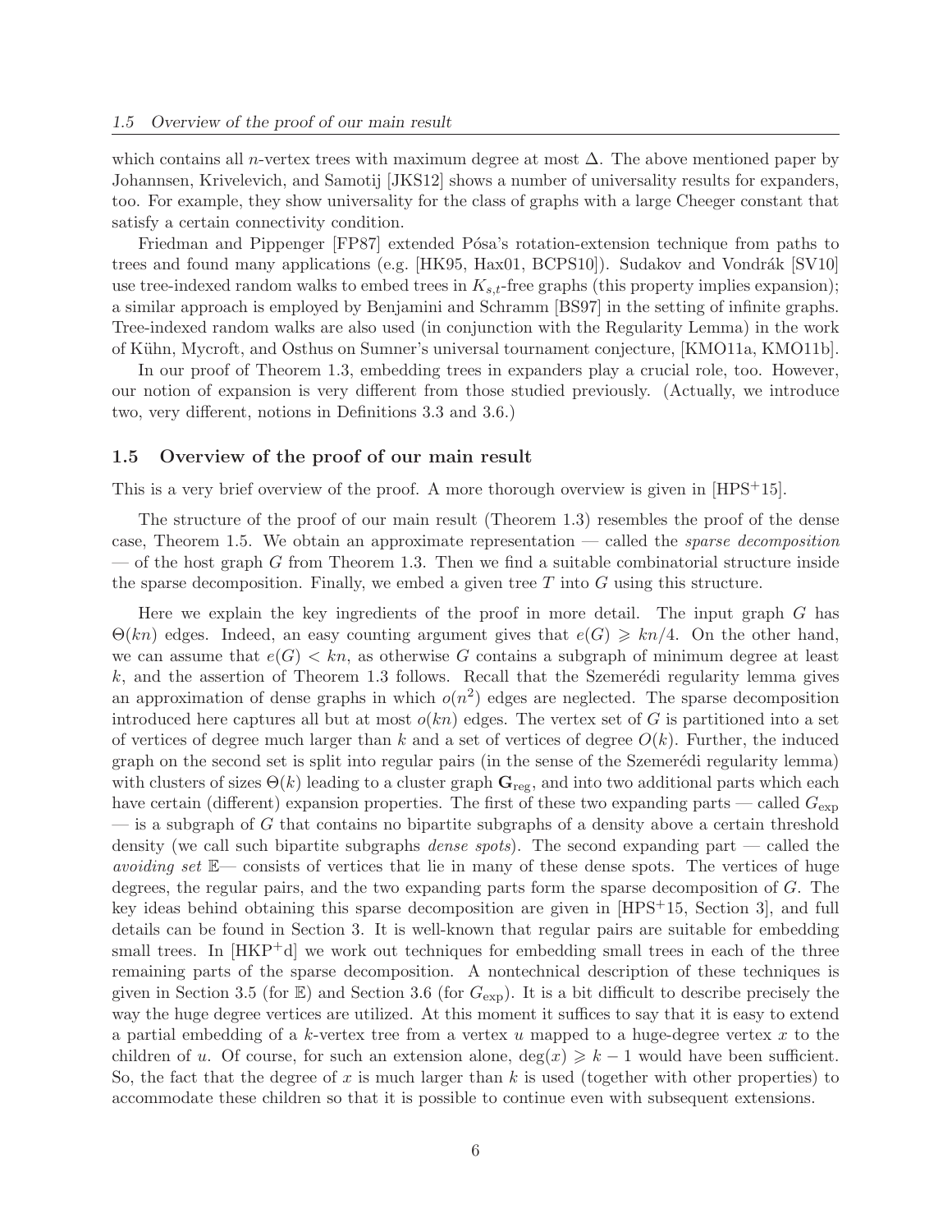which contains all $n$-vertex trees with maximum degree at most $\Delta$. The above mentioned paper by Johannsen, Krivelevich, and Samotij [JKS12] shows a number of universality results for expanders, too. For example, they show universality for the class of graphs with a large Cheeger constant that satisfy a certain connectivity condition.

Friedman and Pippenger [FP87] extended Pósa's rotation-extension technique from paths to trees and found many applications (e.g. [HK95, Hax01, BCPS10]). Sudakov and Vondrák [SV10] use tree-indexed random walks to embed trees in $K_{s,t}$-free graphs (this property implies expansion); a similar approach is employed by Benjamini and Schramm [BS97] in the setting of infinite graphs. Tree-indexed random walks are also used (in conjunction with the Regularity Lemma) in the work of Kühn, Mycroft, and Osthus on Sumner's universal tournament conjecture, [KMO11a, KMO11b].

In our proof of Theorem 1.3, embedding trees in expanders play a crucial role, too. However, our notion of expansion is very different from those studied previously. (Actually, we introduce two, very different, notions in Definitions 3.3 and 3.6.)

### 1.5 Overview of the proof of our main result

This is a very brief overview of the proof. A more thorough overview is given in [HPS+15].

The structure of the proof of our main result (Theorem 1.3) resembles the proof of the dense case, Theorem 1.5. We obtain an approximate representation — called the *sparse decomposition* — of the host graph $G$ from Theorem 1.3. Then we find a suitable combinatorial structure inside the sparse decomposition. Finally, we embed a given tree $T$ into $G$ using this structure.

Here we explain the key ingredients of the proof in more detail. The input graph $G$ has $\Theta(kn)$ edges. Indeed, an easy counting argument gives that $e(G) \geqslant kn/4$. On the other hand, we can assume that $e(G) < kn$, as otherwise $G$ contains a subgraph of minimum degree at least $k$, and the assertion of Theorem 1.3 follows. Recall that the Szemerédi regularity lemma gives an approximation of dense graphs in which $o(n^2)$ edges are neglected. The sparse decomposition introduced here captures all but at most $o(kn)$ edges. The vertex set of $G$ is partitioned into a set of vertices of degree much larger than $k$ and a set of vertices of degree $O(k)$. Further, the induced graph on the second set is split into regular pairs (in the sense of the Szemerédi regularity lemma) with clusters of sizes $\Theta(k)$ leading to a cluster graph $\mathbf{G}_{\mathrm{reg}}$, and into two additional parts which each have certain (different) expansion properties. The first of these two expanding parts — called $G_{\exp}$ — is a subgraph of $G$ that contains no bipartite subgraphs of a density above a certain threshold density (we call such bipartite subgraphs *dense spots*). The second expanding part — called the *avoiding set* $\mathbb{E}$— consists of vertices that lie in many of these dense spots. The vertices of huge degrees, the regular pairs, and the two expanding parts form the sparse decomposition of $G$. The key ideas behind obtaining this sparse decomposition are given in [HPS+15, Section 3], and full details can be found in Section 3. It is well-known that regular pairs are suitable for embedding small trees. In [HKP+d] we work out techniques for embedding small trees in each of the three remaining parts of the sparse decomposition. A nontechnical description of these techniques is given in Section 3.5 (for $\mathbb{E}$) and Section 3.6 (for $G_{\exp}$). It is a bit difficult to describe precisely the way the huge degree vertices are utilized. At this moment it suffices to say that it is easy to extend a partial embedding of a $k$-vertex tree from a vertex $u$ mapped to a huge-degree vertex $x$ to the children of $u$. Of course, for such an extension alone, $\deg(x) \geqslant k - 1$ would have been sufficient. So, the fact that the degree of $x$ is much larger than $k$ is used (together with other properties) to accommodate these children so that it is possible to continue even with subsequent extensions.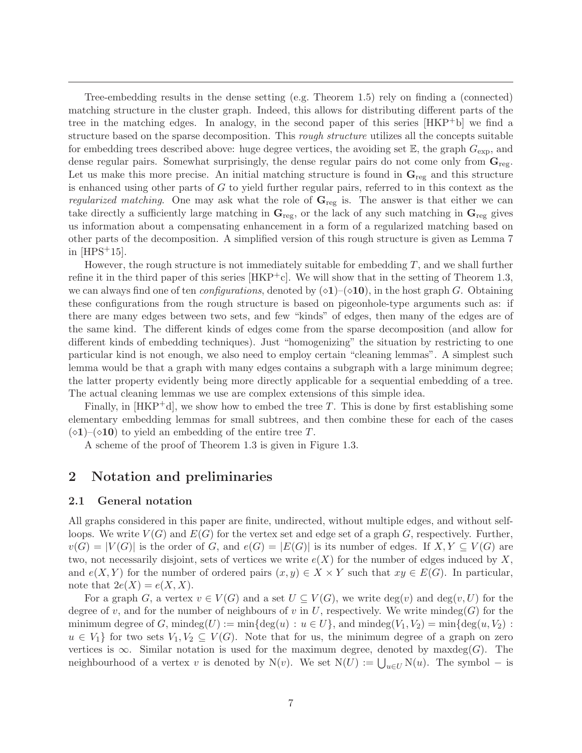Tree-embedding results in the dense setting (e.g. Theorem 1.5) rely on finding a (connected) matching structure in the cluster graph. Indeed, this allows for distributing different parts of the tree in the matching edges. In analogy, in the second paper of this series [HKP+b] we find a structure based on the sparse decomposition. This *rough structure* utilizes all the concepts suitable for embedding trees described above: huge degree vertices, the avoiding set $\mathbb{E}$, the graph $G_{\exp}$, and dense regular pairs. Somewhat surprisingly, the dense regular pairs do not come only from $\mathbf{G}_{\mathrm{reg}}$. Let us make this more precise. An initial matching structure is found in $\mathbf{G}_{\mathrm{reg}}$ and this structure is enhanced using other parts of $G$ to yield further regular pairs, referred to in this context as the *regularized matching*. One may ask what the role of $\mathbf{G}_{\mathrm{reg}}$ is. The answer is that either we can take directly a sufficiently large matching in $\mathbf{G}_{\mathrm{reg}}$, or the lack of any such matching in $\mathbf{G}_{\mathrm{reg}}$ gives us information about a compensating enhancement in a form of a regularized matching based on other parts of the decomposition. A simplified version of this rough structure is given as Lemma 7 in [HPS+15].

However, the rough structure is not immediately suitable for embedding $T$, and we shall further refine it in the third paper of this series [HKP+c]. We will show that in the setting of Theorem 1.3, we can always find one of ten *configurations*, denoted by $(\diamond\mathbf{1})$–$(\diamond\mathbf{10})$, in the host graph $G$. Obtaining these configurations from the rough structure is based on pigeonhole-type arguments such as: if there are many edges between two sets, and few "kinds" of edges, then many of the edges are of the same kind. The different kinds of edges come from the sparse decomposition (and allow for different kinds of embedding techniques). Just "homogenizing" the situation by restricting to one particular kind is not enough, we also need to employ certain "cleaning lemmas". A simplest such lemma would be that a graph with many edges contains a subgraph with a large minimum degree; the latter property evidently being more directly applicable for a sequential embedding of a tree. The actual cleaning lemmas we use are complex extensions of this simple idea.

Finally, in [HKP+d], we show how to embed the tree $T$. This is done by first establishing some elementary embedding lemmas for small subtrees, and then combine these for each of the cases $(\diamond\mathbf{1})$–$(\diamond\mathbf{10})$ to yield an embedding of the entire tree $T$.

A scheme of the proof of Theorem 1.3 is given in Figure 1.3.

## 2 Notation and preliminaries

### 2.1 General notation

All graphs considered in this paper are finite, undirected, without multiple edges, and without self-loops. We write $V(G)$ and $E(G)$ for the vertex set and edge set of a graph $G$, respectively. Further, $v(G) = |V(G)|$ is the order of $G$, and $e(G) = |E(G)|$ is its number of edges. If $X, Y \subseteq V(G)$ are two, not necessarily disjoint, sets of vertices we write $e(X)$ for the number of edges induced by $X$, and $e(X, Y)$ for the number of ordered pairs $(x, y) \in X \times Y$ such that $xy \in E(G)$. In particular, note that $2e(X) = e(X, X)$.

For a graph $G$, a vertex $v \in V(G)$ and a set $U \subseteq V(G)$, we write $\deg(v)$ and $\deg(v, U)$ for the degree of $v$, and for the number of neighbours of $v$ in $U$, respectively. We write $\mathrm{mindeg}(G)$ for the minimum degree of $G$, $\mathrm{mindeg}(U) := \min\{\deg(u) : u \in U\}$, and $\mathrm{mindeg}(V_1, V_2) = \min\{\deg(u, V_2) : u \in V_1\}$ for two sets $V_1, V_2 \subseteq V(G)$. Note that for us, the minimum degree of a graph on zero vertices is $\infty$. Similar notation is used for the maximum degree, denoted by $\mathrm{maxdeg}(G)$. The neighbourhood of a vertex $v$ is denoted by $\mathrm{N}(v)$. We set $\mathrm{N}(U) := \bigcup_{u \in U} \mathrm{N}(u)$. The symbol $-$ is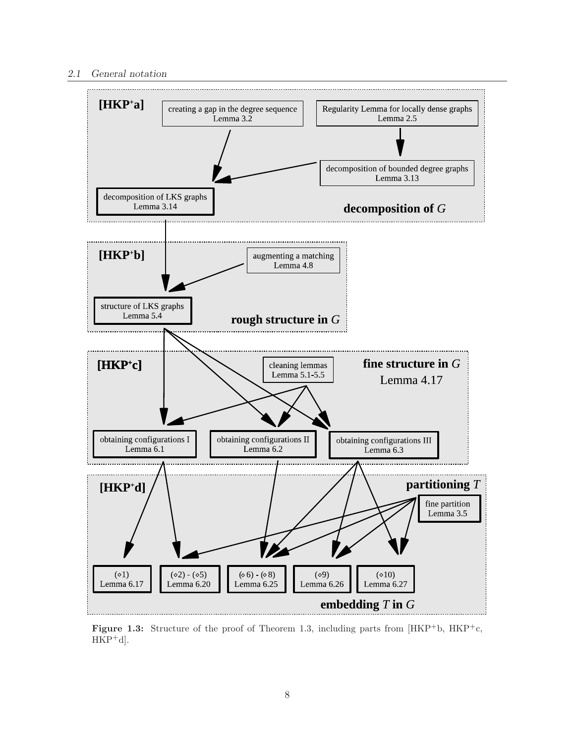**[HKP⁺a]**

creating a gap in the degree sequence
Lemma 3.2

Regularity Lemma for locally dense graphs
Lemma 2.5

decomposition of bounded degree graphs
Lemma 3.13

decomposition of LKS graphs
Lemma 3.14

**decomposition of *G***

**[HKP⁺b]**

augmenting a matching
Lemma 4.8

structure of LKS graphs
Lemma 5.4

**rough structure in *G***

**[HKP⁺c]**

cleaning lemmas
Lemma 5.1-5.5

**fine structure in *G***
Lemma 4.17

obtaining configurations I
Lemma 6.1

obtaining configurations II
Lemma 6.2

obtaining configurations III
Lemma 6.3

**[HKP⁺d]**

**partitioning *T***

fine partition
Lemma 3.5

($\diamond$1)
Lemma 6.17

($\diamond$2) - ($\diamond$5)
Lemma 6.20

($\diamond$6) - ($\diamond$8)
Lemma 6.25

($\diamond$9)
Lemma 6.26

($\diamond$10)
Lemma 6.27

**embedding *T* in *G***

**Figure 1.3:** Structure of the proof of Theorem 1.3, including parts from [HKP⁺b, HKP⁺c, HKP⁺d].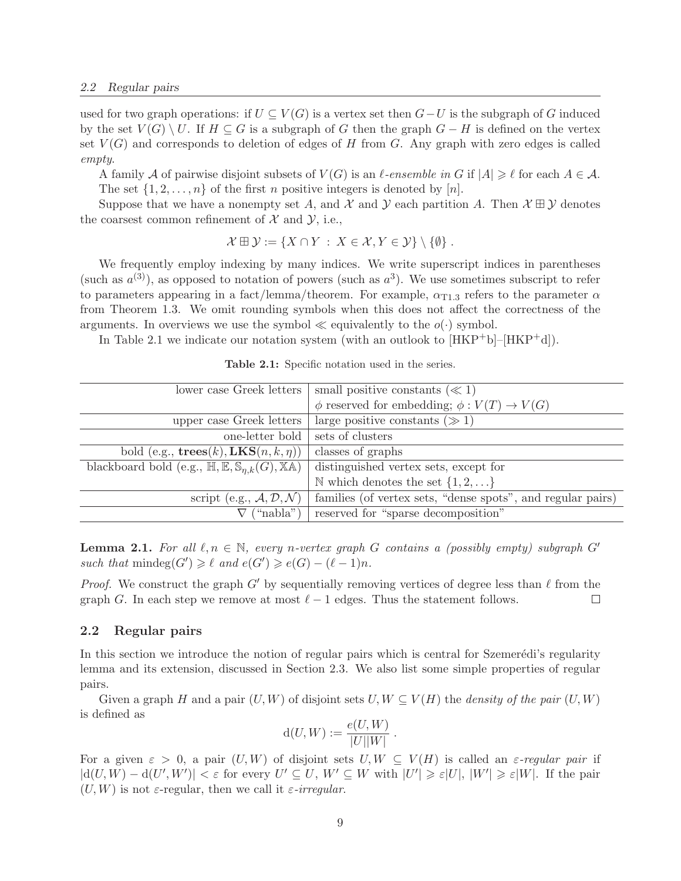used for two graph operations: if $U \subseteq V(G)$ is a vertex set then $G - U$ is the subgraph of $G$ induced by the set $V(G) \setminus U$. If $H \subseteq G$ is a subgraph of $G$ then the graph $G - H$ is defined on the vertex set $V(G)$ and corresponds to deletion of edges of $H$ from $G$. Any graph with zero edges is called *empty*.

A family $\mathcal{A}$ of pairwise disjoint subsets of $V(G)$ is an *$\ell$-ensemble in $G$* if $|A| \geqslant \ell$ for each $A \in \mathcal{A}$.

The set $\{1, 2, \ldots, n\}$ of the first $n$ positive integers is denoted by $[n]$.

Suppose that we have a nonempty set $A$, and $\mathcal{X}$ and $\mathcal{Y}$ each partition $A$. Then $\mathcal{X} \boxplus \mathcal{Y}$ denotes the coarsest common refinement of $\mathcal{X}$ and $\mathcal{Y}$, i.e.,

$$\mathcal{X} \boxplus \mathcal{Y} := \{X \cap Y \ : \ X \in \mathcal{X}, Y \in \mathcal{Y}\} \setminus \{\emptyset\} \ .$$

We frequently employ indexing by many indices. We write superscript indices in parentheses (such as $a^{(3)}$), as opposed to notation of powers (such as $a^3$). We use sometimes subscript to refer to parameters appearing in a fact/lemma/theorem. For example, $\alpha_{\mathrm{T1.3}}$ refers to the parameter $\alpha$ from Theorem 1.3. We omit rounding symbols when this does not affect the correctness of the arguments. In overviews we use the symbol $\ll$ equivalently to the $o(\cdot)$ symbol.

In Table 2.1 we indicate our notation system (with an outlook to [HKP+b]–[HKP+d]).

**Table 2.1:** Specific notation used in the series.

| | |
|---|---|
| lower case Greek letters | small positive constants ($\ll 1$) |
| | $\phi$ reserved for embedding; $\phi : V(T) \to V(G)$ |
| upper case Greek letters | large positive constants ($\gg 1$) |
| one-letter bold | sets of clusters |
| bold (e.g., $\mathbf{trees}(k), \mathbf{LKS}(n,k,\eta)$) | classes of graphs |
| blackboard bold (e.g., $\mathbb{H}, \mathbb{E}, \mathbb{S}_{\eta,k}(G), \mathbb{XA}$) | distinguished vertex sets, except for |
| | $\mathbb{N}$ which denotes the set $\{1, 2, \ldots\}$ |
| script (e.g., $\mathcal{A}, \mathcal{D}, \mathcal{N}$) | families (of vertex sets, "dense spots", and regular pairs) |
| $\nabla$ ("nabla") | reserved for "sparse decomposition" |

**Lemma 2.1.** *For all $\ell, n \in \mathbb{N}$, every $n$-vertex graph $G$ contains a (possibly empty) subgraph $G'$ such that $\mathrm{mindeg}(G') \geqslant \ell$ and $e(G') \geqslant e(G) - (\ell - 1)n$.*

*Proof.* We construct the graph $G'$ by sequentially removing vertices of degree less than $\ell$ from the graph $G$. In each step we remove at most $\ell - 1$ edges. Thus the statement follows. □

## 2.2 Regular pairs

In this section we introduce the notion of regular pairs which is central for Szemerédi's regularity lemma and its extension, discussed in Section 2.3. We also list some simple properties of regular pairs.

Given a graph $H$ and a pair $(U, W)$ of disjoint sets $U, W \subseteq V(H)$ the *density of the pair* $(U, W)$ is defined as

$$\mathrm{d}(U, W) := \frac{e(U, W)}{|U||W|} \ .$$

For a given $\varepsilon > 0$, a pair $(U, W)$ of disjoint sets $U, W \subseteq V(H)$ is called an *$\varepsilon$-regular pair* if $|\mathrm{d}(U, W) - \mathrm{d}(U', W')| < \varepsilon$ for every $U' \subseteq U$, $W' \subseteq W$ with $|U'| \geqslant \varepsilon|U|$, $|W'| \geqslant \varepsilon|W|$. If the pair $(U, W)$ is not $\varepsilon$-regular, then we call it *$\varepsilon$-irregular*.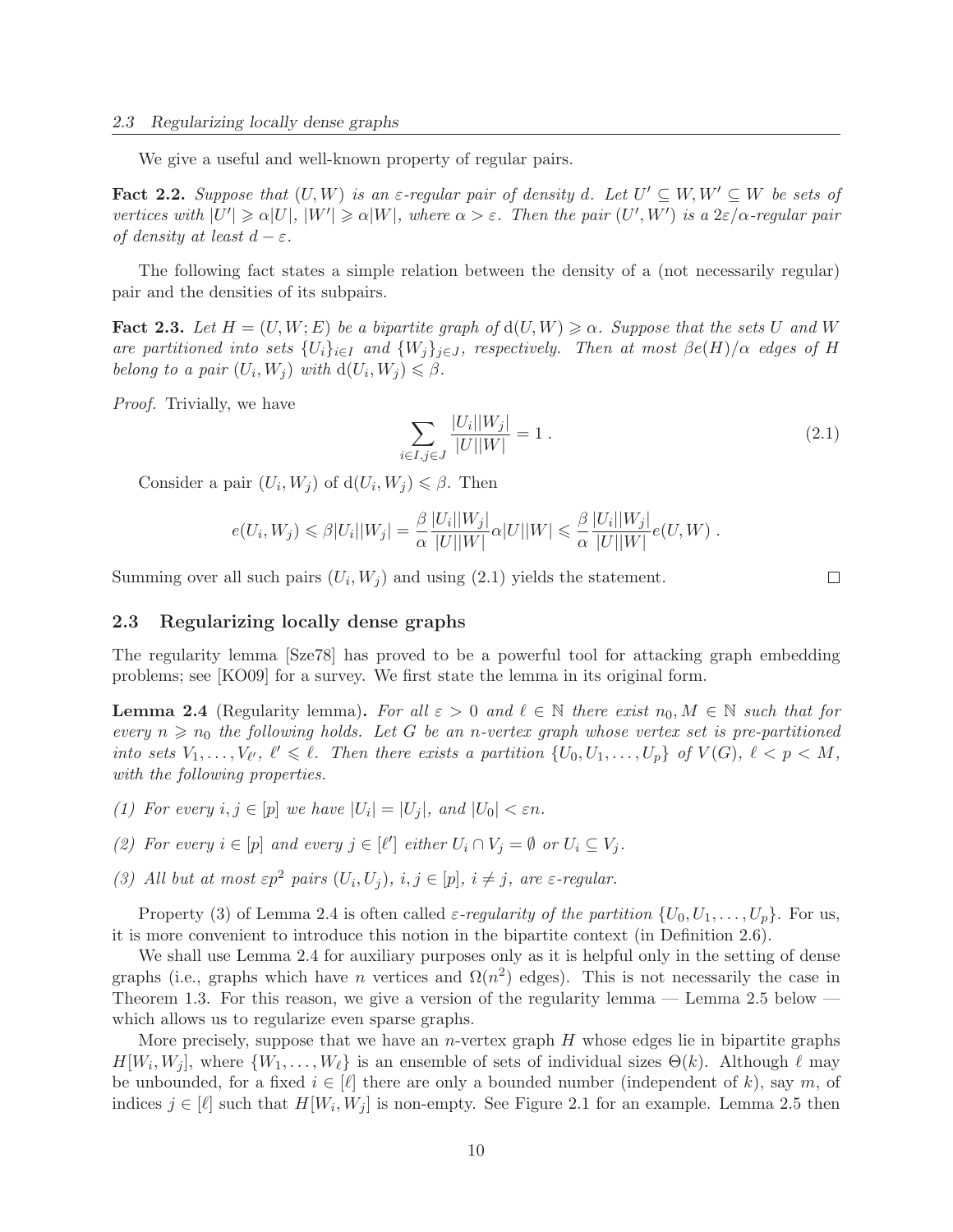We give a useful and well-known property of regular pairs.

**Fact 2.2.** *Suppose that $(U, W)$ is an $\varepsilon$-regular pair of density $d$. Let $U' \subseteq W, W' \subseteq W$ be sets of vertices with $|U'| \geqslant \alpha|U|$, $|W'| \geqslant \alpha|W|$, where $\alpha > \varepsilon$. Then the pair $(U', W')$ is a $2\varepsilon/\alpha$-regular pair of density at least $d - \varepsilon$.*

The following fact states a simple relation between the density of a (not necessarily regular) pair and the densities of its subpairs.

**Fact 2.3.** *Let $H = (U, W; E)$ be a bipartite graph of $\mathrm{d}(U, W) \geqslant \alpha$. Suppose that the sets $U$ and $W$ are partitioned into sets $\{U_i\}_{i \in I}$ and $\{W_j\}_{j \in J}$, respectively. Then at most $\beta e(H)/\alpha$ edges of $H$ belong to a pair $(U_i, W_j)$ with $\mathrm{d}(U_i, W_j) \leqslant \beta$.*

*Proof.* Trivially, we have

$$\sum_{i \in I, j \in J} \frac{|U_i||W_j|}{|U||W|} = 1 \; . \tag{2.1}$$

Consider a pair $(U_i, W_j)$ of $\mathrm{d}(U_i, W_j) \leqslant \beta$. Then

$$e(U_i, W_j) \leqslant \beta |U_i||W_j| = \frac{\beta}{\alpha} \frac{|U_i||W_j|}{|U||W|} \alpha |U||W| \leqslant \frac{\beta}{\alpha} \frac{|U_i||W_j|}{|U||W|} e(U, W) \; .$$

Summing over all such pairs $(U_i, W_j)$ and using (2.1) yields the statement. $\square$

## 2.3 Regularizing locally dense graphs

The regularity lemma [Sze78] has proved to be a powerful tool for attacking graph embedding problems; see [KO09] for a survey. We first state the lemma in its original form.

**Lemma 2.4** (Regularity lemma)**.** *For all $\varepsilon > 0$ and $\ell \in \mathbb{N}$ there exist $n_0, M \in \mathbb{N}$ such that for every $n \geqslant n_0$ the following holds. Let $G$ be an $n$-vertex graph whose vertex set is pre-partitioned into sets $V_1, \ldots, V_{\ell'}$, $\ell' \leqslant \ell$. Then there exists a partition $\{U_0, U_1, \ldots, U_p\}$ of $V(G)$, $\ell < p < M$, with the following properties.*

*(1) For every $i, j \in [p]$ we have $|U_i| = |U_j|$, and $|U_0| < \varepsilon n$.*

*(2) For every $i \in [p]$ and every $j \in [\ell']$ either $U_i \cap V_j = \emptyset$ or $U_i \subseteq V_j$.*

*(3) All but at most $\varepsilon p^2$ pairs $(U_i, U_j)$, $i, j \in [p]$, $i \neq j$, are $\varepsilon$-regular.*

Property (3) of Lemma 2.4 is often called *$\varepsilon$-regularity of the partition* $\{U_0, U_1, \ldots, U_p\}$. For us, it is more convenient to introduce this notion in the bipartite context (in Definition 2.6).

We shall use Lemma 2.4 for auxiliary purposes only as it is helpful only in the setting of dense graphs (i.e., graphs which have $n$ vertices and $\Omega(n^2)$ edges). This is not necessarily the case in Theorem 1.3. For this reason, we give a version of the regularity lemma — Lemma 2.5 below — which allows us to regularize even sparse graphs.

More precisely, suppose that we have an $n$-vertex graph $H$ whose edges lie in bipartite graphs $H[W_i, W_j]$, where $\{W_1, \ldots, W_\ell\}$ is an ensemble of sets of individual sizes $\Theta(k)$. Although $\ell$ may be unbounded, for a fixed $i \in [\ell]$ there are only a bounded number (independent of $k$), say $m$, of indices $j \in [\ell]$ such that $H[W_i, W_j]$ is non-empty. See Figure 2.1 for an example. Lemma 2.5 then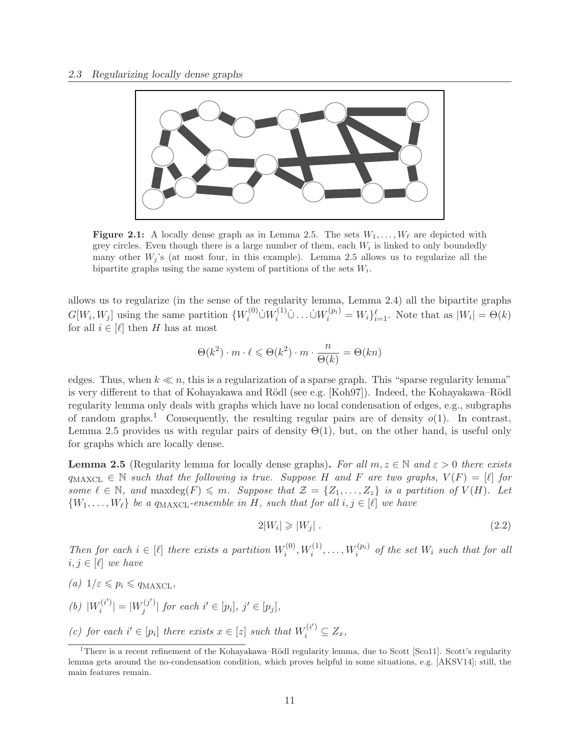**Figure 2.1:** A locally dense graph as in Lemma 2.5. The sets $W_1, \dots, W_\ell$ are depicted with grey circles. Even though there is a large number of them, each $W_i$ is linked to only boundedly many other $W_j$'s (at most four, in this example). Lemma 2.5 allows us to regularize all the bipartite graphs using the same system of partitions of the sets $W_i$.

allows us to regularize (in the sense of the regularity lemma, Lemma 2.4) all the bipartite graphs $G[W_i, W_j]$ using the same partition $\{W_i^{(0)} \dot\cup W_i^{(1)} \dot\cup \dots \dot\cup W_i^{(p_i)} = W_i\}_{i=1}^{\ell}$. Note that as $|W_i| = \Theta(k)$ for all $i \in [\ell]$ then $H$ has at most

$$\Theta(k^2) \cdot m \cdot \ell \leqslant \Theta(k^2) \cdot m \cdot \frac{n}{\Theta(k)} = \Theta(kn)$$

edges. Thus, when $k \ll n$, this is a regularization of a sparse graph. This "sparse regularity lemma" is very different to that of Kohayakawa and Rödl (see e.g. [Koh97]). Indeed, the Kohayakawa–Rödl regularity lemma only deals with graphs which have no local condensation of edges, e.g., subgraphs of random graphs.[1] Consequently, the resulting regular pairs are of density $o(1)$. In contrast, Lemma 2.5 provides us with regular pairs of density $\Theta(1)$, but, on the other hand, is useful only for graphs which are locally dense.

**Lemma 2.5** (Regularity lemma for locally dense graphs)**.** *For all $m, z \in \mathbb{N}$ and $\varepsilon > 0$ there exists $q_{\mathrm{MAXCL}} \in \mathbb{N}$ such that the following is true. Suppose $H$ and $F$ are two graphs, $V(F) = [\ell]$ for some $\ell \in \mathbb{N}$, and $\mathrm{maxdeg}(F) \leqslant m$. Suppose that $\mathcal{Z} = \{Z_1, \dots, Z_z\}$ is a partition of $V(H)$. Let $\{W_1, \dots, W_\ell\}$ be a $q_{\mathrm{MAXCL}}$-ensemble in $H$, such that for all $i, j \in [\ell]$ we have*

$$2|W_i| \geqslant |W_j| \,. \tag{2.2}$$

*Then for each $i \in [\ell]$ there exists a partition $W_i^{(0)}, W_i^{(1)}, \dots, W_i^{(p_i)}$ of the set $W_i$ such that for all $i, j \in [\ell]$ we have*

*(a) $1/\varepsilon \leqslant p_i \leqslant q_{\mathrm{MAXCL}}$,*

*(b) $|W_i^{(i')}| = |W_j^{(j')}|$ for each $i' \in [p_i]$, $j' \in [p_j]$,*

*(c) for each $i' \in [p_i]$ there exists $x \in [z]$ such that $W_i^{(i')} \subseteq Z_x$,*

[1] There is a recent refinement of the Kohayakawa–Rödl regularity lemma, due to Scott [Sco11]. Scott's regularity lemma gets around the no-condensation condition, which proves helpful in some situations, e.g. [AKSV14]; still, the main features remain.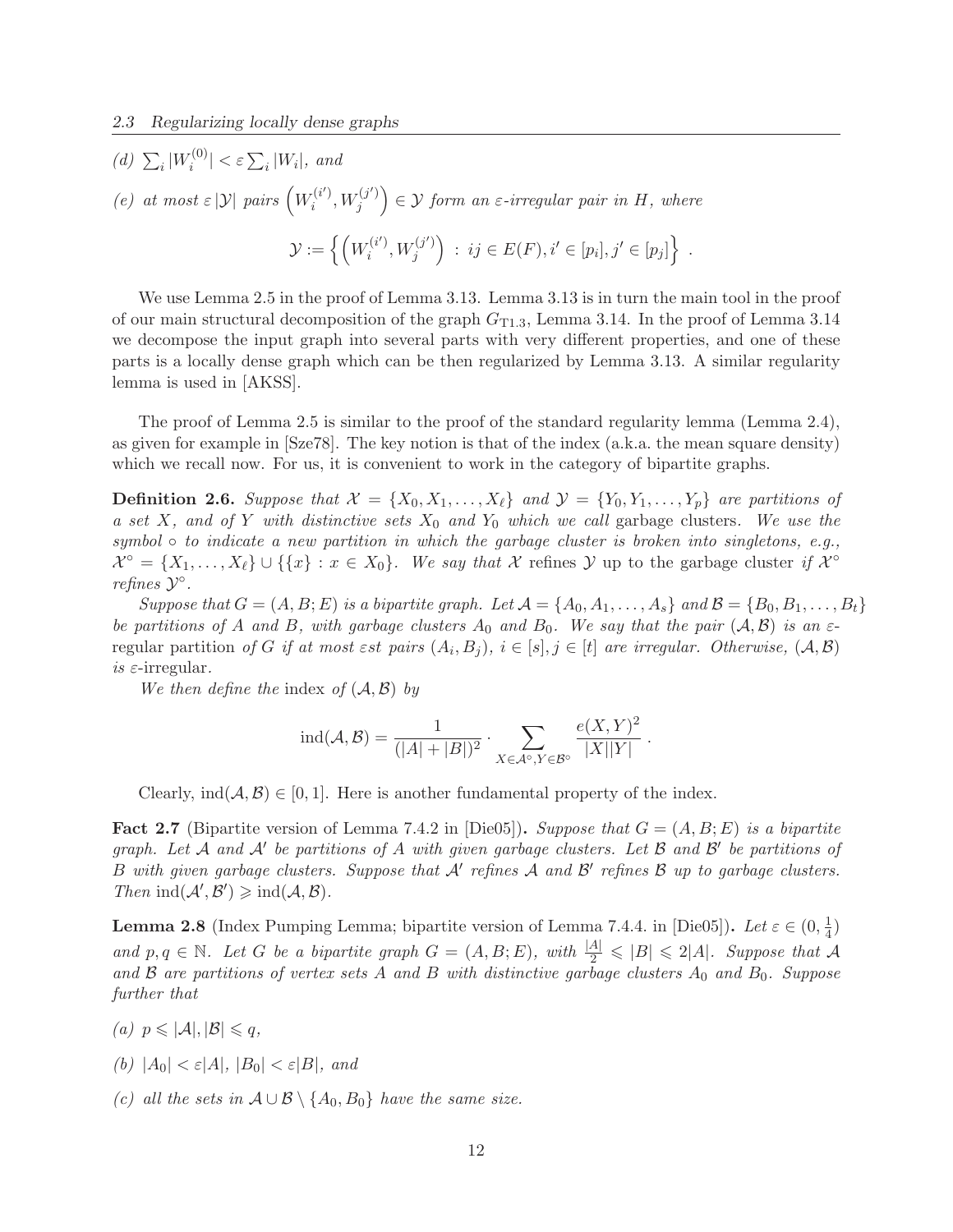(d) $\sum_i |W_i^{(0)}| < \varepsilon \sum_i |W_i|$, and

(e) at most $\varepsilon |\mathcal{Y}|$ pairs $\left(W_i^{(i')}, W_j^{(j')}\right) \in \mathcal{Y}$ form an $\varepsilon$-irregular pair in $H$, where

$$\mathcal{Y} := \left\{ \left(W_i^{(i')}, W_j^{(j')}\right) \,:\, ij \in E(F), i' \in [p_i], j' \in [p_j] \right\} .$$

We use Lemma 2.5 in the proof of Lemma 3.13. Lemma 3.13 is in turn the main tool in the proof of our main structural decomposition of the graph $G_{\mathrm{T1.3}}$, Lemma 3.14. In the proof of Lemma 3.14 we decompose the input graph into several parts with very different properties, and one of these parts is a locally dense graph which can be then regularized by Lemma 3.13. A similar regularity lemma is used in [AKSS].

The proof of Lemma 2.5 is similar to the proof of the standard regularity lemma (Lemma 2.4), as given for example in [Sze78]. The key notion is that of the index (a.k.a. the mean square density) which we recall now. For us, it is convenient to work in the category of bipartite graphs.

**Definition 2.6.** *Suppose that $\mathcal{X} = \{X_0, X_1, \ldots, X_\ell\}$ and $\mathcal{Y} = \{Y_0, Y_1, \ldots, Y_p\}$ are partitions of a set $X$, and of $Y$ with distinctive sets $X_0$ and $Y_0$ which we call* garbage clusters. *We use the symbol $\circ$ to indicate a new partition in which the garbage cluster is broken into singletons, e.g., $\mathcal{X}^\circ = \{X_1, \ldots, X_\ell\} \cup \{\{x\} : x \in X_0\}$. We say that $\mathcal{X}$* refines *$\mathcal{Y}$* up to the garbage cluster *if $\mathcal{X}^\circ$ refines $\mathcal{Y}^\circ$.*

*Suppose that $G = (A, B; E)$ is a bipartite graph. Let $\mathcal{A} = \{A_0, A_1, \ldots, A_s\}$ and $\mathcal{B} = \{B_0, B_1, \ldots, B_t\}$ be partitions of $A$ and $B$, with garbage clusters $A_0$ and $B_0$. We say that the pair $(\mathcal{A}, \mathcal{B})$ is an $\varepsilon$-*regular partition *of $G$ if at most $\varepsilon st$ pairs $(A_i, B_j)$, $i \in [s], j \in [t]$ are irregular. Otherwise, $(\mathcal{A}, \mathcal{B})$ is $\varepsilon$-*irregular.

*We then define the* index *of $(\mathcal{A}, \mathcal{B})$ by*

$$\mathrm{ind}(\mathcal{A}, \mathcal{B}) = \frac{1}{(|A| + |B|)^2} \cdot \sum_{X \in \mathcal{A}^\circ, Y \in \mathcal{B}^\circ} \frac{e(X,Y)^2}{|X||Y|} .$$

Clearly, $\mathrm{ind}(\mathcal{A}, \mathcal{B}) \in [0, 1]$. Here is another fundamental property of the index.

**Fact 2.7** (Bipartite version of Lemma 7.4.2 in [Die05])**.** *Suppose that $G = (A, B; E)$ is a bipartite graph. Let $\mathcal{A}$ and $\mathcal{A}'$ be partitions of $A$ with given garbage clusters. Let $\mathcal{B}$ and $\mathcal{B}'$ be partitions of $B$ with given garbage clusters. Suppose that $\mathcal{A}'$ refines $\mathcal{A}$ and $\mathcal{B}'$ refines $\mathcal{B}$ up to garbage clusters. Then $\mathrm{ind}(\mathcal{A}', \mathcal{B}') \geqslant \mathrm{ind}(\mathcal{A}, \mathcal{B})$.*

**Lemma 2.8** (Index Pumping Lemma; bipartite version of Lemma 7.4.4. in [Die05])**.** *Let $\varepsilon \in (0, \frac{1}{4})$ and $p, q \in \mathbb{N}$. Let $G$ be a bipartite graph $G = (A, B; E)$, with $\frac{|A|}{2} \leqslant |B| \leqslant 2|A|$. Suppose that $\mathcal{A}$ and $\mathcal{B}$ are partitions of vertex sets $A$ and $B$ with distinctive garbage clusters $A_0$ and $B_0$. Suppose further that*

*(a) $p \leqslant |\mathcal{A}|, |\mathcal{B}| \leqslant q$,*

*(b) $|A_0| < \varepsilon |A|$, $|B_0| < \varepsilon |B|$, and*

*(c) all the sets in $\mathcal{A} \cup \mathcal{B} \setminus \{A_0, B_0\}$ have the same size.*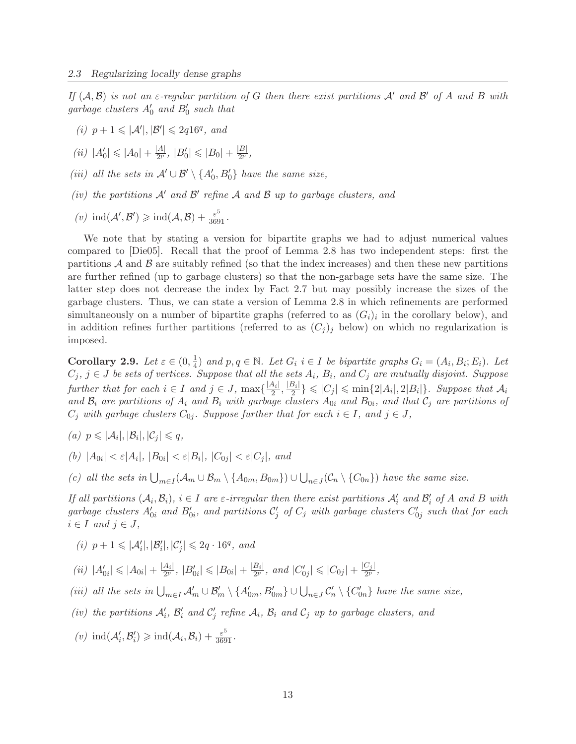*If $(\mathcal{A},\mathcal{B})$ is not an $\varepsilon$-regular partition of $G$ then there exist partitions $\mathcal{A}'$ and $\mathcal{B}'$ of $A$ and $B$ with garbage clusters $A_0'$ and $B_0'$ such that*

*(i)* $p+1 \leqslant |\mathcal{A}'|, |\mathcal{B}'| \leqslant 2q16^q$*, and*

*(ii)* $|A_0'| \leqslant |A_0| + \frac{|A|}{2^p}$, $|B_0'| \leqslant |B_0| + \frac{|B|}{2^p}$*,*

*(iii) all the sets in* $\mathcal{A}' \cup \mathcal{B}' \setminus \{A_0', B_0'\}$ *have the same size,*

*(iv) the partitions* $\mathcal{A}'$ *and* $\mathcal{B}'$ *refine* $\mathcal{A}$ *and* $\mathcal{B}$ *up to garbage clusters, and*

*(v)* $\mathrm{ind}(\mathcal{A}',\mathcal{B}') \geqslant \mathrm{ind}(\mathcal{A},\mathcal{B}) + \frac{\varepsilon^5}{3691}$.

We note that by stating a version for bipartite graphs we had to adjust numerical values compared to [Die05]. Recall that the proof of Lemma 2.8 has two independent steps: first the partitions $\mathcal{A}$ and $\mathcal{B}$ are suitably refined (so that the index increases) and then these new partitions are further refined (up to garbage clusters) so that the non-garbage sets have the same size. The latter step does not decrease the index by Fact 2.7 but may possibly increase the sizes of the garbage clusters. Thus, we can state a version of Lemma 2.8 in which refinements are performed simultaneously on a number of bipartite graphs (referred to as $(G_i)_i$ in the corollary below), and in addition refines further partitions (referred to as $(C_j)_j$ below) on which no regularization is imposed.

**Corollary 2.9.** *Let $\varepsilon \in (0, \frac{1}{4})$ and $p, q \in \mathbb{N}$. Let $G_i$ $i \in I$ be bipartite graphs $G_i = (A_i, B_i; E_i)$. Let $C_j$, $j \in J$ be sets of vertices. Suppose that all the sets $A_i$, $B_i$, and $C_j$ are mutually disjoint. Suppose further that for each $i \in I$ and $j \in J$, $\max\{\frac{|A_i|}{2}, \frac{|B_i|}{2}\} \leqslant |C_j| \leqslant \min\{2|A_i|, 2|B_i|\}$. Suppose that $\mathcal{A}_i$ and $\mathcal{B}_i$ are partitions of $A_i$ and $B_i$ with garbage clusters $A_{0i}$ and $B_{0i}$, and that $\mathcal{C}_j$ are partitions of $C_j$ with garbage clusters $C_{0j}$. Suppose further that for each $i \in I$, and $j \in J$,*

*(a)* $p \leqslant |\mathcal{A}_i|, |\mathcal{B}_i|, |\mathcal{C}_j| \leqslant q$*,*

*(b)* $|A_{0i}| < \varepsilon|A_i|$, $|B_{0i}| < \varepsilon|B_i|$, $|C_{0j}| < \varepsilon|C_j|$*, and*

*(c) all the sets in* $\bigcup_{m\in I}(\mathcal{A}_m \cup \mathcal{B}_m \setminus \{A_{0m}, B_{0m}\}) \cup \bigcup_{n \in J}(\mathcal{C}_n \setminus \{C_{0n}\})$ *have the same size.*

*If all partitions $(\mathcal{A}_i, \mathcal{B}_i)$, $i \in I$ are $\varepsilon$-irregular then there exist partitions $\mathcal{A}_i'$ and $\mathcal{B}_i'$ of $A$ and $B$ with garbage clusters $A_{0i}'$ and $B_{0i}'$, and partitions $\mathcal{C}_j'$ of $C_j$ with garbage clusters $C_{0j}'$ such that for each $i \in I$ and $j \in J$,*

*(i)* $p+1 \leqslant |\mathcal{A}_i'|, |\mathcal{B}_i'|, |\mathcal{C}_j'| \leqslant 2q \cdot 16^q$*, and*

*(ii)* $|A_{0i}'| \leqslant |A_{0i}| + \frac{|A_i|}{2^p}$, $|B_{0i}'| \leqslant |B_{0i}| + \frac{|B_i|}{2^p}$*, and* $|C_{0j}'| \leqslant |C_{0j}| + \frac{|C_j|}{2^p}$*,*

*(iii) all the sets in* $\bigcup_{m\in I}\mathcal{A}_m' \cup \mathcal{B}_m' \setminus \{A_{0m}', B_{0m}'\} \cup \bigcup_{n\in J}\mathcal{C}_n' \setminus \{C_{0n}'\}$ *have the same size,*

*(iv) the partitions* $\mathcal{A}_i'$, $\mathcal{B}_i'$ *and* $\mathcal{C}_j'$ *refine* $\mathcal{A}_i$, $\mathcal{B}_i$ *and* $\mathcal{C}_j$ *up to garbage clusters, and*

*(v)* $\mathrm{ind}(\mathcal{A}_i',\mathcal{B}_i') \geqslant \mathrm{ind}(\mathcal{A}_i,\mathcal{B}_i) + \frac{\varepsilon^5}{3691}$.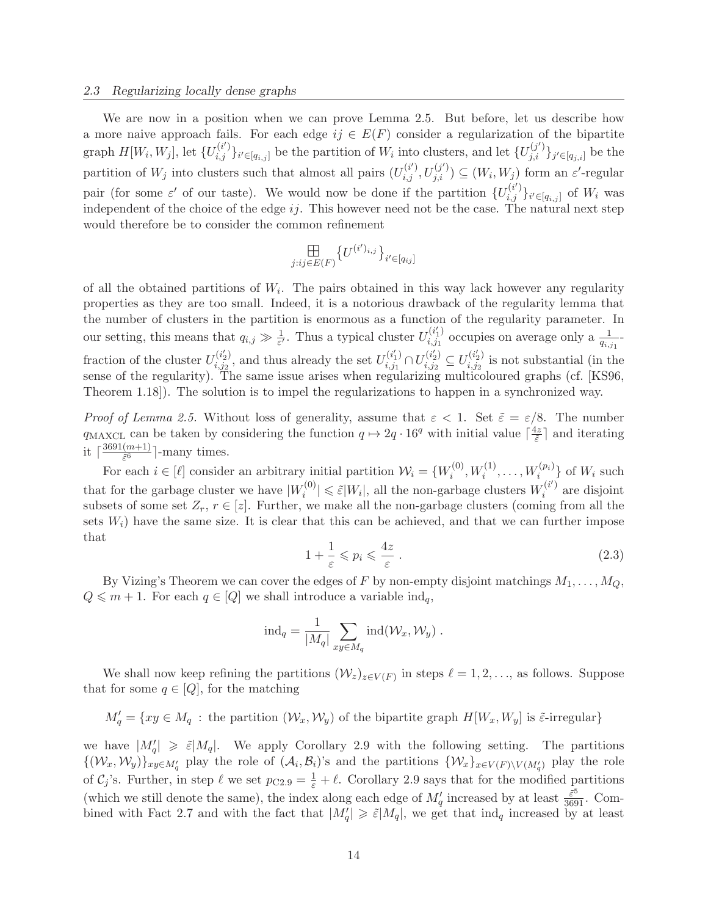We are now in a position when we can prove Lemma 2.5. But before, let us describe how a more naive approach fails. For each edge $ij \in E(F)$ consider a regularization of the bipartite graph $H[W_i, W_j]$, let $\{U_{i,j}^{(i')}\}_{i' \in [q_{i,j}]}$ be the partition of $W_i$ into clusters, and let $\{U_{j,i}^{(j')}\}_{j' \in [q_{j,i}]}$ be the partition of $W_j$ into clusters such that almost all pairs $(U_{i,j}^{(i')}, U_{j,i}^{(j')}) \subseteq (W_i, W_j)$ form an $\varepsilon'$-regular pair (for some $\varepsilon'$ of our taste). We would now be done if the partition $\{U_{i,j}^{(i')}\}_{i' \in [q_{i,j}]}$ of $W_i$ was independent of the choice of the edge $ij$. This however need not be the case. The natural next step would therefore be to consider the common refinement

$$\boxplus_{j: ij \in E(F)} \{U^{(i')_{i,j}}\}_{i' \in [q_{ij}]}$$

of all the obtained partitions of $W_i$. The pairs obtained in this way lack however any regularity properties as they are too small. Indeed, it is a notorious drawback of the regularity lemma that the number of clusters in the partition is enormous as a function of the regularity parameter. In our setting, this means that $q_{i,j} \gg \frac{1}{\varepsilon'}$. Thus a typical cluster $U_{i,j_1}^{(i'_1)}$ occupies on average only a $\frac{1}{q_{i,j_1}}$-fraction of the cluster $U_{i,j_2}^{(i'_2)}$, and thus already the set $U_{i,j_1}^{(i'_1)} \cap U_{i,j_2}^{(i'_2)} \subseteq U_{i,j_2}^{(i'_2)}$ is not substantial (in the sense of the regularity). The same issue arises when regularizing multicoloured graphs (cf. [KS96, Theorem 1.18]). The solution is to impel the regularizations to happen in a synchronized way.

*Proof of Lemma 2.5.* Without loss of generality, assume that $\varepsilon < 1$. Set $\tilde{\varepsilon} = \varepsilon/8$. The number $q_{\mathrm{MAXCL}}$ can be taken by considering the function $q \mapsto 2q \cdot 16^q$ with initial value $\lceil \frac{4z}{\tilde{\varepsilon}} \rceil$ and iterating it $\lceil \frac{3691(m+1)}{\tilde{\varepsilon}^6} \rceil$-many times.

For each $i \in [\ell]$ consider an arbitrary initial partition $\mathcal{W}_i = \{W_i^{(0)}, W_i^{(1)}, \ldots, W_i^{(p_i)}\}$ of $W_i$ such that for the garbage cluster we have $|W_i^{(0)}| \leqslant \tilde{\varepsilon}|W_i|$, all the non-garbage clusters $W_i^{(i')}$ are disjoint subsets of some set $Z_r$, $r \in [z]$. Further, we make all the non-garbage clusters (coming from all the sets $W_i$) have the same size. It is clear that this can be achieved, and that we can further impose that

$$1 + \frac{1}{\varepsilon} \leqslant p_i \leqslant \frac{4z}{\varepsilon} \; . \tag{2.3}$$

By Vizing's Theorem we can cover the edges of $F$ by non-empty disjoint matchings $M_1, \ldots, M_Q$, $Q \leqslant m+1$. For each $q \in [Q]$ we shall introduce a variable $\mathrm{ind}_q$,

$$\mathrm{ind}_q = \frac{1}{|M_q|} \sum_{xy \in M_q} \mathrm{ind}(\mathcal{W}_x, \mathcal{W}_y) \; .$$

We shall now keep refining the partitions $(\mathcal{W}_z)_{z \in V(F)}$ in steps $\ell = 1, 2, \ldots$, as follows. Suppose that for some $q \in [Q]$, for the matching

$$M'_q = \{xy \in M_q \; : \text{ the partition } (\mathcal{W}_x, \mathcal{W}_y) \text{ of the bipartite graph } H[W_x, W_y] \text{ is } \tilde{\varepsilon}\text{-irregular}\}$$

we have $|M'_q| \geqslant \tilde{\varepsilon}|M_q|$. We apply Corollary 2.9 with the following setting. The partitions $\{(\mathcal{W}_x, \mathcal{W}_y)\}_{xy \in M'_q}$ play the role of $(\mathcal{A}_i, \mathcal{B}_i)$'s and the partitions $\{\mathcal{W}_x\}_{x \in V(F) \setminus V(M'_q)}$ play the role of $\mathcal{C}_j$'s. Further, in step $\ell$ we set $p_{\mathrm{C}2.9} = \frac{1}{\varepsilon} + \ell$. Corollary 2.9 says that for the modified partitions (which we still denote the same), the index along each edge of $M'_q$ increased by at least $\frac{\tilde{\varepsilon}^5}{3691}$. Combined with Fact 2.7 and with the fact that $|M'_q| \geqslant \tilde{\varepsilon}|M_q|$, we get that $\mathrm{ind}_q$ increased by at least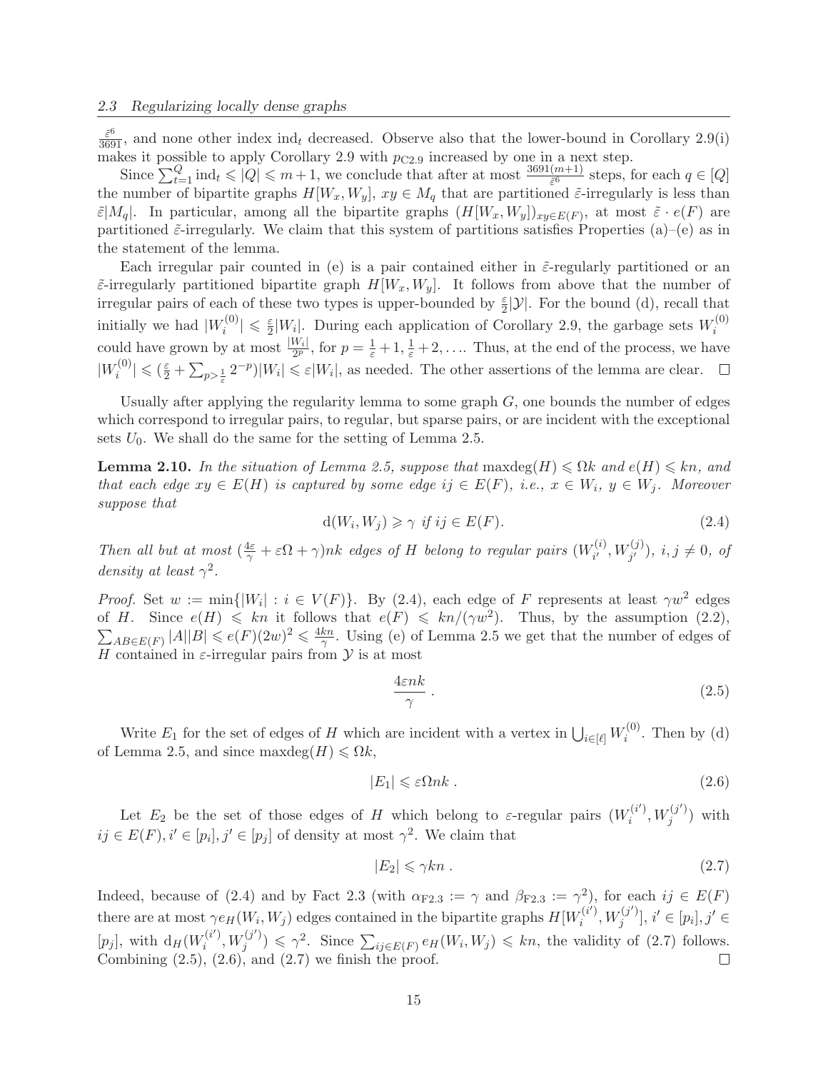$\frac{\tilde{\varepsilon}^6}{3691}$, and none other index $\mathrm{ind}_t$ decreased. Observe also that the lower-bound in Corollary 2.9(i) makes it possible to apply Corollary 2.9 with $p_{C2.9}$ increased by one in a next step.

Since $\sum_{t=1}^{Q} \mathrm{ind}_t \leqslant |Q| \leqslant m+1$, we conclude that after at most $\frac{3691(m+1)}{\tilde{\varepsilon}^6}$ steps, for each $q \in [Q]$ the number of bipartite graphs $H[W_x, W_y]$, $xy \in M_q$ that are partitioned $\tilde{\varepsilon}$-irregularly is less than $\tilde{\varepsilon}|M_q|$. In particular, among all the bipartite graphs $(H[W_x, W_y])_{xy \in E(F)}$, at most $\tilde{\varepsilon} \cdot e(F)$ are partitioned $\tilde{\varepsilon}$-irregularly. We claim that this system of partitions satisfies Properties (a)–(e) as in the statement of the lemma.

Each irregular pair counted in (e) is a pair contained either in $\tilde{\varepsilon}$-regularly partitioned or an $\tilde{\varepsilon}$-irregularly partitioned bipartite graph $H[W_x, W_y]$. It follows from above that the number of irregular pairs of each of these two types is upper-bounded by $\frac{\varepsilon}{2}|\mathcal{Y}|$. For the bound (d), recall that initially we had $|W_i^{(0)}| \leqslant \frac{\varepsilon}{2}|W_i|$. During each application of Corollary 2.9, the garbage sets $W_i^{(0)}$ could have grown by at most $\frac{|W_i|}{2^p}$, for $p = \frac{1}{\varepsilon}+1, \frac{1}{\varepsilon}+2, \ldots$. Thus, at the end of the process, we have $|W_i^{(0)}| \leqslant (\frac{\varepsilon}{2} + \sum_{p > \frac{1}{\varepsilon}} 2^{-p})|W_i| \leqslant \varepsilon |W_i|$, as needed. The other assertions of the lemma are clear. $\square$

Usually after applying the regularity lemma to some graph $G$, one bounds the number of edges which correspond to irregular pairs, to regular, but sparse pairs, or are incident with the exceptional sets $U_0$. We shall do the same for the setting of Lemma 2.5.

**Lemma 2.10.** *In the situation of Lemma 2.5, suppose that* $\mathrm{maxdeg}(H) \leqslant \Omega k$ *and* $e(H) \leqslant kn$, *and that each edge* $xy \in E(H)$ *is captured by some edge* $ij \in E(F)$, *i.e.,* $x \in W_i$, $y \in W_j$. *Moreover suppose that*

$$\mathrm{d}(W_i, W_j) \geqslant \gamma \text{ if } ij \in E(F). \tag{2.4}$$

*Then all but at most* $(\frac{4\varepsilon}{\gamma} + \varepsilon\Omega + \gamma)nk$ *edges of* $H$ *belong to regular pairs* $(W_{i'}^{(i)}, W_{j'}^{(j)})$, $i, j \neq 0$, *of density at least* $\gamma^2$.

*Proof.* Set $w := \min\{|W_i| : i \in V(F)\}$. By (2.4), each edge of $F$ represents at least $\gamma w^2$ edges of $H$. Since $e(H) \leqslant kn$ it follows that $e(F) \leqslant kn/(\gamma w^2)$. Thus, by the assumption (2.2), $\sum_{AB \in E(F)} |A||B| \leqslant e(F)(2w)^2 \leqslant \frac{4kn}{\gamma}$. Using (e) of Lemma 2.5 we get that the number of edges of $H$ contained in $\varepsilon$-irregular pairs from $\mathcal{Y}$ is at most

$$\frac{4\varepsilon nk}{\gamma} \,. \tag{2.5}$$

Write $E_1$ for the set of edges of $H$ which are incident with a vertex in $\bigcup_{i \in [\ell]} W_i^{(0)}$. Then by (d) of Lemma 2.5, and since $\mathrm{maxdeg}(H) \leqslant \Omega k$,

$$|E_1| \leqslant \varepsilon \Omega nk \,. \tag{2.6}$$

Let $E_2$ be the set of those edges of $H$ which belong to $\varepsilon$-regular pairs $(W_i^{(i')}, W_j^{(j')})$ with $ij \in E(F), i' \in [p_i], j' \in [p_j]$ of density at most $\gamma^2$. We claim that

$$|E_2| \leqslant \gamma kn \,. \tag{2.7}$$

Indeed, because of (2.4) and by Fact 2.3 (with $\alpha_{F2.3} := \gamma$ and $\beta_{F2.3} := \gamma^2$), for each $ij \in E(F)$ there are at most $\gamma e_H(W_i, W_j)$ edges contained in the bipartite graphs $H[W_i^{(i')}, W_j^{(j')}]$, $i' \in [p_i], j' \in [p_j]$, with $\mathrm{d}_H(W_i^{(i')}, W_j^{(j')}) \leqslant \gamma^2$. Since $\sum_{ij \in E(F)} e_H(W_i, W_j) \leqslant kn$, the validity of (2.7) follows. Combining (2.5), (2.6), and (2.7) we finish the proof. $\square$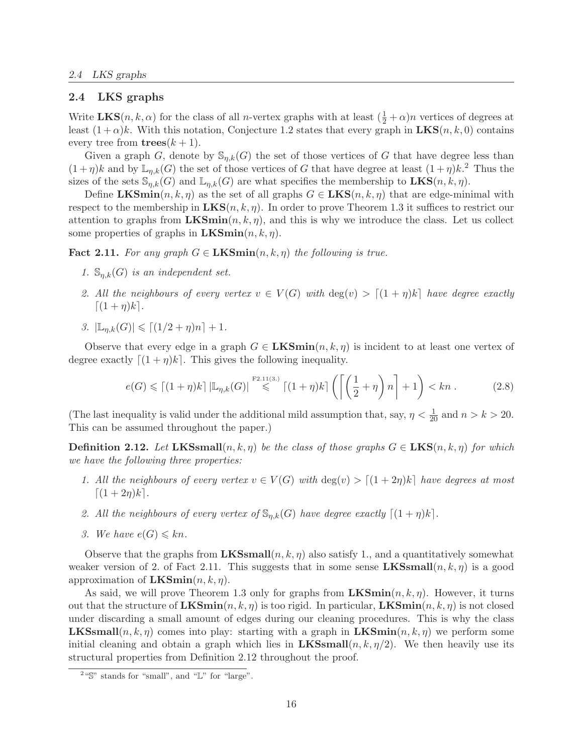## 2.4 LKS graphs

Write $\mathbf{LKS}(n,k,\alpha)$ for the class of all $n$-vertex graphs with at least $(\frac{1}{2}+\alpha)n$ vertices of degrees at least $(1+\alpha)k$. With this notation, Conjecture 1.2 states that every graph in $\mathbf{LKS}(n,k,0)$ contains every tree from $\mathbf{trees}(k+1)$.

Given a graph $G$, denote by $\mathbb{S}_{\eta,k}(G)$ the set of those vertices of $G$ that have degree less than $(1+\eta)k$ and by $\mathbb{L}_{\eta,k}(G)$ the set of those vertices of $G$ that have degree at least $(1+\eta)k$.[2] Thus the sizes of the sets $\mathbb{S}_{\eta,k}(G)$ and $\mathbb{L}_{\eta,k}(G)$ are what specifies the membership to $\mathbf{LKS}(n,k,\eta)$.

Define $\mathbf{LKSmin}(n,k,\eta)$ as the set of all graphs $G\in\mathbf{LKS}(n,k,\eta)$ that are edge-minimal with respect to the membership in $\mathbf{LKS}(n,k,\eta)$. In order to prove Theorem 1.3 it suffices to restrict our attention to graphs from $\mathbf{LKSmin}(n,k,\eta)$, and this is why we introduce the class. Let us collect some properties of graphs in $\mathbf{LKSmin}(n,k,\eta)$.

**Fact 2.11.** *For any graph $G\in\mathbf{LKSmin}(n,k,\eta)$ the following is true.*

1. *$\mathbb{S}_{\eta,k}(G)$ is an independent set.*
2. *All the neighbours of every vertex $v\in V(G)$ with $\deg(v)>\lceil(1+\eta)k\rceil$ have degree exactly $\lceil(1+\eta)k\rceil$.*
3. *$|\mathbb{L}_{\eta,k}(G)|\leqslant\lceil(1/2+\eta)n\rceil+1$.*

Observe that every edge in a graph $G\in\mathbf{LKSmin}(n,k,\eta)$ is incident to at least one vertex of degree exactly $\lceil(1+\eta)k\rceil$. This gives the following inequality.

$$e(G)\leqslant\lceil(1+\eta)k\rceil\,|\mathbb{L}_{\eta,k}(G)|\overset{\text{F2.11(3.)}}{\leqslant}\lceil(1+\eta)k\rceil\left(\left\lceil\left(\frac{1}{2}+\eta\right)n\right\rceil+1\right)<kn\,. \tag{2.8}$$

(The last inequality is valid under the additional mild assumption that, say, $\eta<\frac{1}{20}$ and $n>k>20$. This can be assumed throughout the paper.)

**Definition 2.12.** *Let $\mathbf{LKSsmall}(n,k,\eta)$ be the class of those graphs $G\in\mathbf{LKS}(n,k,\eta)$ for which we have the following three properties:*

1. *All the neighbours of every vertex $v\in V(G)$ with $\deg(v)>\lceil(1+2\eta)k\rceil$ have degrees at most $\lceil(1+2\eta)k\rceil$.*
2. *All the neighbours of every vertex of $\mathbb{S}_{\eta,k}(G)$ have degree exactly $\lceil(1+\eta)k\rceil$.*
3. *We have $e(G)\leqslant kn$.*

Observe that the graphs from $\mathbf{LKSsmall}(n,k,\eta)$ also satisfy 1., and a quantitatively somewhat weaker version of 2. of Fact 2.11. This suggests that in some sense $\mathbf{LKSsmall}(n,k,\eta)$ is a good approximation of $\mathbf{LKSmin}(n,k,\eta)$.

As said, we will prove Theorem 1.3 only for graphs from $\mathbf{LKSmin}(n,k,\eta)$. However, it turns out that the structure of $\mathbf{LKSmin}(n,k,\eta)$ is too rigid. In particular, $\mathbf{LKSmin}(n,k,\eta)$ is not closed under discarding a small amount of edges during our cleaning procedures. This is why the class $\mathbf{LKSsmall}(n,k,\eta)$ comes into play: starting with a graph in $\mathbf{LKSmin}(n,k,\eta)$ we perform some initial cleaning and obtain a graph which lies in $\mathbf{LKSsmall}(n,k,\eta/2)$. We then heavily use its structural properties from Definition 2.12 throughout the proof.

[2] "$\mathbb{S}$" stands for "small", and "$\mathbb{L}$" for "large".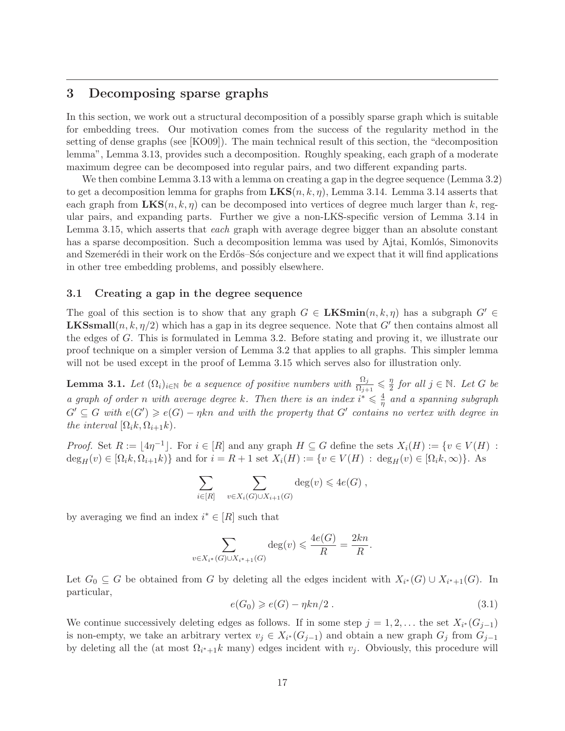## 3 Decomposing sparse graphs

In this section, we work out a structural decomposition of a possibly sparse graph which is suitable for embedding trees. Our motivation comes from the success of the regularity method in the setting of dense graphs (see [KO09]). The main technical result of this section, the "decomposition lemma", Lemma 3.13, provides such a decomposition. Roughly speaking, each graph of a moderate maximum degree can be decomposed into regular pairs, and two different expanding parts.

We then combine Lemma 3.13 with a lemma on creating a gap in the degree sequence (Lemma 3.2) to get a decomposition lemma for graphs from $\mathbf{LKS}(n, k, \eta)$, Lemma 3.14. Lemma 3.14 asserts that each graph from $\mathbf{LKS}(n, k, \eta)$ can be decomposed into vertices of degree much larger than $k$, regular pairs, and expanding parts. Further we give a non-LKS-specific version of Lemma 3.14 in Lemma 3.15, which asserts that *each* graph with average degree bigger than an absolute constant has a sparse decomposition. Such a decomposition lemma was used by Ajtai, Komlós, Simonovits and Szemerédi in their work on the Erdős–Sós conjecture and we expect that it will find applications in other tree embedding problems, and possibly elsewhere.

### 3.1 Creating a gap in the degree sequence

The goal of this section is to show that any graph $G \in \mathbf{LKSmin}(n, k, \eta)$ has a subgraph $G' \in \mathbf{LKSsmall}(n, k, \eta/2)$ which has a gap in its degree sequence. Note that $G'$ then contains almost all the edges of $G$. This is formulated in Lemma 3.2. Before stating and proving it, we illustrate our proof technique on a simpler version of Lemma 3.2 that applies to all graphs. This simpler lemma will not be used except in the proof of Lemma 3.15 which serves also for illustration only.

**Lemma 3.1.** *Let $(\Omega_i)_{i \in \mathbb{N}}$ be a sequence of positive numbers with $\frac{\Omega_j}{\Omega_{j+1}} \leqslant \frac{\eta}{2}$ for all $j \in \mathbb{N}$. Let $G$ be a graph of order $n$ with average degree $k$. Then there is an index $i^* \leqslant \frac{4}{\eta}$ and a spanning subgraph $G' \subseteq G$ with $e(G') \geqslant e(G) - \eta kn$ and with the property that $G'$ contains no vertex with degree in the interval $[\Omega_i k, \Omega_{i+1} k)$.*

*Proof.* Set $R := \lfloor 4\eta^{-1} \rfloor$. For $i \in [R]$ and any graph $H \subseteq G$ define the sets $X_i(H) := \{v \in V(H) : \deg_H(v) \in [\Omega_i k, \Omega_{i+1} k)\}$ and for $i = R+1$ set $X_i(H) := \{v \in V(H) : \deg_H(v) \in [\Omega_i k, \infty)\}$. As

$$\sum_{i \in [R]} \sum_{v \in X_i(G) \cup X_{i+1}(G)} \deg(v) \leqslant 4e(G) ,$$

by averaging we find an index $i^* \in [R]$ such that

$$\sum_{v \in X_{i^*}(G) \cup X_{i^*+1}(G)} \deg(v) \leqslant \frac{4e(G)}{R} = \frac{2kn}{R} .$$

Let $G_0 \subseteq G$ be obtained from $G$ by deleting all the edges incident with $X_{i^*}(G) \cup X_{i^*+1}(G)$. In particular,

$$e(G_0) \geqslant e(G) - \eta kn/2 . \tag{3.1}$$

We continue successively deleting edges as follows. If in some step $j = 1, 2, \ldots$ the set $X_{i^*}(G_{j-1})$ is non-empty, we take an arbitrary vertex $v_j \in X_{i^*}(G_{j-1})$ and obtain a new graph $G_j$ from $G_{j-1}$ by deleting all the (at most $\Omega_{i^*+1} k$ many) edges incident with $v_j$. Obviously, this procedure will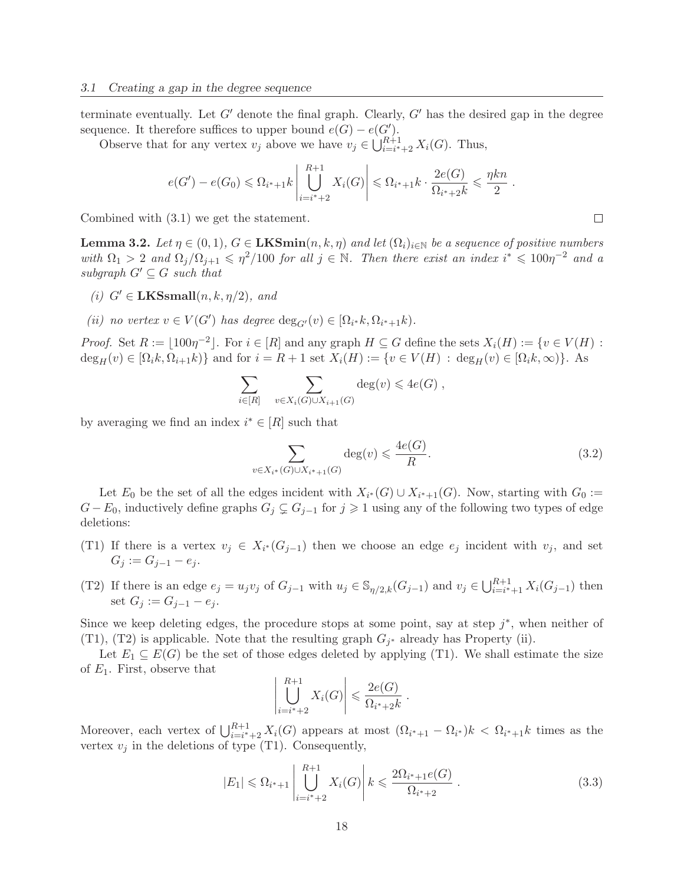terminate eventually. Let $G'$ denote the final graph. Clearly, $G'$ has the desired gap in the degree sequence. It therefore suffices to upper bound $e(G) - e(G')$.

Observe that for any vertex $v_j$ above we have $v_j \in \bigcup_{i=i^*+2}^{R+1} X_i(G)$. Thus,

$$e(G') - e(G_0) \leqslant \Omega_{i^*+1} k \left| \bigcup_{i=i^*+2}^{R+1} X_i(G) \right| \leqslant \Omega_{i^*+1} k \cdot \frac{2e(G)}{\Omega_{i^*+2} k} \leqslant \frac{\eta k n}{2} \ .$$

Combined with (3.1) we get the statement. □

**Lemma 3.2.** *Let $\eta \in (0,1)$, $G \in \mathbf{LKSmin}(n,k,\eta)$ and let $(\Omega_i)_{i\in\mathbb{N}}$ be a sequence of positive numbers with $\Omega_1 > 2$ and $\Omega_j/\Omega_{j+1} \leqslant \eta^2/100$ for all $j \in \mathbb{N}$. Then there exist an index $i^* \leqslant 100\eta^{-2}$ and a subgraph $G' \subseteq G$ such that*

*(i) $G' \in \mathbf{LKSsmall}(n,k,\eta/2)$, and*

*(ii) no vertex $v \in V(G')$ has degree $\deg_{G'}(v) \in [\Omega_{i^*} k, \Omega_{i^*+1} k)$.*

*Proof.* Set $R := \lfloor 100\eta^{-2} \rfloor$. For $i \in [R]$ and any graph $H \subseteq G$ define the sets $X_i(H) := \{v \in V(H) : \deg_H(v) \in [\Omega_i k, \Omega_{i+1} k)\}$ and for $i = R+1$ set $X_i(H) := \{v \in V(H) : \deg_H(v) \in [\Omega_i k, \infty)\}$. As

$$\sum_{i\in[R]} \quad \sum_{v\in X_i(G)\cup X_{i+1}(G)} \deg(v) \leqslant 4e(G) \ ,$$

by averaging we find an index $i^* \in [R]$ such that

$$\sum_{v\in X_{i^*}(G)\cup X_{i^*+1}(G)} \deg(v) \leqslant \frac{4e(G)}{R}. \tag{3.2}$$

Let $E_0$ be the set of all the edges incident with $X_{i^*}(G) \cup X_{i^*+1}(G)$. Now, starting with $G_0 := G - E_0$, inductively define graphs $G_j \subsetneq G_{j-1}$ for $j \geqslant 1$ using any of the following two types of edge deletions:

(T1) If there is a vertex $v_j \in X_{i^*}(G_{j-1})$ then we choose an edge $e_j$ incident with $v_j$, and set $G_j := G_{j-1} - e_j$.

(T2) If there is an edge $e_j = u_j v_j$ of $G_{j-1}$ with $u_j \in \mathbb{S}_{\eta/2,k}(G_{j-1})$ and $v_j \in \bigcup_{i=i^*+1}^{R+1} X_i(G_{j-1})$ then set $G_j := G_{j-1} - e_j$.

Since we keep deleting edges, the procedure stops at some point, say at step $j^*$, when neither of (T1), (T2) is applicable. Note that the resulting graph $G_{j^*}$ already has Property (ii).

Let $E_1 \subseteq E(G)$ be the set of those edges deleted by applying (T1). We shall estimate the size of $E_1$. First, observe that

$$\left| \bigcup_{i=i^*+2}^{R+1} X_i(G) \right| \leqslant \frac{2e(G)}{\Omega_{i^*+2} k} \ .$$

Moreover, each vertex of $\bigcup_{i=i^*+2}^{R+1} X_i(G)$ appears at most $(\Omega_{i^*+1} - \Omega_{i^*})k < \Omega_{i^*+1} k$ times as the vertex $v_j$ in the deletions of type (T1). Consequently,

$$|E_1| \leqslant \Omega_{i^*+1} \left| \bigcup_{i=i^*+2}^{R+1} X_i(G) \right| k \leqslant \frac{2\Omega_{i^*+1} e(G)}{\Omega_{i^*+2}} \ . \tag{3.3}$$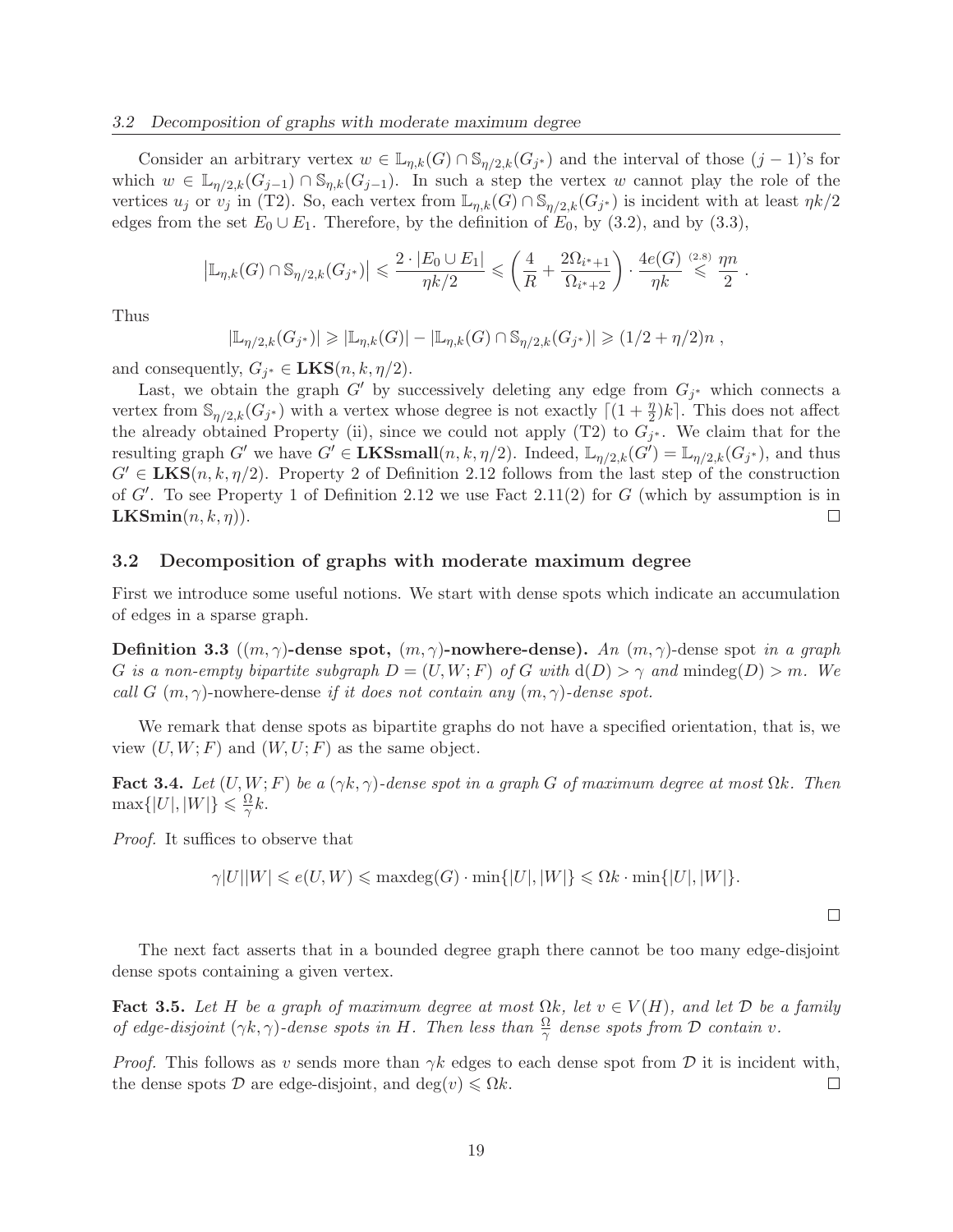Consider an arbitrary vertex $w \in \mathbb{L}_{\eta,k}(G) \cap \mathbb{S}_{\eta/2,k}(G_{j^*})$ and the interval of those $(j-1)$'s for which $w \in \mathbb{L}_{\eta/2,k}(G_{j-1}) \cap \mathbb{S}_{\eta,k}(G_{j-1})$. In such a step the vertex $w$ cannot play the role of the vertices $u_j$ or $v_j$ in (T2). So, each vertex from $\mathbb{L}_{\eta,k}(G) \cap \mathbb{S}_{\eta/2,k}(G_{j^*})$ is incident with at least $\eta k/2$ edges from the set $E_0 \cup E_1$. Therefore, by the definition of $E_0$, by (3.2), and by (3.3),

$$\left|\mathbb{L}_{\eta,k}(G) \cap \mathbb{S}_{\eta/2,k}(G_{j^*})\right| \leqslant \frac{2 \cdot |E_0 \cup E_1|}{\eta k/2} \leqslant \left(\frac{4}{R} + \frac{2\Omega_{i^*+1}}{\Omega_{i^*+2}}\right) \cdot \frac{4e(G)}{\eta k} \overset{(2.8)}{\leqslant} \frac{\eta n}{2} .$$

Thus

$$|\mathbb{L}_{\eta/2,k}(G_{j^*})| \geqslant |\mathbb{L}_{\eta,k}(G)| - |\mathbb{L}_{\eta,k}(G) \cap \mathbb{S}_{\eta/2,k}(G_{j^*})| \geqslant (1/2 + \eta/2)n ,$$

and consequently, $G_{j^*} \in \mathbf{LKS}(n, k, \eta/2)$.

Last, we obtain the graph $G'$ by successively deleting any edge from $G_{j^*}$ which connects a vertex from $\mathbb{S}_{\eta/2,k}(G_{j^*})$ with a vertex whose degree is not exactly $\lceil (1 + \frac{\eta}{2})k \rceil$. This does not affect the already obtained Property (ii), since we could not apply (T2) to $G_{j^*}$. We claim that for the resulting graph $G'$ we have $G' \in \mathbf{LKSsmall}(n, k, \eta/2)$. Indeed, $\mathbb{L}_{\eta/2,k}(G') = \mathbb{L}_{\eta/2,k}(G_{j^*})$, and thus $G' \in \mathbf{LKS}(n, k, \eta/2)$. Property 2 of Definition 2.12 follows from the last step of the construction of $G'$. To see Property 1 of Definition 2.12 we use Fact 2.11(2) for $G$ (which by assumption is in $\mathbf{LKSmin}(n, k, \eta)$). □

## 3.2 Decomposition of graphs with moderate maximum degree

First we introduce some useful notions. We start with dense spots which indicate an accumulation of edges in a sparse graph.

**Definition 3.3** (**$(m, \gamma)$-dense spot, $(m, \gamma)$-nowhere-dense**). *An $(m, \gamma)$-dense spot in a graph $G$ is a non-empty bipartite subgraph $D = (U, W; F)$ of $G$ with $\mathrm{d}(D) > \gamma$ and $\mathrm{mindeg}(D) > m$. We call $G$ $(m, \gamma)$-nowhere-dense if it does not contain any $(m, \gamma)$-dense spot.*

We remark that dense spots as bipartite graphs do not have a specified orientation, that is, we view $(U, W; F)$ and $(W, U; F)$ as the same object.

**Fact 3.4.** *Let $(U, W; F)$ be a $(\gamma k, \gamma)$-dense spot in a graph $G$ of maximum degree at most $\Omega k$. Then $\max\{|U|, |W|\} \leqslant \frac{\Omega}{\gamma} k$.*

*Proof.* It suffices to observe that

$$\gamma |U||W| \leqslant e(U, W) \leqslant \mathrm{maxdeg}(G) \cdot \min\{|U|, |W|\} \leqslant \Omega k \cdot \min\{|U|, |W|\}.$$

□

The next fact asserts that in a bounded degree graph there cannot be too many edge-disjoint dense spots containing a given vertex.

**Fact 3.5.** *Let $H$ be a graph of maximum degree at most $\Omega k$, let $v \in V(H)$, and let $\mathcal{D}$ be a family of edge-disjoint $(\gamma k, \gamma)$-dense spots in $H$. Then less than $\frac{\Omega}{\gamma}$ dense spots from $\mathcal{D}$ contain $v$.*

*Proof.* This follows as $v$ sends more than $\gamma k$ edges to each dense spot from $\mathcal{D}$ it is incident with, the dense spots $\mathcal{D}$ are edge-disjoint, and $\deg(v) \leqslant \Omega k$. □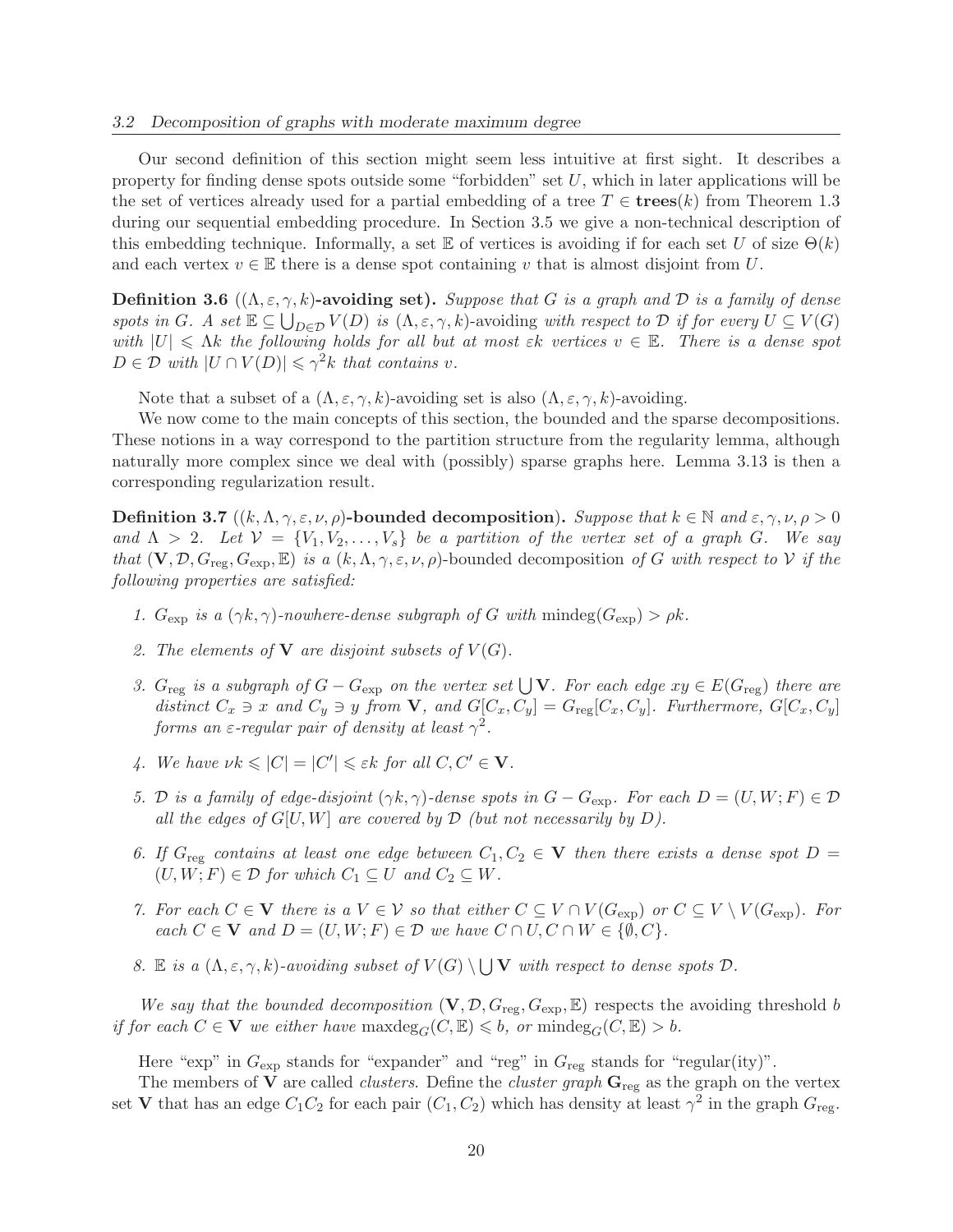Our second definition of this section might seem less intuitive at first sight. It describes a property for finding dense spots outside some "forbidden" set $U$, which in later applications will be the set of vertices already used for a partial embedding of a tree $T \in \mathbf{trees}(k)$ from Theorem 1.3 during our sequential embedding procedure. In Section 3.5 we give a non-technical description of this embedding technique. Informally, a set $\mathbb{E}$ of vertices is avoiding if for each set $U$ of size $\Theta(k)$ and each vertex $v \in \mathbb{E}$ there is a dense spot containing $v$ that is almost disjoint from $U$.

**Definition 3.6** (**$(\Lambda, \varepsilon, \gamma, k)$-avoiding set**)**.** *Suppose that $G$ is a graph and $\mathcal{D}$ is a family of dense spots in $G$. A set $\mathbb{E} \subseteq \bigcup_{D \in \mathcal{D}} V(D)$ is* $(\Lambda, \varepsilon, \gamma, k)$-avoiding *with respect to $\mathcal{D}$ if for every $U \subseteq V(G)$ with $|U| \leqslant \Lambda k$ the following holds for all but at most $\varepsilon k$ vertices $v \in \mathbb{E}$. There is a dense spot $D \in \mathcal{D}$ with $|U \cap V(D)| \leqslant \gamma^2 k$ that contains $v$.*

Note that a subset of a $(\Lambda, \varepsilon, \gamma, k)$-avoiding set is also $(\Lambda, \varepsilon, \gamma, k)$-avoiding.

We now come to the main concepts of this section, the bounded and the sparse decompositions. These notions in a way correspond to the partition structure from the regularity lemma, although naturally more complex since we deal with (possibly) sparse graphs here. Lemma 3.13 is then a corresponding regularization result.

**Definition 3.7** (**$(k, \Lambda, \gamma, \varepsilon, \nu, \rho)$-bounded decomposition**)**.** *Suppose that $k \in \mathbb{N}$ and $\varepsilon, \gamma, \nu, \rho > 0$ and $\Lambda > 2$. Let $\mathcal{V} = \{V_1, V_2, \ldots, V_s\}$ be a partition of the vertex set of a graph $G$. We say that $(\mathbf{V}, \mathcal{D}, G_{\mathrm{reg}}, G_{\mathrm{exp}}, \mathbb{E})$ is a $(k, \Lambda, \gamma, \varepsilon, \nu, \rho)$-*bounded decomposition *of $G$ with respect to $\mathcal{V}$ if the following properties are satisfied:*

1. *$G_{\mathrm{exp}}$ is a $(\gamma k, \gamma)$-nowhere-dense subgraph of $G$ with $\mathrm{mindeg}(G_{\mathrm{exp}}) > \rho k$.*
2. *The elements of $\mathbf{V}$ are disjoint subsets of $V(G)$.*
3. *$G_{\mathrm{reg}}$ is a subgraph of $G - G_{\mathrm{exp}}$ on the vertex set $\bigcup \mathbf{V}$. For each edge $xy \in E(G_{\mathrm{reg}})$ there are distinct $C_x \ni x$ and $C_y \ni y$ from $\mathbf{V}$, and $G[C_x, C_y] = G_{\mathrm{reg}}[C_x, C_y]$. Furthermore, $G[C_x, C_y]$ forms an $\varepsilon$-regular pair of density at least $\gamma^2$.*
4. *We have $\nu k \leqslant |C| = |C'| \leqslant \varepsilon k$ for all $C, C' \in \mathbf{V}$.*
5. *$\mathcal{D}$ is a family of edge-disjoint $(\gamma k, \gamma)$-dense spots in $G - G_{\mathrm{exp}}$. For each $D = (U, W; F) \in \mathcal{D}$ all the edges of $G[U, W]$ are covered by $\mathcal{D}$ (but not necessarily by $D$).*
6. *If $G_{\mathrm{reg}}$ contains at least one edge between $C_1, C_2 \in \mathbf{V}$ then there exists a dense spot $D = (U, W; F) \in \mathcal{D}$ for which $C_1 \subseteq U$ and $C_2 \subseteq W$.*
7. *For each $C \in \mathbf{V}$ there is a $V \in \mathcal{V}$ so that either $C \subseteq V \cap V(G_{\mathrm{exp}})$ or $C \subseteq V \setminus V(G_{\mathrm{exp}})$. For each $C \in \mathbf{V}$ and $D = (U, W; F) \in \mathcal{D}$ we have $C \cap U, C \cap W \in \{\emptyset, C\}$.*
8. *$\mathbb{E}$ is a $(\Lambda, \varepsilon, \gamma, k)$-avoiding subset of $V(G) \setminus \bigcup \mathbf{V}$ with respect to dense spots $\mathcal{D}$.*

*We say that the bounded decomposition $(\mathbf{V}, \mathcal{D}, G_{\mathrm{reg}}, G_{\mathrm{exp}}, \mathbb{E})$* respects the avoiding threshold $b$ *if for each $C \in \mathbf{V}$ we either have $\mathrm{maxdeg}_G(C, \mathbb{E}) \leqslant b$, or $\mathrm{mindeg}_G(C, \mathbb{E}) > b$.*

Here "exp" in $G_{\mathrm{exp}}$ stands for "expander" and "reg" in $G_{\mathrm{reg}}$ stands for "regular(ity)".

The members of $\mathbf{V}$ are called *clusters*. Define the *cluster graph* $\mathbf{G}_{\mathrm{reg}}$ as the graph on the vertex set $\mathbf{V}$ that has an edge $C_1C_2$ for each pair $(C_1, C_2)$ which has density at least $\gamma^2$ in the graph $G_{\mathrm{reg}}$.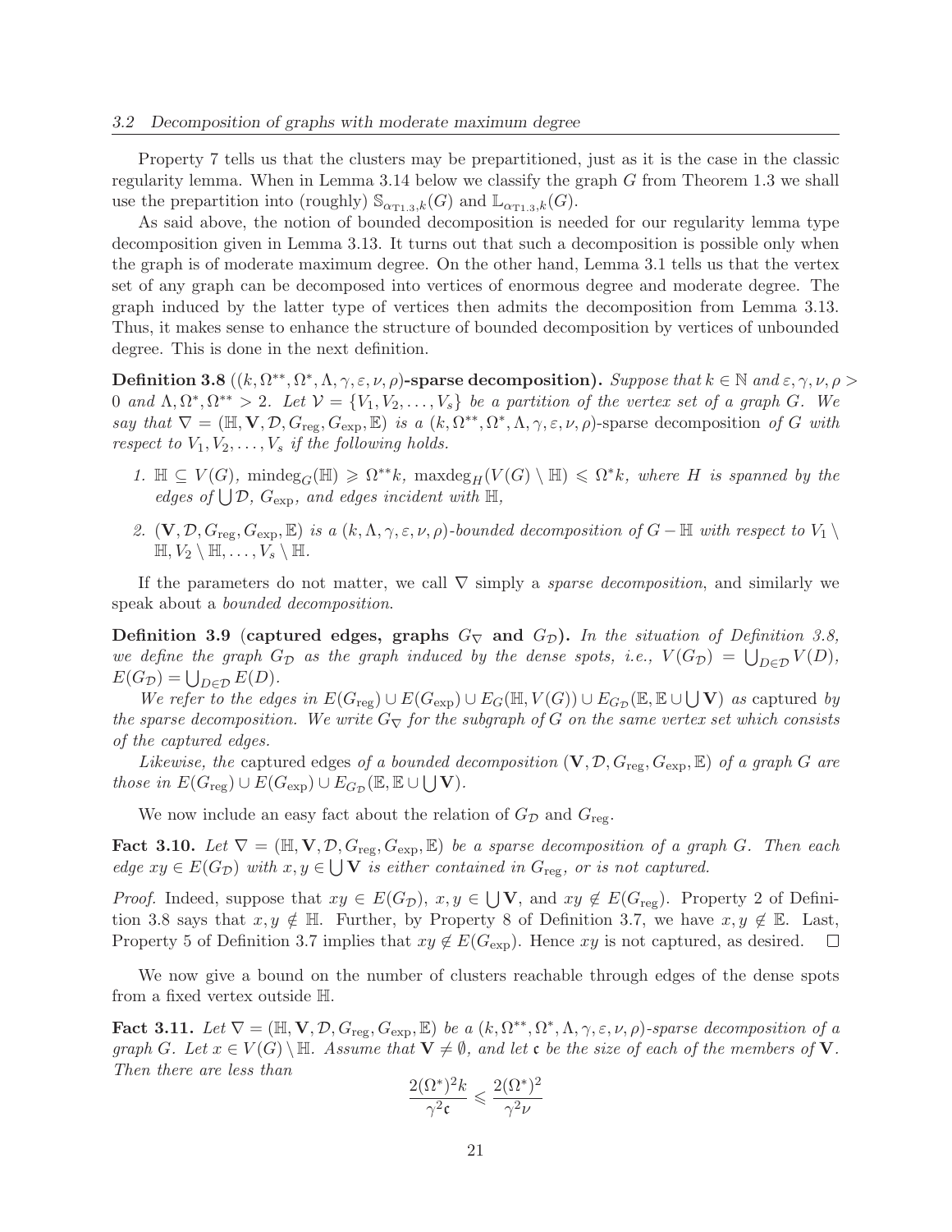Property 7 tells us that the clusters may be prepartitioned, just as it is the case in the classic regularity lemma. When in Lemma 3.14 below we classify the graph $G$ from Theorem 1.3 we shall use the prepartition into (roughly) $\mathbb{S}_{\alpha_{T1.3},k}(G)$ and $\mathbb{L}_{\alpha_{T1.3},k}(G)$.

As said above, the notion of bounded decomposition is needed for our regularity lemma type decomposition given in Lemma 3.13. It turns out that such a decomposition is possible only when the graph is of moderate maximum degree. On the other hand, Lemma 3.1 tells us that the vertex set of any graph can be decomposed into vertices of enormous degree and moderate degree. The graph induced by the latter type of vertices then admits the decomposition from Lemma 3.13. Thus, it makes sense to enhance the structure of bounded decomposition by vertices of unbounded degree. This is done in the next definition.

**Definition 3.8** (**$(k, \Omega^{**}, \Omega^*, \Lambda, \gamma, \varepsilon, \nu, \rho)$-sparse decomposition**)**.** *Suppose that $k \in \mathbb{N}$ and $\varepsilon, \gamma, \nu, \rho > 0$ and $\Lambda, \Omega^*, \Omega^{**} > 2$. Let $\mathcal{V} = \{V_1, V_2, \dots, V_s\}$ be a partition of the vertex set of a graph $G$. We say that $\nabla = (\mathbb{H}, \mathbf{V}, \mathcal{D}, G_{\mathrm{reg}}, G_{\mathrm{exp}}, \mathbb{E})$ is a $(k, \Omega^{**}, \Omega^*, \Lambda, \gamma, \varepsilon, \nu, \rho)$-sparse decomposition of $G$ with respect to $V_1, V_2, \dots, V_s$ if the following holds.*

1. *$\mathbb{H} \subseteq V(G)$, $\mathrm{mindeg}_G(\mathbb{H}) \geqslant \Omega^{**}k$, $\mathrm{maxdeg}_H(V(G) \setminus \mathbb{H}) \leqslant \Omega^* k$, where $H$ is spanned by the edges of $\bigcup \mathcal{D}$, $G_{\mathrm{exp}}$, and edges incident with $\mathbb{H}$,*
2. *$(\mathbf{V}, \mathcal{D}, G_{\mathrm{reg}}, G_{\mathrm{exp}}, \mathbb{E})$ is a $(k, \Lambda, \gamma, \varepsilon, \nu, \rho)$-bounded decomposition of $G - \mathbb{H}$ with respect to $V_1 \setminus \mathbb{H}, V_2 \setminus \mathbb{H}, \dots, V_s \setminus \mathbb{H}$.*

If the parameters do not matter, we call $\nabla$ simply a *sparse decomposition*, and similarly we speak about a *bounded decomposition*.

**Definition 3.9** (**captured edges, graphs $G_\nabla$ and $G_\mathcal{D}$**)**.** *In the situation of Definition 3.8, we define the graph $G_\mathcal{D}$ as the graph induced by the dense spots, i.e., $V(G_\mathcal{D}) = \bigcup_{D \in \mathcal{D}} V(D)$, $E(G_\mathcal{D}) = \bigcup_{D \in \mathcal{D}} E(D)$.*

*We refer to the edges in $E(G_{\mathrm{reg}}) \cup E(G_{\mathrm{exp}}) \cup E_G(\mathbb{H}, V(G)) \cup E_{G_\mathcal{D}}(\mathbb{E}, \mathbb{E} \cup \bigcup \mathbf{V})$ as* captured *by the sparse decomposition. We write $G_\nabla$ for the subgraph of $G$ on the same vertex set which consists of the captured edges.*

*Likewise, the* captured edges *of a bounded decomposition $(\mathbf{V}, \mathcal{D}, G_{\mathrm{reg}}, G_{\mathrm{exp}}, \mathbb{E})$ of a graph $G$ are those in $E(G_{\mathrm{reg}}) \cup E(G_{\mathrm{exp}}) \cup E_{G_\mathcal{D}}(\mathbb{E}, \mathbb{E} \cup \bigcup \mathbf{V})$.*

We now include an easy fact about the relation of $G_\mathcal{D}$ and $G_{\mathrm{reg}}$.

**Fact 3.10.** *Let $\nabla = (\mathbb{H}, \mathbf{V}, \mathcal{D}, G_{\mathrm{reg}}, G_{\mathrm{exp}}, \mathbb{E})$ be a sparse decomposition of a graph $G$. Then each edge $xy \in E(G_\mathcal{D})$ with $x, y \in \bigcup \mathbf{V}$ is either contained in $G_{\mathrm{reg}}$, or is not captured.*

*Proof.* Indeed, suppose that $xy \in E(G_\mathcal{D})$, $x, y \in \bigcup \mathbf{V}$, and $xy \notin E(G_{\mathrm{reg}})$. Property 2 of Definition 3.8 says that $x, y \notin \mathbb{H}$. Further, by Property 8 of Definition 3.7, we have $x, y \notin \mathbb{E}$. Last, Property 5 of Definition 3.7 implies that $xy \notin E(G_{\mathrm{exp}})$. Hence $xy$ is not captured, as desired. $\square$

We now give a bound on the number of clusters reachable through edges of the dense spots from a fixed vertex outside $\mathbb{H}$.

**Fact 3.11.** *Let $\nabla = (\mathbb{H}, \mathbf{V}, \mathcal{D}, G_{\mathrm{reg}}, G_{\mathrm{exp}}, \mathbb{E})$ be a $(k, \Omega^{**}, \Omega^*, \Lambda, \gamma, \varepsilon, \nu, \rho)$-sparse decomposition of a graph $G$. Let $x \in V(G) \setminus \mathbb{H}$. Assume that $\mathbf{V} \neq \emptyset$, and let $\mathfrak{c}$ be the size of each of the members of $\mathbf{V}$. Then there are less than*

$$\frac{2(\Omega^*)^2 k}{\gamma^2 \mathfrak{c}} \leqslant \frac{2(\Omega^*)^2}{\gamma^2 \nu}$$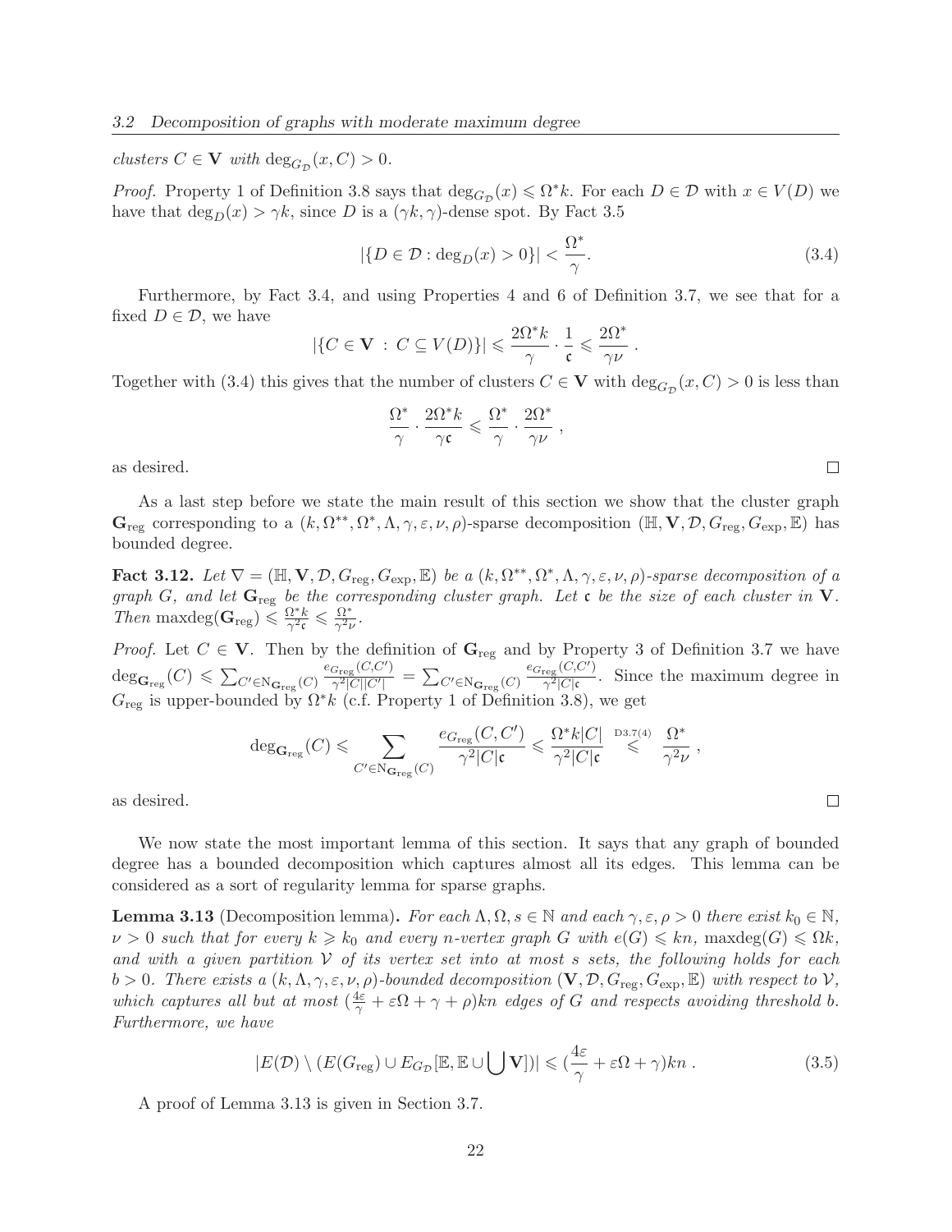*clusters $C \in \mathbf{V}$ with $\deg_{G_{\mathcal{D}}}(x, C) > 0$.*

*Proof.* Property 1 of Definition 3.8 says that $\deg_{G_{\mathcal{D}}}(x) \leqslant \Omega^* k$. For each $D \in \mathcal{D}$ with $x \in V(D)$ we have that $\deg_D(x) > \gamma k$, since $D$ is a $(\gamma k, \gamma)$-dense spot. By Fact 3.5

$$|\{D \in \mathcal{D} : \deg_D(x) > 0\}| < \frac{\Omega^*}{\gamma}. \tag{3.4}$$

Furthermore, by Fact 3.4, and using Properties 4 and 6 of Definition 3.7, we see that for a fixed $D \in \mathcal{D}$, we have

$$|\{C \in \mathbf{V} \, : \, C \subseteq V(D)\}| \leqslant \frac{2\Omega^* k}{\gamma} \cdot \frac{1}{\mathfrak{c}} \leqslant \frac{2\Omega^*}{\gamma\nu} \, .$$

Together with (3.4) this gives that the number of clusters $C \in \mathbf{V}$ with $\deg_{G_{\mathcal{D}}}(x, C) > 0$ is less than

$$\frac{\Omega^*}{\gamma} \cdot \frac{2\Omega^* k}{\gamma\mathfrak{c}} \leqslant \frac{\Omega^*}{\gamma} \cdot \frac{2\Omega^*}{\gamma\nu} \, ,$$

as desired. $\square$

As a last step before we state the main result of this section we show that the cluster graph $\mathbf{G}_{\mathrm{reg}}$ corresponding to a $(k, \Omega^{**}, \Omega^*, \Lambda, \gamma, \varepsilon, \nu, \rho)$-sparse decomposition $(\mathbb{H}, \mathbf{V}, \mathcal{D}, G_{\mathrm{reg}}, G_{\mathrm{exp}}, \mathbb{E})$ has bounded degree.

**Fact 3.12.** *Let $\nabla = (\mathbb{H}, \mathbf{V}, \mathcal{D}, G_{\mathrm{reg}}, G_{\mathrm{exp}}, \mathbb{E})$ be a $(k, \Omega^{**}, \Omega^*, \Lambda, \gamma, \varepsilon, \nu, \rho)$-sparse decomposition of a graph $G$, and let $\mathbf{G}_{\mathrm{reg}}$ be the corresponding cluster graph. Let $\mathfrak{c}$ be the size of each cluster in $\mathbf{V}$. Then $\mathrm{maxdeg}(\mathbf{G}_{\mathrm{reg}}) \leqslant \frac{\Omega^* k}{\gamma^2 \mathfrak{c}} \leqslant \frac{\Omega^*}{\gamma^2 \nu}$.*

*Proof.* Let $C \in \mathbf{V}$. Then by the definition of $\mathbf{G}_{\mathrm{reg}}$ and by Property 3 of Definition 3.7 we have $\deg_{\mathbf{G}_{\mathrm{reg}}}(C) \leqslant \sum_{C' \in \mathrm{N}_{\mathbf{G}_{\mathrm{reg}}}(C)} \frac{e_{G_{\mathrm{reg}}}(C, C')}{\gamma^2 |C||C'|} = \sum_{C' \in \mathrm{N}_{\mathbf{G}_{\mathrm{reg}}}(C)} \frac{e_{G_{\mathrm{reg}}}(C, C')}{\gamma^2 |C| \mathfrak{c}}$. Since the maximum degree in $G_{\mathrm{reg}}$ is upper-bounded by $\Omega^* k$ (c.f. Property 1 of Definition 3.8), we get

$$\deg_{\mathbf{G}_{\mathrm{reg}}}(C) \leqslant \sum_{C' \in \mathrm{N}_{\mathbf{G}_{\mathrm{reg}}}(C)} \frac{e_{G_{\mathrm{reg}}}(C, C')}{\gamma^2 |C| \mathfrak{c}} \leqslant \frac{\Omega^* k |C|}{\gamma^2 |C| \mathfrak{c}} \overset{\text{D3.7(4)}}{\leqslant} \frac{\Omega^*}{\gamma^2 \nu} \, ,$$

as desired. $\square$

We now state the most important lemma of this section. It says that any graph of bounded degree has a bounded decomposition which captures almost all its edges. This lemma can be considered as a sort of regularity lemma for sparse graphs.

**Lemma 3.13** (Decomposition lemma)**.** *For each $\Lambda, \Omega, s \in \mathbb{N}$ and each $\gamma, \varepsilon, \rho > 0$ there exist $k_0 \in \mathbb{N}$, $\nu > 0$ such that for every $k \geqslant k_0$ and every $n$-vertex graph $G$ with $e(G) \leqslant kn$, $\mathrm{maxdeg}(G) \leqslant \Omega k$, and with a given partition $\mathcal{V}$ of its vertex set into at most $s$ sets, the following holds for each $b > 0$. There exists a $(k, \Lambda, \gamma, \varepsilon, \nu, \rho)$-bounded decomposition $(\mathbf{V}, \mathcal{D}, G_{\mathrm{reg}}, G_{\mathrm{exp}}, \mathbb{E})$ with respect to $\mathcal{V}$, which captures all but at most $(\frac{4\varepsilon}{\gamma} + \varepsilon\Omega + \gamma + \rho)kn$ edges of $G$ and respects avoiding threshold $b$. Furthermore, we have*

$$|E(\mathcal{D}) \setminus (E(G_{\mathrm{reg}}) \cup E_{G_{\mathcal{D}}}[\mathbb{E}, \mathbb{E} \cup \bigcup \mathbf{V}])| \leqslant (\frac{4\varepsilon}{\gamma} + \varepsilon\Omega + \gamma)kn \, . \tag{3.5}$$

A proof of Lemma 3.13 is given in Section 3.7.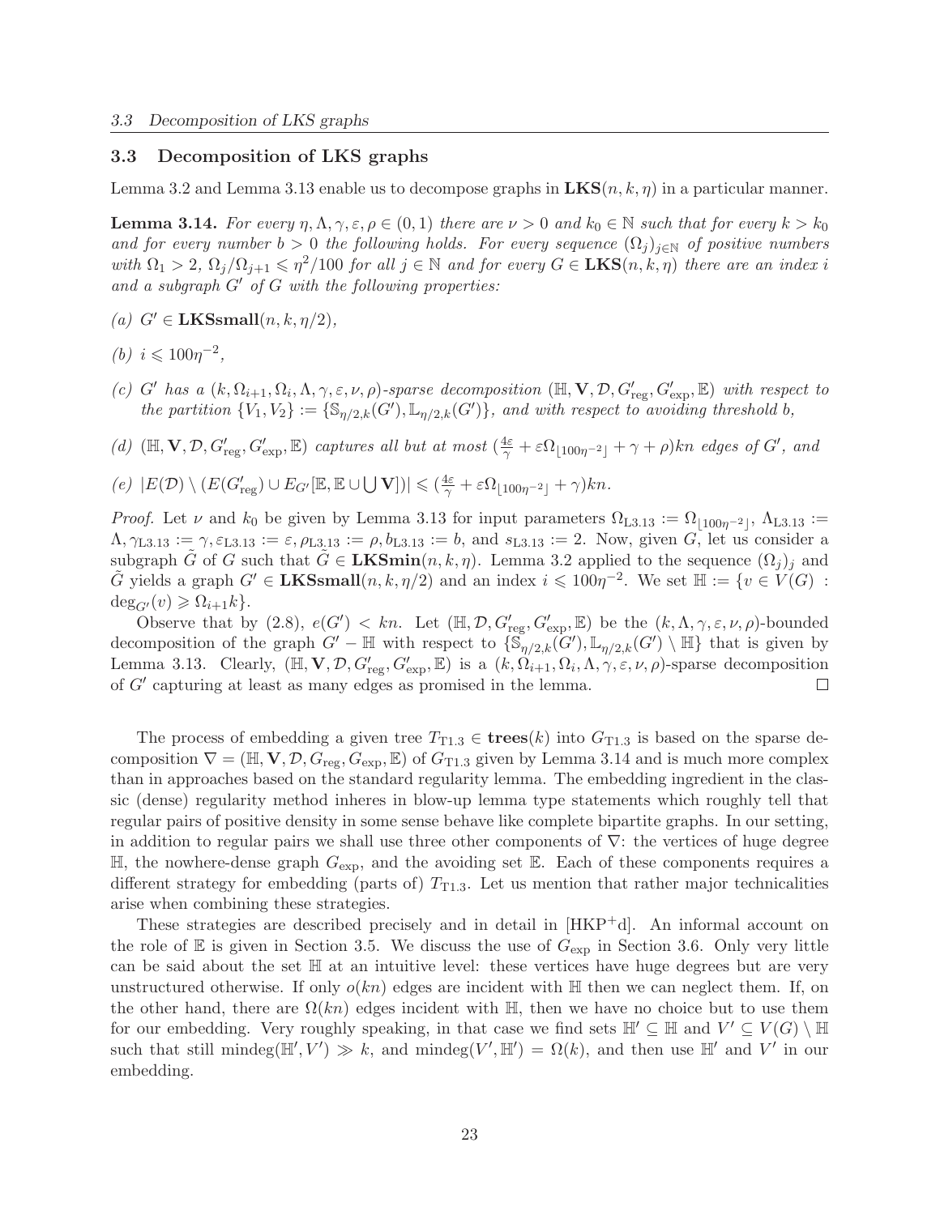### 3.3 Decomposition of LKS graphs

Lemma 3.2 and Lemma 3.13 enable us to decompose graphs in $\mathbf{LKS}(n,k,\eta)$ in a particular manner.

**Lemma 3.14.** *For every $\eta, \Lambda, \gamma, \varepsilon, \rho \in (0,1)$ there are $\nu > 0$ and $k_0 \in \mathbb{N}$ such that for every $k > k_0$ and for every number $b > 0$ the following holds. For every sequence $(\Omega_j)_{j\in\mathbb{N}}$ of positive numbers with $\Omega_1 > 2$, $\Omega_j/\Omega_{j+1} \leqslant \eta^2/100$ for all $j \in \mathbb{N}$ and for every $G \in \mathbf{LKS}(n,k,\eta)$ there are an index $i$ and a subgraph $G'$ of $G$ with the following properties:*

*(a) $G' \in \mathbf{LKSsmall}(n,k,\eta/2)$,*

*(b) $i \leqslant 100\eta^{-2}$,*

*(c) $G'$ has a $(k, \Omega_{i+1}, \Omega_i, \Lambda, \gamma, \varepsilon, \nu, \rho)$-sparse decomposition $(\mathbb{H}, \mathbf{V}, \mathcal{D}, G'_{\mathrm{reg}}, G'_{\mathrm{exp}}, \mathbb{E})$ with respect to the partition $\{V_1, V_2\} := \{\mathbb{S}_{\eta/2,k}(G'), \mathbb{L}_{\eta/2,k}(G')\}$, and with respect to avoiding threshold $b$,*

*(d) $(\mathbb{H}, \mathbf{V}, \mathcal{D}, G'_{\mathrm{reg}}, G'_{\mathrm{exp}}, \mathbb{E})$ captures all but at most $(\frac{4\varepsilon}{\gamma} + \varepsilon\Omega_{\lfloor 100\eta^{-2}\rfloor} + \gamma + \rho)kn$ edges of $G'$, and*

*(e) $|E(\mathcal{D}) \setminus (E(G'_{\mathrm{reg}}) \cup E_{G'}[\mathbb{E}, \mathbb{E} \cup \bigcup \mathbf{V}])| \leqslant (\frac{4\varepsilon}{\gamma} + \varepsilon\Omega_{\lfloor 100\eta^{-2}\rfloor} + \gamma)kn$.*

*Proof.* Let $\nu$ and $k_0$ be given by Lemma 3.13 for input parameters $\Omega_{\mathrm{L3.13}} := \Omega_{\lfloor 100\eta^{-2}\rfloor}$, $\Lambda_{\mathrm{L3.13}} := \Lambda, \gamma_{\mathrm{L3.13}} := \gamma, \varepsilon_{\mathrm{L3.13}} := \varepsilon, \rho_{\mathrm{L3.13}} := \rho, b_{\mathrm{L3.13}} := b$, and $s_{\mathrm{L3.13}} := 2$. Now, given $G$, let us consider a subgraph $\tilde{G}$ of $G$ such that $\tilde{G} \in \mathbf{LKSmin}(n,k,\eta)$. Lemma 3.2 applied to the sequence $(\Omega_j)_j$ and $\tilde{G}$ yields a graph $G' \in \mathbf{LKSsmall}(n,k,\eta/2)$ and an index $i \leqslant 100\eta^{-2}$. We set $\mathbb{H} := \{v \in V(G) : \deg_{G'}(v) \geqslant \Omega_{i+1}k\}$.

Observe that by (2.8), $e(G') < kn$. Let $(\mathbb{H}, \mathcal{D}, G'_{\mathrm{reg}}, G'_{\mathrm{exp}}, \mathbb{E})$ be the $(k, \Lambda, \gamma, \varepsilon, \nu, \rho)$-bounded decomposition of the graph $G' - \mathbb{H}$ with respect to $\{\mathbb{S}_{\eta/2,k}(G'), \mathbb{L}_{\eta/2,k}(G') \setminus \mathbb{H}\}$ that is given by Lemma 3.13. Clearly, $(\mathbb{H}, \mathbf{V}, \mathcal{D}, G'_{\mathrm{reg}}, G'_{\mathrm{exp}}, \mathbb{E})$ is a $(k, \Omega_{i+1}, \Omega_i, \Lambda, \gamma, \varepsilon, \nu, \rho)$-sparse decomposition of $G'$ capturing at least as many edges as promised in the lemma. $\square$

The process of embedding a given tree $T_{\mathrm{T1.3}} \in \mathbf{trees}(k)$ into $G_{\mathrm{T1.3}}$ is based on the sparse decomposition $\nabla = (\mathbb{H}, \mathbf{V}, \mathcal{D}, G_{\mathrm{reg}}, G_{\mathrm{exp}}, \mathbb{E})$ of $G_{\mathrm{T1.3}}$ given by Lemma 3.14 and is much more complex than in approaches based on the standard regularity lemma. The embedding ingredient in the classic (dense) regularity method inheres in blow-up lemma type statements which roughly tell that regular pairs of positive density in some sense behave like complete bipartite graphs. In our setting, in addition to regular pairs we shall use three other components of $\nabla$: the vertices of huge degree $\mathbb{H}$, the nowhere-dense graph $G_{\mathrm{exp}}$, and the avoiding set $\mathbb{E}$. Each of these components requires a different strategy for embedding (parts of) $T_{\mathrm{T1.3}}$. Let us mention that rather major technicalities arise when combining these strategies.

These strategies are described precisely and in detail in [HKP+d]. An informal account on the role of $\mathbb{E}$ is given in Section 3.5. We discuss the use of $G_{\mathrm{exp}}$ in Section 3.6. Only very little can be said about the set $\mathbb{H}$ at an intuitive level: these vertices have huge degrees but are very unstructured otherwise. If only $o(kn)$ edges are incident with $\mathbb{H}$ then we can neglect them. If, on the other hand, there are $\Omega(kn)$ edges incident with $\mathbb{H}$, then we have no choice but to use them for our embedding. Very roughly speaking, in that case we find sets $\mathbb{H}' \subseteq \mathbb{H}$ and $V' \subseteq V(G) \setminus \mathbb{H}$ such that still $\mathrm{mindeg}(\mathbb{H}', V') \gg k$, and $\mathrm{mindeg}(V', \mathbb{H}') = \Omega(k)$, and then use $\mathbb{H}'$ and $V'$ in our embedding.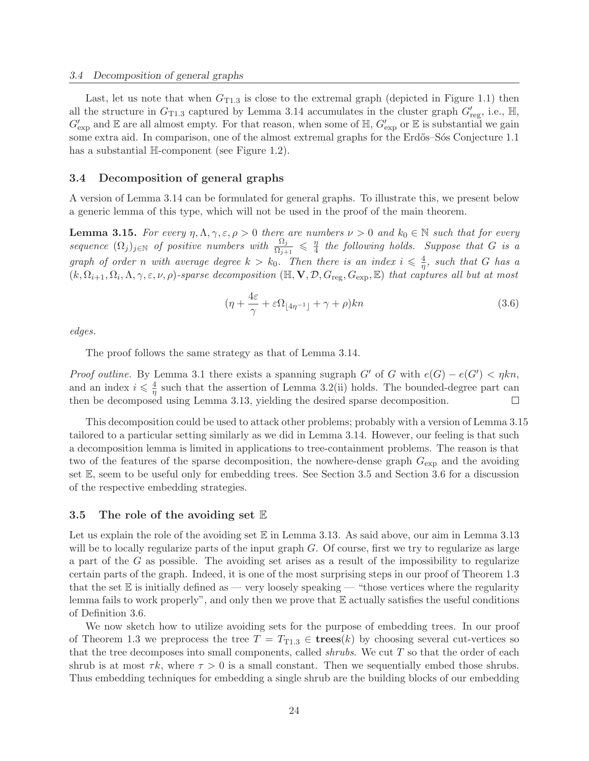Last, let us note that when $G_{\mathrm{T1.3}}$ is close to the extremal graph (depicted in Figure 1.1) then all the structure in $G_{\mathrm{T1.3}}$ captured by Lemma 3.14 accumulates in the cluster graph $G'_{\mathrm{reg}}$, i.e., $\mathbb{H}$, $G'_{\mathrm{exp}}$ and $\mathbb{E}$ are all almost empty. For that reason, when some of $\mathbb{H}$, $G'_{\mathrm{exp}}$ or $\mathbb{E}$ is substantial we gain some extra aid. In comparison, one of the almost extremal graphs for the Erdős–Sós Conjecture 1.1 has a substantial $\mathbb{H}$-component (see Figure 1.2).

## 3.4 Decomposition of general graphs

A version of Lemma 3.14 can be formulated for general graphs. To illustrate this, we present below a generic lemma of this type, which will not be used in the proof of the main theorem.

**Lemma 3.15.** *For every $\eta, \Lambda, \gamma, \varepsilon, \rho > 0$ there are numbers $\nu > 0$ and $k_0 \in \mathbb{N}$ such that for every sequence $(\Omega_j)_{j\in\mathbb{N}}$ of positive numbers with $\frac{\Omega_j}{\Omega_{j+1}} \leqslant \frac{\eta}{4}$ the following holds. Suppose that $G$ is a graph of order $n$ with average degree $k > k_0$. Then there is an index $i \leqslant \frac{4}{\eta}$, such that $G$ has a $(k, \Omega_{i+1}, \Omega_i, \Lambda, \gamma, \varepsilon, \nu, \rho)$-sparse decomposition $(\mathbb{H}, \mathbf{V}, \mathcal{D}, G_{\mathrm{reg}}, G_{\mathrm{exp}}, \mathbb{E})$ that captures all but at most*

$$(\eta + \frac{4\varepsilon}{\gamma} + \varepsilon\Omega_{\lfloor 4\eta^{-1}\rfloor} + \gamma + \rho)kn \tag{3.6}$$

*edges.*

The proof follows the same strategy as that of Lemma 3.14.

*Proof outline.* By Lemma 3.1 there exists a spanning sugraph $G'$ of $G$ with $e(G) - e(G') < \eta kn$, and an index $i \leqslant \frac{4}{\eta}$ such that the assertion of Lemma 3.2(ii) holds. The bounded-degree part can then be decomposed using Lemma 3.13, yielding the desired sparse decomposition. □

This decomposition could be used to attack other problems; probably with a version of Lemma 3.15 tailored to a particular setting similarly as we did in Lemma 3.14. However, our feeling is that such a decomposition lemma is limited in applications to tree-containment problems. The reason is that two of the features of the sparse decomposition, the nowhere-dense graph $G_{\mathrm{exp}}$ and the avoiding set $\mathbb{E}$, seem to be useful only for embedding trees. See Section 3.5 and Section 3.6 for a discussion of the respective embedding strategies.

## 3.5 The role of the avoiding set $\mathbb{E}$

Let us explain the role of the avoiding set $\mathbb{E}$ in Lemma 3.13. As said above, our aim in Lemma 3.13 will be to locally regularize parts of the input graph $G$. Of course, first we try to regularize as large a part of the $G$ as possible. The avoiding set arises as a result of the impossibility to regularize certain parts of the graph. Indeed, it is one of the most surprising steps in our proof of Theorem 1.3 that the set $\mathbb{E}$ is initially defined as — very loosely speaking — "those vertices where the regularity lemma fails to work properly", and only then we prove that $\mathbb{E}$ actually satisfies the useful conditions of Definition 3.6.

We now sketch how to utilize avoiding sets for the purpose of embedding trees. In our proof of Theorem 1.3 we preprocess the tree $T = T_{\mathrm{T1.3}} \in \mathbf{trees}(k)$ by choosing several cut-vertices so that the tree decomposes into small components, called *shrubs*. We cut $T$ so that the order of each shrub is at most $\tau k$, where $\tau > 0$ is a small constant. Then we sequentially embed those shrubs. Thus embedding techniques for embedding a single shrub are the building blocks of our embedding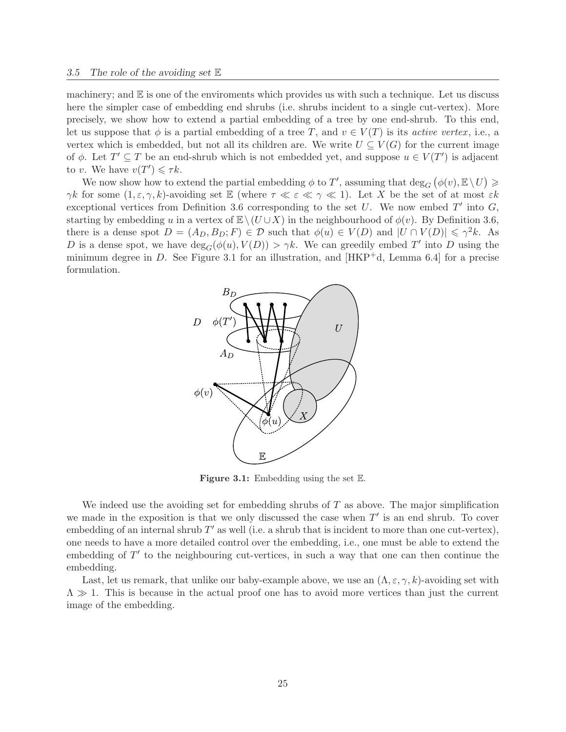machinery; and $\mathbb{E}$ is one of the enviroments which provides us with such a technique. Let us discuss here the simpler case of embedding end shrubs (i.e. shrubs incident to a single cut-vertex). More precisely, we show how to extend a partial embedding of a tree by one end-shrub. To this end, let us suppose that $\phi$ is a partial embedding of a tree $T$, and $v \in V(T)$ is its *active vertex*, i.e., a vertex which is embedded, but not all its children are. We write $U \subseteq V(G)$ for the current image of $\phi$. Let $T' \subseteq T$ be an end-shrub which is not embedded yet, and suppose $u \in V(T')$ is adjacent to $v$. We have $v(T') \leqslant \tau k$.

We now show how to extend the partial embedding $\phi$ to $T'$, assuming that $\deg_G\big(\phi(v), \mathbb{E} \setminus U\big) \geqslant \gamma k$ for some $(1, \varepsilon, \gamma, k)$-avoiding set $\mathbb{E}$ (where $\tau \ll \varepsilon \ll \gamma \ll 1$). Let $X$ be the set of at most $\varepsilon k$ exceptional vertices from Definition 3.6 corresponding to the set $U$. We now embed $T'$ into $G$, starting by embedding $u$ in a vertex of $\mathbb{E} \setminus (U \cup X)$ in the neighbourhood of $\phi(v)$. By Definition 3.6, there is a dense spot $D = (A_D, B_D; F) \in \mathcal{D}$ such that $\phi(u) \in V(D)$ and $|U \cap V(D)| \leqslant \gamma^2 k$. As $D$ is a dense spot, we have $\deg_G(\phi(u), V(D)) > \gamma k$. We can greedily embed $T'$ into $D$ using the minimum degree in $D$. See Figure 3.1 for an illustration, and [HKP$^+$d, Lemma 6.4] for a precise formulation.

**Figure 3.1:** Embedding using the set $\mathbb{E}$.

We indeed use the avoiding set for embedding shrubs of $T$ as above. The major simplification we made in the exposition is that we only discussed the case when $T'$ is an end shrub. To cover embedding of an internal shrub $T'$ as well (i.e. a shrub that is incident to more than one cut-vertex), one needs to have a more detailed control over the embedding, i.e., one must be able to extend the embedding of $T'$ to the neighbouring cut-vertices, in such a way that one can then continue the embedding.

Last, let us remark, that unlike our baby-example above, we use an $(\Lambda, \varepsilon, \gamma, k)$-avoiding set with $\Lambda \gg 1$. This is because in the actual proof one has to avoid more vertices than just the current image of the embedding.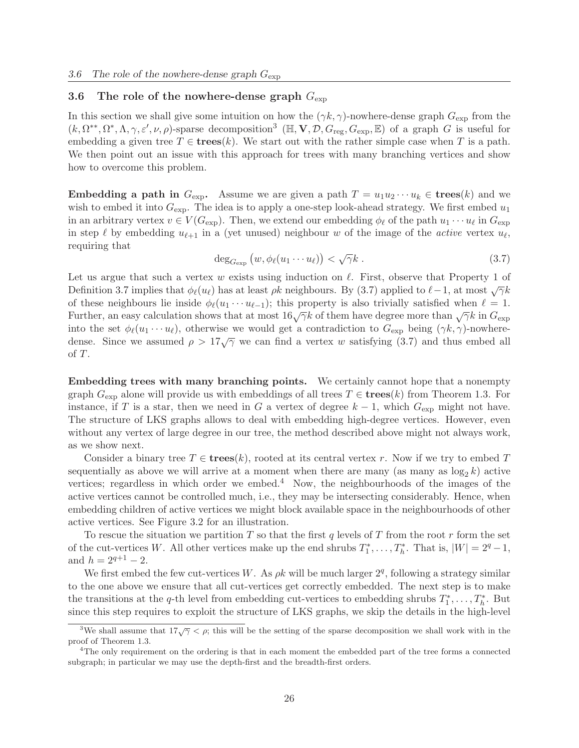### 3.6 The role of the nowhere-dense graph $G_{\exp}$

In this section we shall give some intuition on how the $(\gamma k, \gamma)$-nowhere-dense graph $G_{\exp}$ from the $(k, \Omega^{**}, \Omega^*, \Lambda, \gamma, \varepsilon', \nu, \rho)$-sparse decomposition[3] $(\mathbb{H}, \mathbf{V}, \mathcal{D}, G_{\mathrm{reg}}, G_{\exp}, \mathbb{E})$ of a graph $G$ is useful for embedding a given tree $T \in \mathbf{trees}(k)$. We start out with the rather simple case when $T$ is a path. We then point out an issue with this approach for trees with many branching vertices and show how to overcome this problem.

**Embedding a path in $G_{\exp}$.** Assume we are given a path $T = u_1 u_2 \cdots u_k \in \mathbf{trees}(k)$ and we wish to embed it into $G_{\exp}$. The idea is to apply a one-step look-ahead strategy. We first embed $u_1$ in an arbitrary vertex $v \in V(G_{\exp})$. Then, we extend our embedding $\phi_\ell$ of the path $u_1 \cdots u_\ell$ in $G_{\exp}$ in step $\ell$ by embedding $u_{\ell+1}$ in a (yet unused) neighbour $w$ of the image of the *active* vertex $u_\ell$, requiring that

$$\deg_{G_{\exp}}\big(w, \phi_\ell(u_1 \cdots u_\ell)\big) < \sqrt{\gamma} k \,. \tag{3.7}$$

Let us argue that such a vertex $w$ exists using induction on $\ell$. First, observe that Property 1 of Definition 3.7 implies that $\phi_\ell(u_\ell)$ has at least $\rho k$ neighbours. By (3.7) applied to $\ell - 1$, at most $\sqrt{\gamma}k$ of these neighbours lie inside $\phi_\ell(u_1 \cdots u_{\ell-1})$; this property is also trivially satisfied when $\ell = 1$. Further, an easy calculation shows that at most $16\sqrt{\gamma}k$ of them have degree more than $\sqrt{\gamma}k$ in $G_{\exp}$ into the set $\phi_\ell(u_1 \cdots u_\ell)$, otherwise we would get a contradiction to $G_{\exp}$ being $(\gamma k, \gamma)$-nowhere-dense. Since we assumed $\rho > 17\sqrt{\gamma}$ we can find a vertex $w$ satisfying (3.7) and thus embed all of $T$.

**Embedding trees with many branching points.** We certainly cannot hope that a nonempty graph $G_{\exp}$ alone will provide us with embeddings of all trees $T \in \mathbf{trees}(k)$ from Theorem 1.3. For instance, if $T$ is a star, then we need in $G$ a vertex of degree $k - 1$, which $G_{\exp}$ might not have. The structure of LKS graphs allows to deal with embedding high-degree vertices. However, even without any vertex of large degree in our tree, the method described above might not always work, as we show next.

Consider a binary tree $T \in \mathbf{trees}(k)$, rooted at its central vertex $r$. Now if we try to embed $T$ sequentially as above we will arrive at a moment when there are many (as many as $\log_2 k$) active vertices; regardless in which order we embed.[4] Now, the neighbourhoods of the images of the active vertices cannot be controlled much, i.e., they may be intersecting considerably. Hence, when embedding children of active vertices we might block available space in the neighbourhoods of other active vertices. See Figure 3.2 for an illustration.

To rescue the situation we partition $T$ so that the first $q$ levels of $T$ from the root $r$ form the set of the cut-vertices $W$. All other vertices make up the end shrubs $T_1^*, \ldots, T_h^*$. That is, $|W| = 2^q - 1$, and $h = 2^{q+1} - 2$.

We first embed the few cut-vertices $W$. As $\rho k$ will be much larger $2^q$, following a strategy similar to the one above we ensure that all cut-vertices get correctly embedded. The next step is to make the transitions at the $q$-th level from embedding cut-vertices to embedding shrubs $T_1^*, \ldots, T_h^*$. But since this step requires to exploit the structure of LKS graphs, we skip the details in the high-level

[3] We shall assume that $17\sqrt{\gamma} < \rho$; this will be the setting of the sparse decomposition we shall work with in the proof of Theorem 1.3.

[4] The only requirement on the ordering is that in each moment the embedded part of the tree forms a connected subgraph; in particular we may use the depth-first and the breadth-first orders.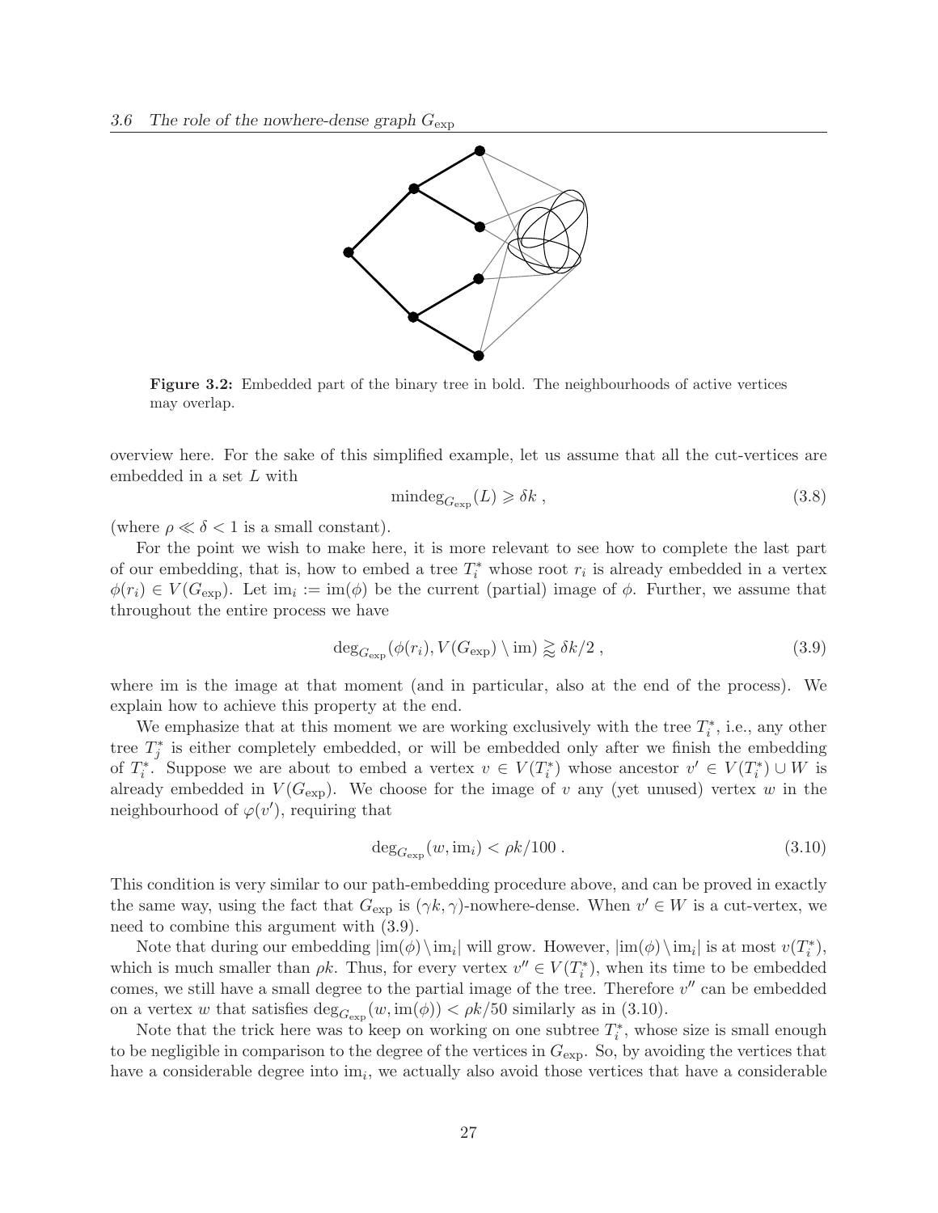**Figure 3.2:** Embedded part of the binary tree in bold. The neighbourhoods of active vertices may overlap.

overview here. For the sake of this simplified example, let us assume that all the cut-vertices are embedded in a set $L$ with

$$\mathrm{mindeg}_{G_{\exp}}(L) \geqslant \delta k \,, \tag{3.8}$$

(where $\rho \ll \delta < 1$ is a small constant).

For the point we wish to make here, it is more relevant to see how to complete the last part of our embedding, that is, how to embed a tree $T_i^*$ whose root $r_i$ is already embedded in a vertex $\phi(r_i) \in V(G_{\exp})$. Let $\mathrm{im}_i := \mathrm{im}(\phi)$ be the current (partial) image of $\phi$. Further, we assume that throughout the entire process we have

$$\deg_{G_{\exp}}(\phi(r_i), V(G_{\exp}) \setminus \mathrm{im}) \gtrapprox \delta k/2 \,, \tag{3.9}$$

where im is the image at that moment (and in particular, also at the end of the process). We explain how to achieve this property at the end.

We emphasize that at this moment we are working exclusively with the tree $T_i^*$, i.e., any other tree $T_j^*$ is either completely embedded, or will be embedded only after we finish the embedding of $T_i^*$. Suppose we are about to embed a vertex $v \in V(T_i^*)$ whose ancestor $v' \in V(T_i^*) \cup W$ is already embedded in $V(G_{\exp})$. We choose for the image of $v$ any (yet unused) vertex $w$ in the neighbourhood of $\varphi(v')$, requiring that

$$\deg_{G_{\exp}}(w, \mathrm{im}_i) < \rho k/100 \,. \tag{3.10}$$

This condition is very similar to our path-embedding procedure above, and can be proved in exactly the same way, using the fact that $G_{\exp}$ is $(\gamma k, \gamma)$-nowhere-dense. When $v' \in W$ is a cut-vertex, we need to combine this argument with (3.9).

Note that during our embedding $|\mathrm{im}(\phi) \setminus \mathrm{im}_i|$ will grow. However, $|\mathrm{im}(\phi) \setminus \mathrm{im}_i|$ is at most $v(T_i^*)$, which is much smaller than $\rho k$. Thus, for every vertex $v'' \in V(T_i^*)$, when its time to be embedded comes, we still have a small degree to the partial image of the tree. Therefore $v''$ can be embedded on a vertex $w$ that satisfies $\deg_{G_{\exp}}(w, \mathrm{im}(\phi)) < \rho k/50$ similarly as in (3.10).

Note that the trick here was to keep on working on one subtree $T_i^*$, whose size is small enough to be negligible in comparison to the degree of the vertices in $G_{\exp}$. So, by avoiding the vertices that have a considerable degree into $\mathrm{im}_i$, we actually also avoid those vertices that have a considerable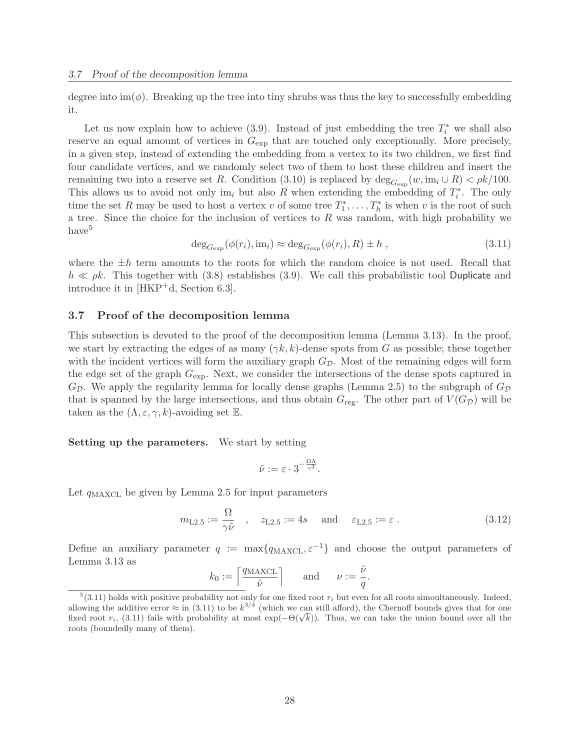degree into $\mathrm{im}(\phi)$. Breaking up the tree into tiny shrubs was thus the key to successfully embedding it.

Let us now explain how to achieve (3.9). Instead of just embedding the tree $T_i^*$ we shall also reserve an equal amount of vertices in $G_{\mathrm{exp}}$ that are touched only exceptionally. More precisely, in a given step, instead of extending the embedding from a vertex to its two children, we first find four candidate vertices, and we randomly select two of them to host these children and insert the remaining two into a reserve set $R$. Condition (3.10) is replaced by $\deg_{G_{\mathrm{exp}}}(w, \mathrm{im}_i \cup R) < \rho k/100$. This allows us to avoid not only $\mathrm{im}_i$ but also $R$ when extending the embedding of $T_i^*$. The only time the set $R$ may be used to host a vertex $v$ of some tree $T_1^*, \ldots, T_h^*$ is when $v$ is the root of such a tree. Since the choice for the inclusion of vertices to $R$ was random, with high probability we have[5]

$$\deg_{G_{\mathrm{exp}}}(\phi(r_i), \mathrm{im}_i) \approx \deg_{G_{\mathrm{exp}}}(\phi(r_i), R) \pm h , \tag{3.11}$$

where the $\pm h$ term amounts to the roots for which the random choice is not used. Recall that $h \ll \rho k$. This together with (3.8) establishes (3.9). We call this probabilistic tool Duplicate and introduce it in [HKP+d, Section 6.3].

## 3.7 Proof of the decomposition lemma

This subsection is devoted to the proof of the decomposition lemma (Lemma 3.13). In the proof, we start by extracting the edges of as many $(\gamma k, k)$-dense spots from $G$ as possible; these together with the incident vertices will form the auxiliary graph $G_{\mathcal{D}}$. Most of the remaining edges will form the edge set of the graph $G_{\mathrm{exp}}$. Next, we consider the intersections of the dense spots captured in $G_{\mathcal{D}}$. We apply the regularity lemma for locally dense graphs (Lemma 2.5) to the subgraph of $G_{\mathcal{D}}$ that is spanned by the large intersections, and thus obtain $G_{\mathrm{reg}}$. The other part of $V(G_{\mathcal{D}})$ will be taken as the $(\Lambda, \varepsilon, \gamma, k)$-avoiding set $\mathbb{E}$.

**Setting up the parameters.** We start by setting

$$\tilde{\nu} := \varepsilon \cdot 3^{-\frac{\Omega\Lambda}{\gamma^3}} .$$

Let $q_{\mathrm{MAXCL}}$ be given by Lemma 2.5 for input parameters

$$m_{\mathrm{L2.5}} := \frac{\Omega}{\gamma\tilde{\nu}} \quad , \quad z_{\mathrm{L2.5}} := 4s \quad \text{and} \quad \varepsilon_{\mathrm{L2.5}} := \varepsilon . \tag{3.12}$$

Define an auxiliary parameter $q := \max\{q_{\mathrm{MAXCL}}, \varepsilon^{-1}\}$ and choose the output parameters of Lemma 3.13 as

$$k_0 := \left\lceil \frac{q_{\mathrm{MAXCL}}}{\tilde{\nu}} \right\rceil \qquad \text{and} \qquad \nu := \frac{\tilde{\nu}}{q}.$$

[5] (3.11) holds with positive probability not only for one fixed root $r_i$ but even for all roots simoultaneously. Indeed, allowing the additive error $\approx$ in (3.11) to be $k^{3/4}$ (which we can still afford), the Chernoff bounds gives that for one fixed root $r_i$, (3.11) fails with probability at most $\exp(-\Theta(\sqrt{k}))$. Thus, we can take the union bound over all the roots (boundedly many of them).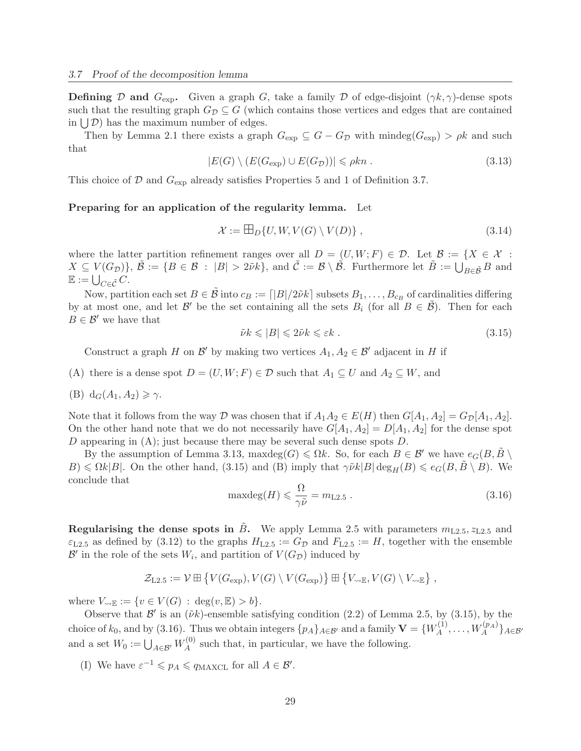**Defining $\mathcal{D}$ and $G_{\exp}$.** Given a graph $G$, take a family $\mathcal{D}$ of edge-disjoint $(\gamma k, \gamma)$-dense spots such that the resulting graph $G_{\mathcal{D}} \subseteq G$ (which contains those vertices and edges that are contained in $\bigcup \mathcal{D}$) has the maximum number of edges.

Then by Lemma 2.1 there exists a graph $G_{\exp} \subseteq G - G_{\mathcal{D}}$ with $\mathrm{mindeg}(G_{\exp}) > \rho k$ and such that

$$|E(G) \setminus (E(G_{\exp}) \cup E(G_{\mathcal{D}}))| \leqslant \rho k n \; . \tag{3.13}$$

This choice of $\mathcal{D}$ and $G_{\exp}$ already satisfies Properties 5 and 1 of Definition 3.7.

**Preparing for an application of the regularity lemma.** Let

$$\mathcal{X} := \boxplus_D \{U, W, V(G) \setminus V(D)\} \; , \tag{3.14}$$

where the latter partition refinement ranges over all $D = (U, W; F) \in \mathcal{D}$. Let $\mathcal{B} := \{X \in \mathcal{X} \; : \; X \subseteq V(G_{\mathcal{D}})\}$, $\tilde{\mathcal{B}} := \{B \in \mathcal{B} \; : \; |B| > 2\tilde{\nu}k\}$, and $\tilde{\mathcal{C}} := \mathcal{B} \setminus \tilde{\mathcal{B}}$. Furthermore let $\tilde{B} := \bigcup_{B \in \tilde{\mathcal{B}}} B$ and $\mathbb{E} := \bigcup_{C \in \tilde{\mathcal{C}}} C$.

Now, partition each set $B \in \tilde{\mathcal{B}}$ into $c_B := \lceil |B|/2\tilde{\nu}k \rceil$ subsets $B_1, \ldots, B_{c_B}$ of cardinalities differing by at most one, and let $\mathcal{B}'$ be the set containing all the sets $B_i$ (for all $B \in \tilde{\mathcal{B}}$). Then for each $B \in \mathcal{B}'$ we have that

$$\tilde{\nu}k \leqslant |B| \leqslant 2\tilde{\nu}k \leqslant \varepsilon k \; . \tag{3.15}$$

Construct a graph $H$ on $\mathcal{B}'$ by making two vertices $A_1, A_2 \in \mathcal{B}'$ adjacent in $H$ if

(A) there is a dense spot $D = (U, W; F) \in \mathcal{D}$ such that $A_1 \subseteq U$ and $A_2 \subseteq W$, and

(B) $\mathrm{d}_G(A_1, A_2) \geqslant \gamma$.

Note that it follows from the way $\mathcal{D}$ was chosen that if $A_1A_2 \in E(H)$ then $G[A_1, A_2] = G_{\mathcal{D}}[A_1, A_2]$. On the other hand note that we do not necessarily have $G[A_1, A_2] = D[A_1, A_2]$ for the dense spot $D$ appearing in (A); just because there may be several such dense spots $D$.

By the assumption of Lemma 3.13, $\mathrm{maxdeg}(G) \leqslant \Omega k$. So, for each $B \in \mathcal{B}'$ we have $e_G(B, \tilde{B} \setminus B) \leqslant \Omega k |B|$. On the other hand, (3.15) and (B) imply that $\gamma \tilde{\nu} k |B| \deg_H(B) \leqslant e_G(B, \tilde{B} \setminus B)$. We conclude that

$$\mathrm{maxdeg}(H) \leqslant \frac{\Omega}{\gamma \tilde{\nu}} = m_{\mathrm{L2.5}} \; . \tag{3.16}$$

**Regularising the dense spots in $\tilde{B}$.** We apply Lemma 2.5 with parameters $m_{\mathrm{L2.5}}, z_{\mathrm{L2.5}}$ and $\varepsilon_{\mathrm{L2.5}}$ as defined by (3.12) to the graphs $H_{\mathrm{L2.5}} := G_{\mathcal{D}}$ and $F_{\mathrm{L2.5}} := H$, together with the ensemble $\mathcal{B}'$ in the role of the sets $W_i$, and partition of $V(G_{\mathcal{D}})$ induced by

$$\mathcal{Z}_{\mathrm{L2.5}} := \mathcal{V} \boxplus \left\{V(G_{\exp}), V(G) \setminus V(G_{\exp})\right\} \boxplus \left\{V_{\rightsquigarrow \mathbb{E}}, V(G) \setminus V_{\rightsquigarrow \mathbb{E}}\right\} \; ,$$

where $V_{\rightsquigarrow \mathbb{E}} := \{v \in V(G) \; : \; \deg(v, \mathbb{E}) > b\}$.

Observe that $\mathcal{B}'$ is an $(\tilde{\nu}k)$-ensemble satisfying condition (2.2) of Lemma 2.5, by (3.15), by the choice of $k_0$, and by (3.16). Thus we obtain integers $\{p_A\}_{A \in \mathcal{B}'}$ and a family $\mathbf{V} = \{W_A^{(1)}, \ldots, W_A^{(p_A)}\}_{A \in \mathcal{B}'}$ and a set $W_0 := \bigcup_{A \in \mathcal{B}'} W_A^{(0)}$ such that, in particular, we have the following.

(I) We have $\varepsilon^{-1} \leqslant p_A \leqslant q_{\mathrm{MAXCL}}$ for all $A \in \mathcal{B}'$.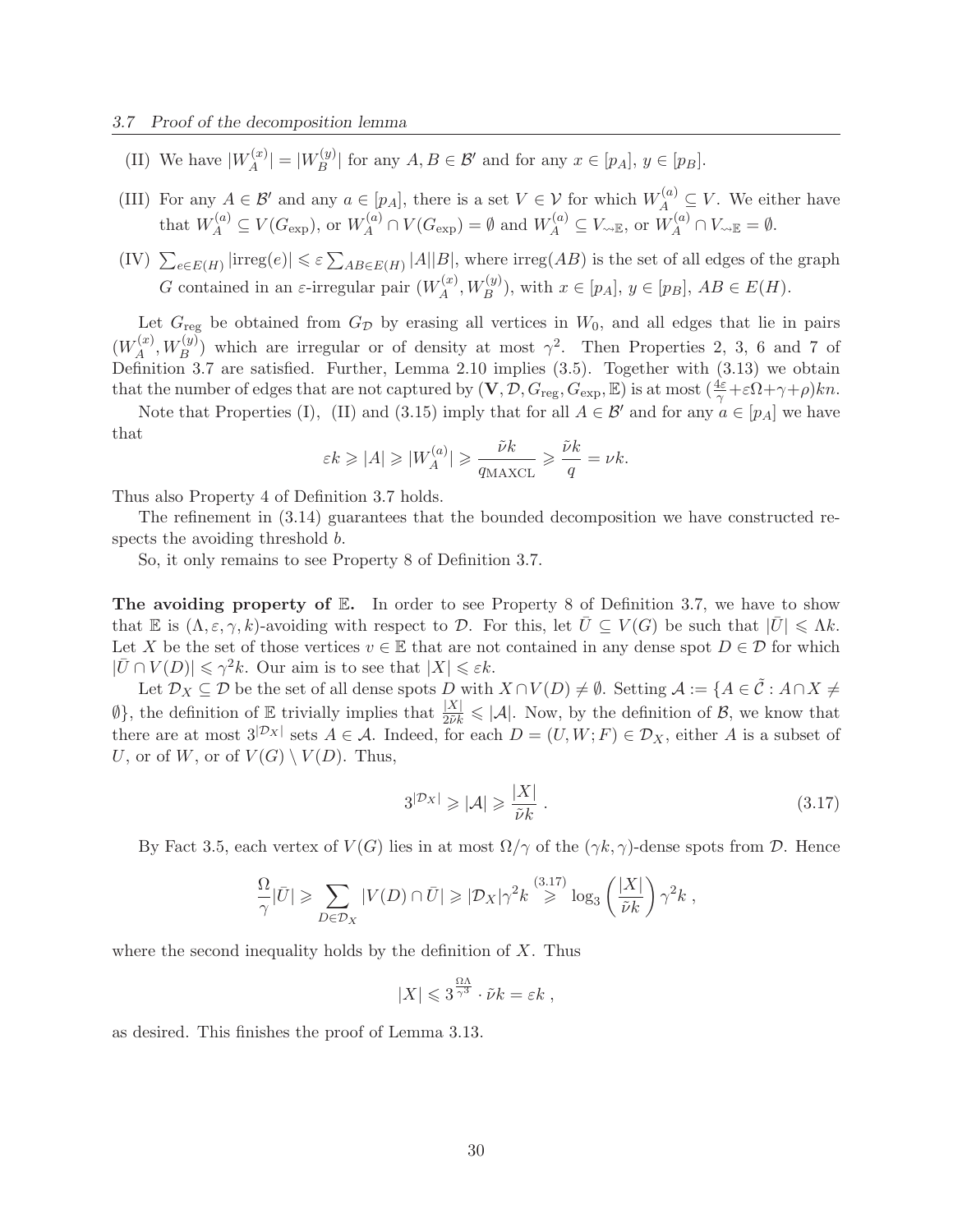(II) We have $|W_A^{(x)}| = |W_B^{(y)}|$ for any $A, B \in \mathcal{B}'$ and for any $x \in [p_A]$, $y \in [p_B]$.

(III) For any $A \in \mathcal{B}'$ and any $a \in [p_A]$, there is a set $V \in \mathcal{V}$ for which $W_A^{(a)} \subseteq V$. We either have that $W_A^{(a)} \subseteq V(G_{\mathrm{exp}})$, or $W_A^{(a)} \cap V(G_{\mathrm{exp}}) = \emptyset$ and $W_A^{(a)} \subseteq V_{\rightsquigarrow \mathbb{E}}$, or $W_A^{(a)} \cap V_{\rightsquigarrow \mathbb{E}} = \emptyset$.

(IV) $\sum_{e \in E(H)} |\mathrm{irreg}(e)| \leqslant \varepsilon \sum_{AB \in E(H)} |A||B|$, where $\mathrm{irreg}(AB)$ is the set of all edges of the graph $G$ contained in an $\varepsilon$-irregular pair $(W_A^{(x)}, W_B^{(y)})$, with $x \in [p_A]$, $y \in [p_B]$, $AB \in E(H)$.

Let $G_{\mathrm{reg}}$ be obtained from $G_{\mathcal{D}}$ by erasing all vertices in $W_0$, and all edges that lie in pairs $(W_A^{(x)}, W_B^{(y)})$ which are irregular or of density at most $\gamma^2$. Then Properties 2, 3, 6 and 7 of Definition 3.7 are satisfied. Further, Lemma 2.10 implies (3.5). Together with (3.13) we obtain that the number of edges that are not captured by $(\mathbf{V}, \mathcal{D}, G_{\mathrm{reg}}, G_{\mathrm{exp}}, \mathbb{E})$ is at most $(\frac{4\varepsilon}{\gamma} + \varepsilon\Omega + \gamma + \rho)kn$.

Note that Properties (I), (II) and (3.15) imply that for all $A \in \mathcal{B}'$ and for any $a \in [p_A]$ we have that

$$\varepsilon k \geqslant |A| \geqslant |W_A^{(a)}| \geqslant \frac{\tilde{\nu}k}{q_{\mathrm{MAXCL}}} \geqslant \frac{\tilde{\nu}k}{q} = \nu k.$$

Thus also Property 4 of Definition 3.7 holds.

The refinement in (3.14) guarantees that the bounded decomposition we have constructed respects the avoiding threshold $b$.

So, it only remains to see Property 8 of Definition 3.7.

**The avoiding property of $\mathbb{E}$.** In order to see Property 8 of Definition 3.7, we have to show that $\mathbb{E}$ is $(\Lambda, \varepsilon, \gamma, k)$-avoiding with respect to $\mathcal{D}$. For this, let $\bar{U} \subseteq V(G)$ be such that $|\bar{U}| \leqslant \Lambda k$. Let $X$ be the set of those vertices $v \in \mathbb{E}$ that are not contained in any dense spot $D \in \mathcal{D}$ for which $|\bar{U} \cap V(D)| \leqslant \gamma^2 k$. Our aim is to see that $|X| \leqslant \varepsilon k$.

Let $\mathcal{D}_X \subseteq \mathcal{D}$ be the set of all dense spots $D$ with $X \cap V(D) \neq \emptyset$. Setting $\mathcal{A} := \{A \in \tilde{\mathcal{C}} : A \cap X \neq \emptyset\}$, the definition of $\mathbb{E}$ trivially implies that $\frac{|X|}{2\tilde{\nu}k} \leqslant |\mathcal{A}|$. Now, by the definition of $\mathcal{B}$, we know that there are at most $3^{|\mathcal{D}_X|}$ sets $A \in \mathcal{A}$. Indeed, for each $D = (U, W; F) \in \mathcal{D}_X$, either $A$ is a subset of $U$, or of $W$, or of $V(G) \setminus V(D)$. Thus,

$$3^{|\mathcal{D}_X|} \geqslant |\mathcal{A}| \geqslant \frac{|X|}{\tilde{\nu}k}\ . \tag{3.17}$$

By Fact 3.5, each vertex of $V(G)$ lies in at most $\Omega/\gamma$ of the $(\gamma k, \gamma)$-dense spots from $\mathcal{D}$. Hence

$$\frac{\Omega}{\gamma}|\bar{U}| \geqslant \sum_{D \in \mathcal{D}_X} |V(D) \cap \bar{U}| \geqslant |\mathcal{D}_X|\gamma^2 k \overset{(3.17)}{\geqslant} \log_3\left(\frac{|X|}{\tilde{\nu}k}\right)\gamma^2 k\ ,$$

where the second inequality holds by the definition of $X$. Thus

$$|X| \leqslant 3^{\frac{\Omega\Lambda}{\gamma^3}} \cdot \tilde{\nu}k = \varepsilon k\ ,$$

as desired. This finishes the proof of Lemma 3.13.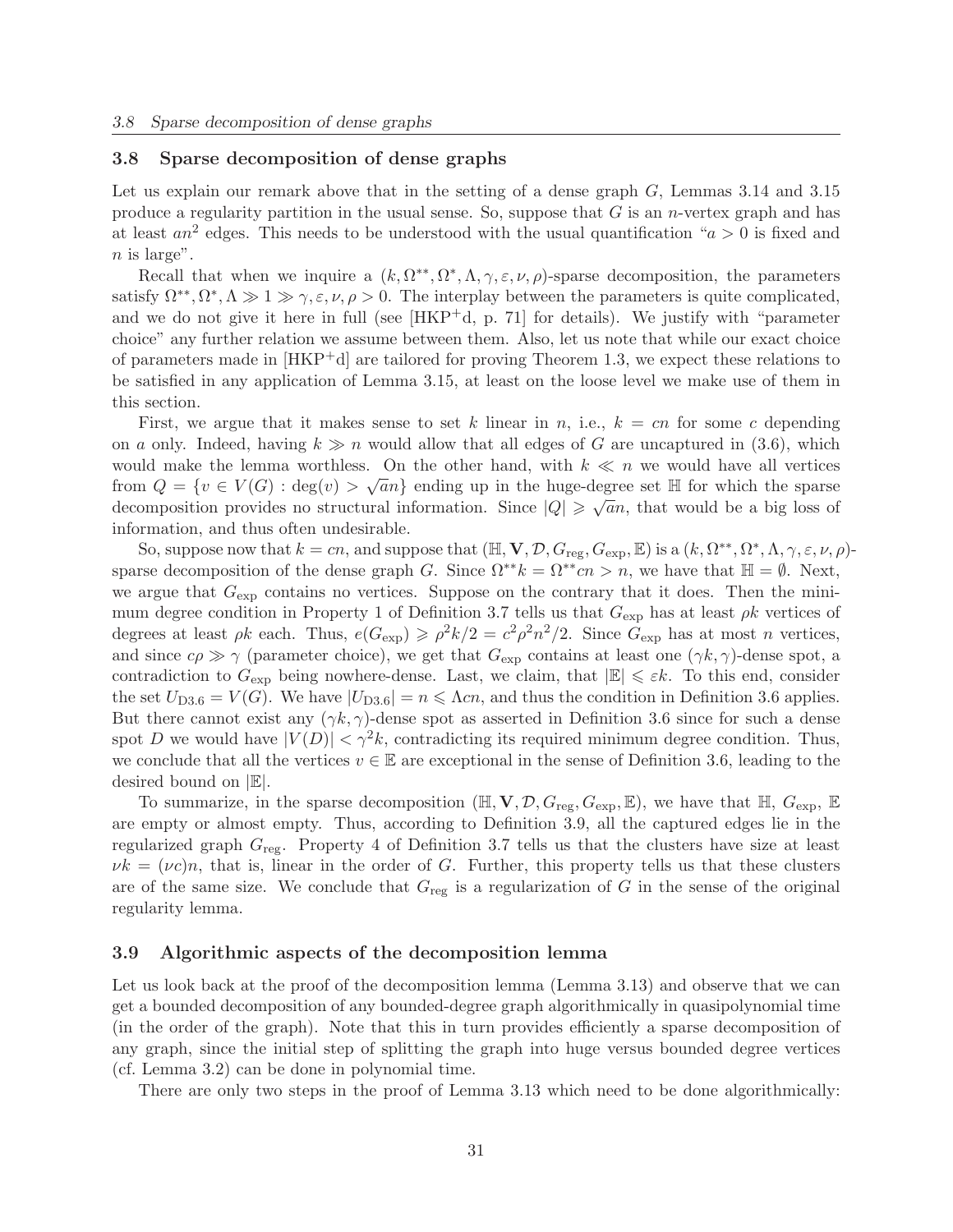## 3.8 Sparse decomposition of dense graphs

Let us explain our remark above that in the setting of a dense graph $G$, Lemmas 3.14 and 3.15 produce a regularity partition in the usual sense. So, suppose that $G$ is an $n$-vertex graph and has at least $an^2$ edges. This needs to be understood with the usual quantification "$a > 0$ is fixed and $n$ is large".

Recall that when we inquire a $(k, \Omega^{**}, \Omega^*, \Lambda, \gamma, \varepsilon, \nu, \rho)$-sparse decomposition, the parameters satisfy $\Omega^{**}, \Omega^*, \Lambda \gg 1 \gg \gamma, \varepsilon, \nu, \rho > 0$. The interplay between the parameters is quite complicated, and we do not give it here in full (see [HKP+d, p. 71] for details). We justify with "parameter choice" any further relation we assume between them. Also, let us note that while our exact choice of parameters made in [HKP+d] are tailored for proving Theorem 1.3, we expect these relations to be satisfied in any application of Lemma 3.15, at least on the loose level we make use of them in this section.

First, we argue that it makes sense to set $k$ linear in $n$, i.e., $k = cn$ for some $c$ depending on $a$ only. Indeed, having $k \gg n$ would allow that all edges of $G$ are uncaptured in (3.6), which would make the lemma worthless. On the other hand, with $k \ll n$ we would have all vertices from $Q = \{v \in V(G) : \deg(v) > \sqrt{a}n\}$ ending up in the huge-degree set $\mathbb{H}$ for which the sparse decomposition provides no structural information. Since $|Q| \geqslant \sqrt{a}n$, that would be a big loss of information, and thus often undesirable.

So, suppose now that $k = cn$, and suppose that $(\mathbb{H}, \mathbf{V}, \mathcal{D}, G_{\mathrm{reg}}, G_{\mathrm{exp}}, \mathbb{E})$ is a $(k, \Omega^{**}, \Omega^*, \Lambda, \gamma, \varepsilon, \nu, \rho)$-sparse decomposition of the dense graph $G$. Since $\Omega^{**}k = \Omega^{**}cn > n$, we have that $\mathbb{H} = \emptyset$. Next, we argue that $G_{\mathrm{exp}}$ contains no vertices. Suppose on the contrary that it does. Then the minimum degree condition in Property 1 of Definition 3.7 tells us that $G_{\mathrm{exp}}$ has at least $\rho k$ vertices of degrees at least $\rho k$ each. Thus, $e(G_{\mathrm{exp}}) \geqslant \rho^2 k/2 = c^2\rho^2 n^2/2$. Since $G_{\mathrm{exp}}$ has at most $n$ vertices, and since $c\rho \gg \gamma$ (parameter choice), we get that $G_{\mathrm{exp}}$ contains at least one $(\gamma k, \gamma)$-dense spot, a contradiction to $G_{\mathrm{exp}}$ being nowhere-dense. Last, we claim, that $|\mathbb{E}| \leqslant \varepsilon k$. To this end, consider the set $U_{\mathrm{D3.6}} = V(G)$. We have $|U_{\mathrm{D3.6}}| = n \leqslant \Lambda cn$, and thus the condition in Definition 3.6 applies. But there cannot exist any $(\gamma k, \gamma)$-dense spot as asserted in Definition 3.6 since for such a dense spot $D$ we would have $|V(D)| < \gamma^2 k$, contradicting its required minimum degree condition. Thus, we conclude that all the vertices $v \in \mathbb{E}$ are exceptional in the sense of Definition 3.6, leading to the desired bound on $|\mathbb{E}|$.

To summarize, in the sparse decomposition $(\mathbb{H}, \mathbf{V}, \mathcal{D}, G_{\mathrm{reg}}, G_{\mathrm{exp}}, \mathbb{E})$, we have that $\mathbb{H}$, $G_{\mathrm{exp}}$, $\mathbb{E}$ are empty or almost empty. Thus, according to Definition 3.9, all the captured edges lie in the regularized graph $G_{\mathrm{reg}}$. Property 4 of Definition 3.7 tells us that the clusters have size at least $\nu k = (\nu c)n$, that is, linear in the order of $G$. Further, this property tells us that these clusters are of the same size. We conclude that $G_{\mathrm{reg}}$ is a regularization of $G$ in the sense of the original regularity lemma.

## 3.9 Algorithmic aspects of the decomposition lemma

Let us look back at the proof of the decomposition lemma (Lemma 3.13) and observe that we can get a bounded decomposition of any bounded-degree graph algorithmically in quasipolynomial time (in the order of the graph). Note that this in turn provides efficiently a sparse decomposition of any graph, since the initial step of splitting the graph into huge versus bounded degree vertices (cf. Lemma 3.2) can be done in polynomial time.

There are only two steps in the proof of Lemma 3.13 which need to be done algorithmically: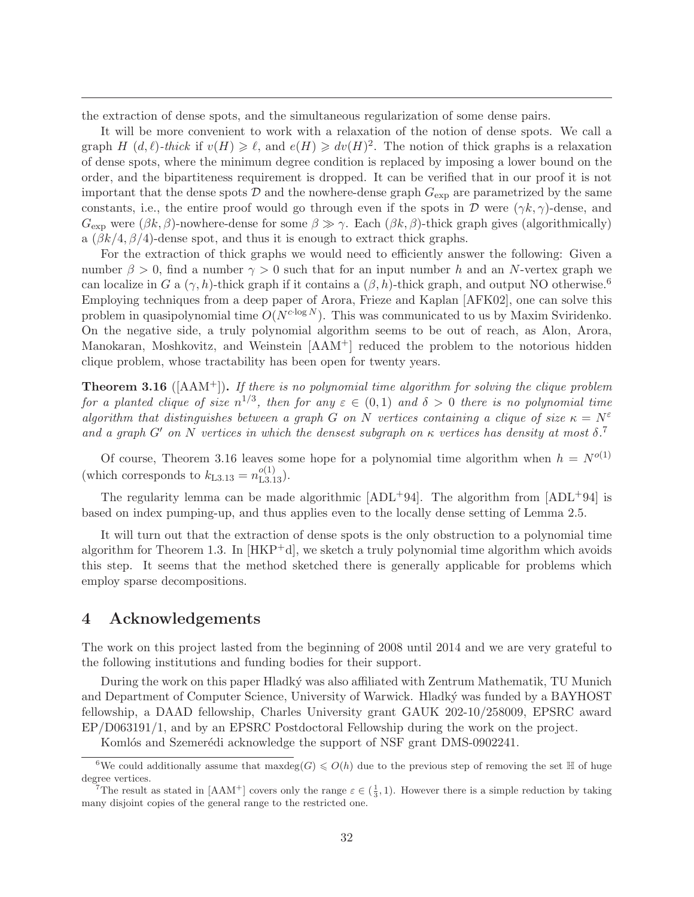the extraction of dense spots, and the simultaneous regularization of some dense pairs.

It will be more convenient to work with a relaxation of the notion of dense spots. We call a graph $H$ *$(d,\ell)$-thick* if $v(H) \geqslant \ell$, and $e(H) \geqslant dv(H)^2$. The notion of thick graphs is a relaxation of dense spots, where the minimum degree condition is replaced by imposing a lower bound on the order, and the bipartiteness requirement is dropped. It can be verified that in our proof it is not important that the dense spots $\mathcal{D}$ and the nowhere-dense graph $G_{\mathrm{exp}}$ are parametrized by the same constants, i.e., the entire proof would go through even if the spots in $\mathcal{D}$ were $(\gamma k, \gamma)$-dense, and $G_{\mathrm{exp}}$ were $(\beta k, \beta)$-nowhere-dense for some $\beta \gg \gamma$. Each $(\beta k, \beta)$-thick graph gives (algorithmically) a $(\beta k/4, \beta/4)$-dense spot, and thus it is enough to extract thick graphs.

For the extraction of thick graphs we would need to efficiently answer the following: Given a number $\beta > 0$, find a number $\gamma > 0$ such that for an input number $h$ and an $N$-vertex graph we can localize in $G$ a $(\gamma, h)$-thick graph if it contains a $(\beta, h)$-thick graph, and output NO otherwise.[6] Employing techniques from a deep paper of Arora, Frieze and Kaplan [AFK02], one can solve this problem in quasipolynomial time $O(N^{c \cdot \log N})$. This was communicated to us by Maxim Sviridenko. On the negative side, a truly polynomial algorithm seems to be out of reach, as Alon, Arora, Manokaran, Moshkovitz, and Weinstein [AAM+] reduced the problem to the notorious hidden clique problem, whose tractability has been open for twenty years.

**Theorem 3.16** ([AAM+]). *If there is no polynomial time algorithm for solving the clique problem for a planted clique of size $n^{1/3}$, then for any $\varepsilon \in (0,1)$ and $\delta > 0$ there is no polynomial time algorithm that distinguishes between a graph $G$ on $N$ vertices containing a clique of size $\kappa = N^{\varepsilon}$ and a graph $G'$ on $N$ vertices in which the densest subgraph on $\kappa$ vertices has density at most $\delta$.*[7]

Of course, Theorem 3.16 leaves some hope for a polynomial time algorithm when $h = N^{o(1)}$ (which corresponds to $k_{\mathrm{L3.13}} = n_{\mathrm{L3.13}}^{o(1)}$).

The regularity lemma can be made algorithmic [ADL+94]. The algorithm from [ADL+94] is based on index pumping-up, and thus applies even to the locally dense setting of Lemma 2.5.

It will turn out that the extraction of dense spots is the only obstruction to a polynomial time algorithm for Theorem 1.3. In [HKP+d], we sketch a truly polynomial time algorithm which avoids this step. It seems that the method sketched there is generally applicable for problems which employ sparse decompositions.

## 4 Acknowledgements

The work on this project lasted from the beginning of 2008 until 2014 and we are very grateful to the following institutions and funding bodies for their support.

During the work on this paper Hladký was also affiliated with Zentrum Mathematik, TU Munich and Department of Computer Science, University of Warwick. Hladký was funded by a BAYHOST fellowship, a DAAD fellowship, Charles University grant GAUK 202-10/258009, EPSRC award EP/D063191/1, and by an EPSRC Postdoctoral Fellowship during the work on the project.

Komlós and Szemerédi acknowledge the support of NSF grant DMS-0902241.

---

[6] We could additionally assume that $\mathrm{maxdeg}(G) \leqslant O(h)$ due to the previous step of removing the set $\mathbb{H}$ of huge degree vertices.

[7] The result as stated in [AAM+] covers only the range $\varepsilon \in (\frac{1}{3}, 1)$. However there is a simple reduction by taking many disjoint copies of the general range to the restricted one.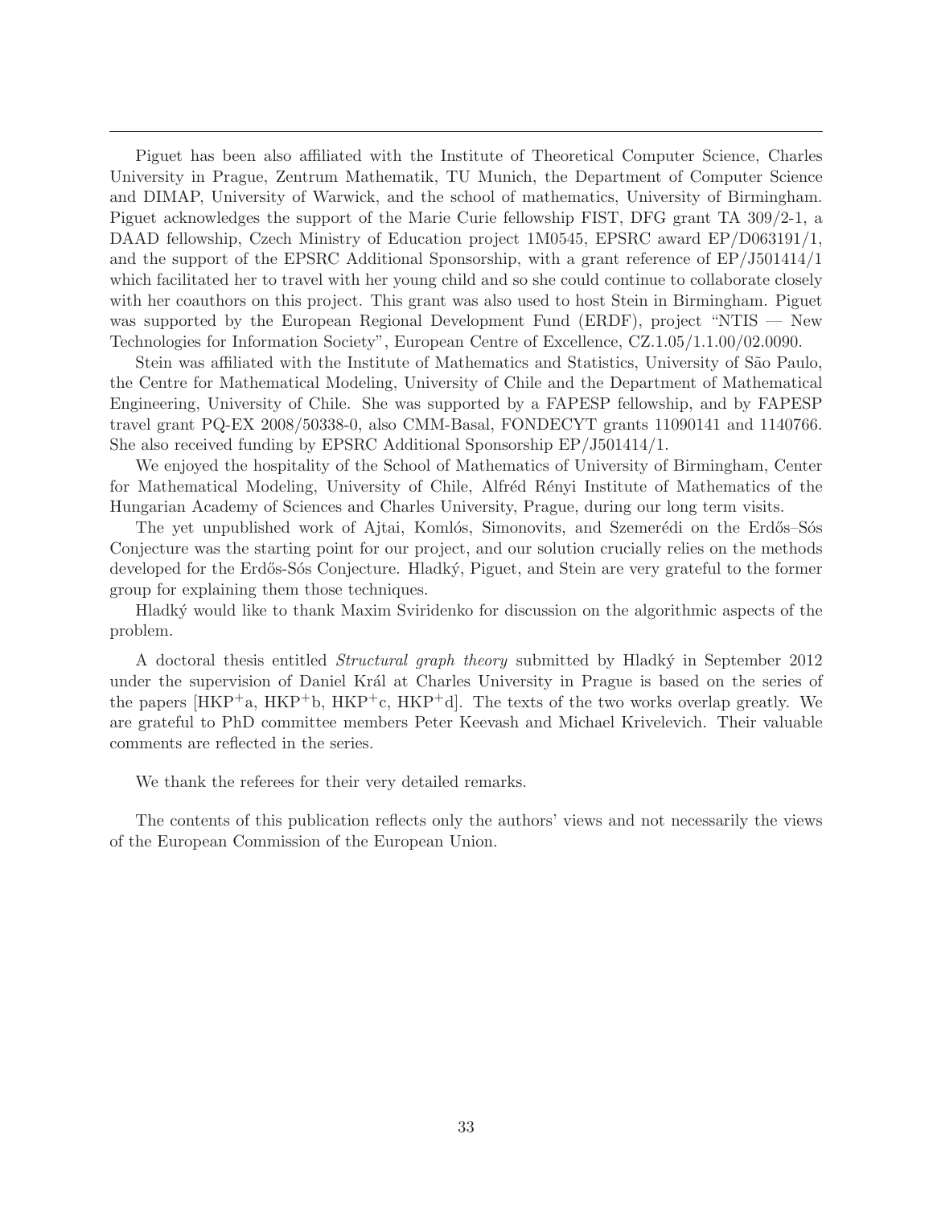Piguet has been also affiliated with the Institute of Theoretical Computer Science, Charles University in Prague, Zentrum Mathematik, TU Munich, the Department of Computer Science and DIMAP, University of Warwick, and the school of mathematics, University of Birmingham. Piguet acknowledges the support of the Marie Curie fellowship FIST, DFG grant TA 309/2-1, a DAAD fellowship, Czech Ministry of Education project 1M0545, EPSRC award EP/D063191/1, and the support of the EPSRC Additional Sponsorship, with a grant reference of EP/J501414/1 which facilitated her to travel with her young child and so she could continue to collaborate closely with her coauthors on this project. This grant was also used to host Stein in Birmingham. Piguet was supported by the European Regional Development Fund (ERDF), project "NTIS — New Technologies for Information Society", European Centre of Excellence, CZ.1.05/1.1.00/02.0090.

Stein was affiliated with the Institute of Mathematics and Statistics, University of São Paulo, the Centre for Mathematical Modeling, University of Chile and the Department of Mathematical Engineering, University of Chile. She was supported by a FAPESP fellowship, and by FAPESP travel grant PQ-EX 2008/50338-0, also CMM-Basal, FONDECYT grants 11090141 and 1140766. She also received funding by EPSRC Additional Sponsorship EP/J501414/1.

We enjoyed the hospitality of the School of Mathematics of University of Birmingham, Center for Mathematical Modeling, University of Chile, Alfréd Rényi Institute of Mathematics of the Hungarian Academy of Sciences and Charles University, Prague, during our long term visits.

The yet unpublished work of Ajtai, Komlós, Simonovits, and Szemerédi on the Erdős–Sós Conjecture was the starting point for our project, and our solution crucially relies on the methods developed for the Erdős-Sós Conjecture. Hladký, Piguet, and Stein are very grateful to the former group for explaining them those techniques.

Hladký would like to thank Maxim Sviridenko for discussion on the algorithmic aspects of the problem.

A doctoral thesis entitled *Structural graph theory* submitted by Hladký in September 2012 under the supervision of Daniel Král at Charles University in Prague is based on the series of the papers [HKP+a, HKP+b, HKP+c, HKP+d]. The texts of the two works overlap greatly. We are grateful to PhD committee members Peter Keevash and Michael Krivelevich. Their valuable comments are reflected in the series.

We thank the referees for their very detailed remarks.

The contents of this publication reflects only the authors' views and not necessarily the views of the European Commission of the European Union.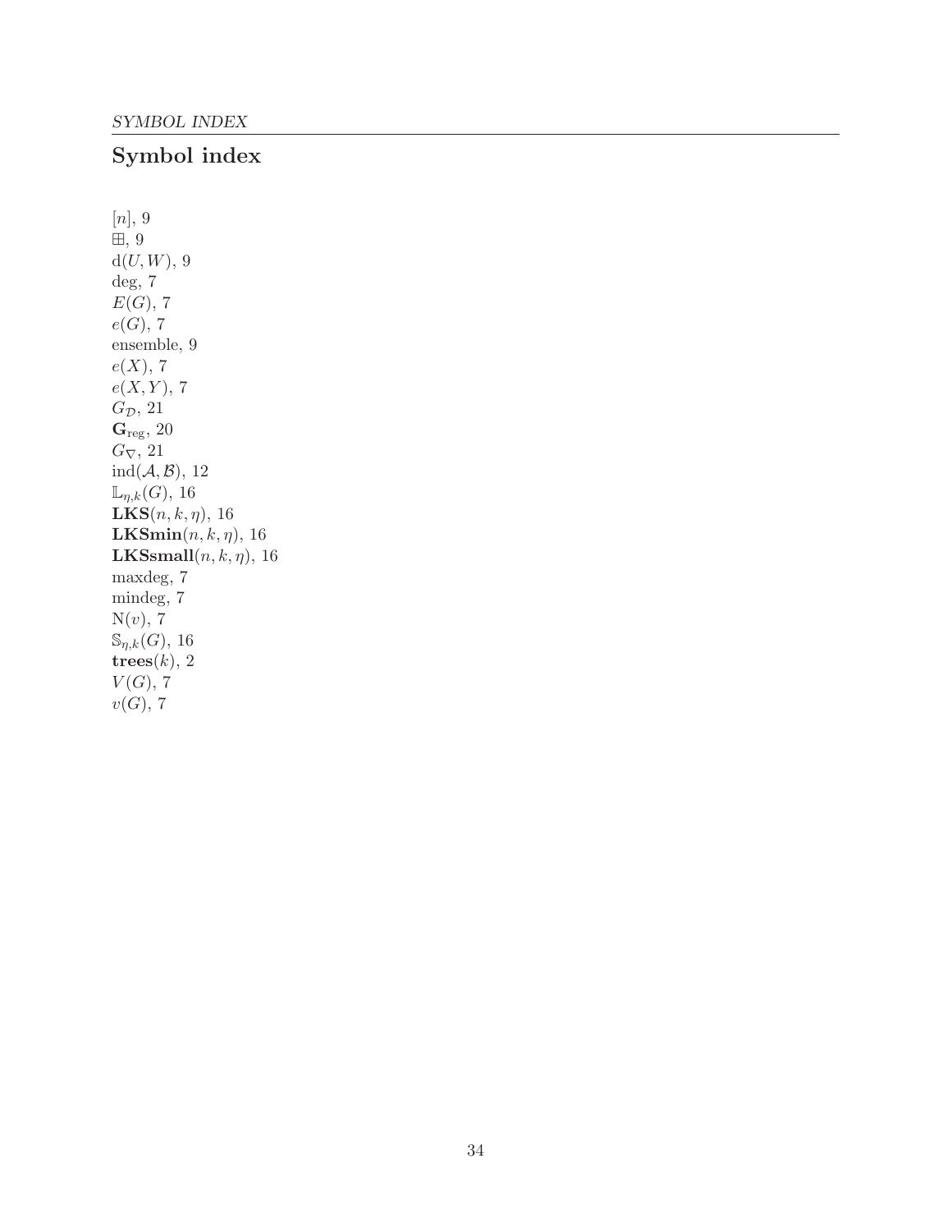# Symbol index

$[n]$, 9
$\boxplus$, 9
$\mathrm{d}(U,W)$, 9
deg, 7
$E(G)$, 7
$e(G)$, 7
ensemble, 9
$e(X)$, 7
$e(X,Y)$, 7
$G_{\mathcal{D}}$, 21
$\mathbf{G}_{\mathrm{reg}}$, 20
$G_{\nabla}$, 21
$\mathrm{ind}(\mathcal{A},\mathcal{B})$, 12
$\mathbb{L}_{\eta,k}(G)$, 16
$\mathbf{LKS}(n,k,\eta)$, 16
$\mathbf{LKSmin}(n,k,\eta)$, 16
$\mathbf{LKSsmall}(n,k,\eta)$, 16
maxdeg, 7
mindeg, 7
$\mathrm{N}(v)$, 7
$\mathbb{S}_{\eta,k}(G)$, 16
$\mathbf{trees}(k)$, 2
$V(G)$, 7
$v(G)$, 7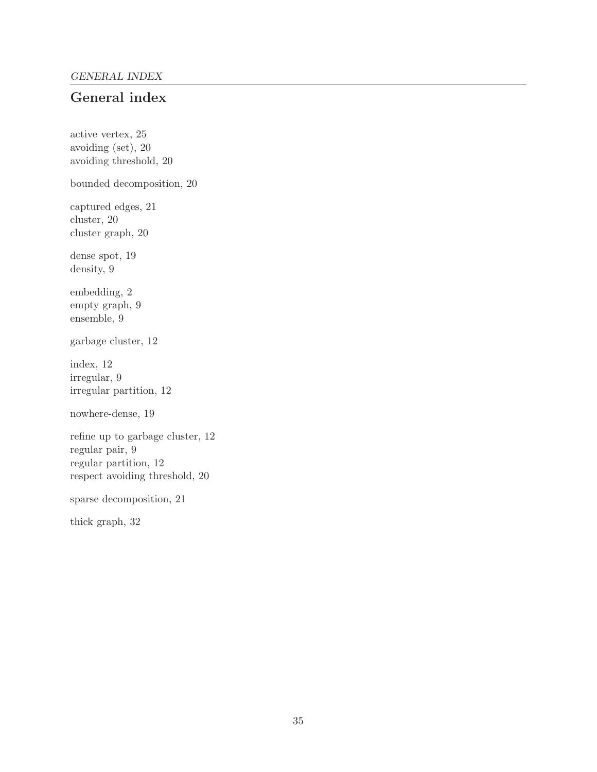## General index

active vertex, 25
avoiding (set), 20
avoiding threshold, 20

bounded decomposition, 20

captured edges, 21
cluster, 20
cluster graph, 20

dense spot, 19
density, 9

embedding, 2
empty graph, 9
ensemble, 9

garbage cluster, 12

index, 12
irregular, 9
irregular partition, 12

nowhere-dense, 19

refine up to garbage cluster, 12
regular pair, 9
regular partition, 12
respect avoiding threshold, 20

sparse decomposition, 21

thick graph, 32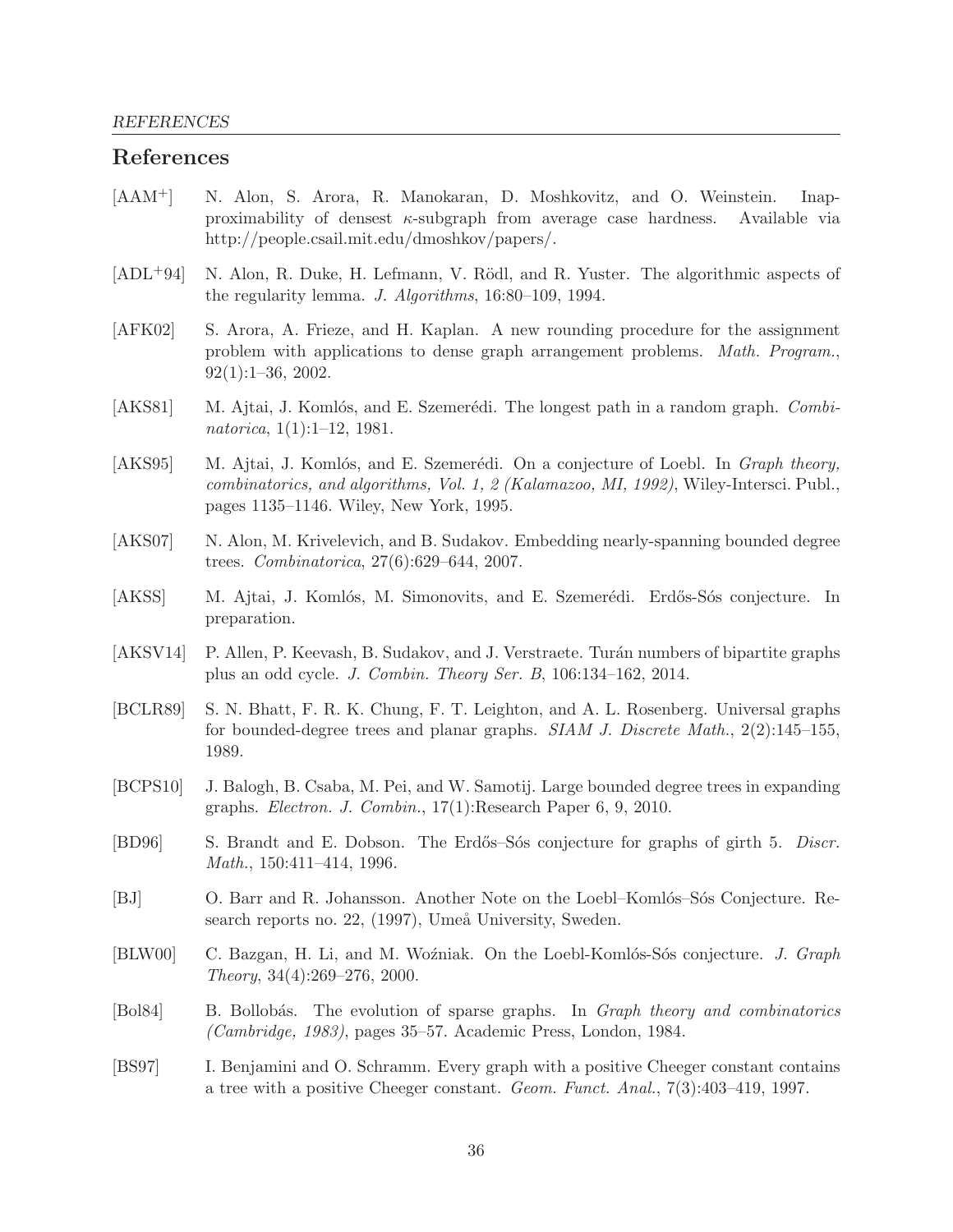# References

[AAM+] N. Alon, S. Arora, R. Manokaran, D. Moshkovitz, and O. Weinstein. Inapproximability of densest $\kappa$-subgraph from average case hardness. Available via http://people.csail.mit.edu/dmoshkov/papers/.

[ADL+94] N. Alon, R. Duke, H. Lefmann, V. Rödl, and R. Yuster. The algorithmic aspects of the regularity lemma. *J. Algorithms*, 16:80–109, 1994.

[AFK02] S. Arora, A. Frieze, and H. Kaplan. A new rounding procedure for the assignment problem with applications to dense graph arrangement problems. *Math. Program.*, 92(1):1–36, 2002.

[AKS81] M. Ajtai, J. Komlós, and E. Szemerédi. The longest path in a random graph. *Combinatorica*, 1(1):1–12, 1981.

[AKS95] M. Ajtai, J. Komlós, and E. Szemerédi. On a conjecture of Loebl. In *Graph theory, combinatorics, and algorithms, Vol. 1, 2 (Kalamazoo, MI, 1992)*, Wiley-Intersci. Publ., pages 1135–1146. Wiley, New York, 1995.

[AKS07] N. Alon, M. Krivelevich, and B. Sudakov. Embedding nearly-spanning bounded degree trees. *Combinatorica*, 27(6):629–644, 2007.

[AKSS] M. Ajtai, J. Komlós, M. Simonovits, and E. Szemerédi. Erdős-Sós conjecture. In preparation.

[AKSV14] P. Allen, P. Keevash, B. Sudakov, and J. Verstraete. Turán numbers of bipartite graphs plus an odd cycle. *J. Combin. Theory Ser. B*, 106:134–162, 2014.

[BCLR89] S. N. Bhatt, F. R. K. Chung, F. T. Leighton, and A. L. Rosenberg. Universal graphs for bounded-degree trees and planar graphs. *SIAM J. Discrete Math.*, 2(2):145–155, 1989.

[BCPS10] J. Balogh, B. Csaba, M. Pei, and W. Samotij. Large bounded degree trees in expanding graphs. *Electron. J. Combin.*, 17(1):Research Paper 6, 9, 2010.

[BD96] S. Brandt and E. Dobson. The Erdős–Sós conjecture for graphs of girth 5. *Discr. Math.*, 150:411–414, 1996.

[BJ] O. Barr and R. Johansson. Another Note on the Loebl–Komlós–Sós Conjecture. Research reports no. 22, (1997), Umeå University, Sweden.

[BLW00] C. Bazgan, H. Li, and M. Woźniak. On the Loebl-Komlós-Sós conjecture. *J. Graph Theory*, 34(4):269–276, 2000.

[Bol84] B. Bollobás. The evolution of sparse graphs. In *Graph theory and combinatorics (Cambridge, 1983)*, pages 35–57. Academic Press, London, 1984.

[BS97] I. Benjamini and O. Schramm. Every graph with a positive Cheeger constant contains a tree with a positive Cheeger constant. *Geom. Funct. Anal.*, 7(3):403–419, 1997.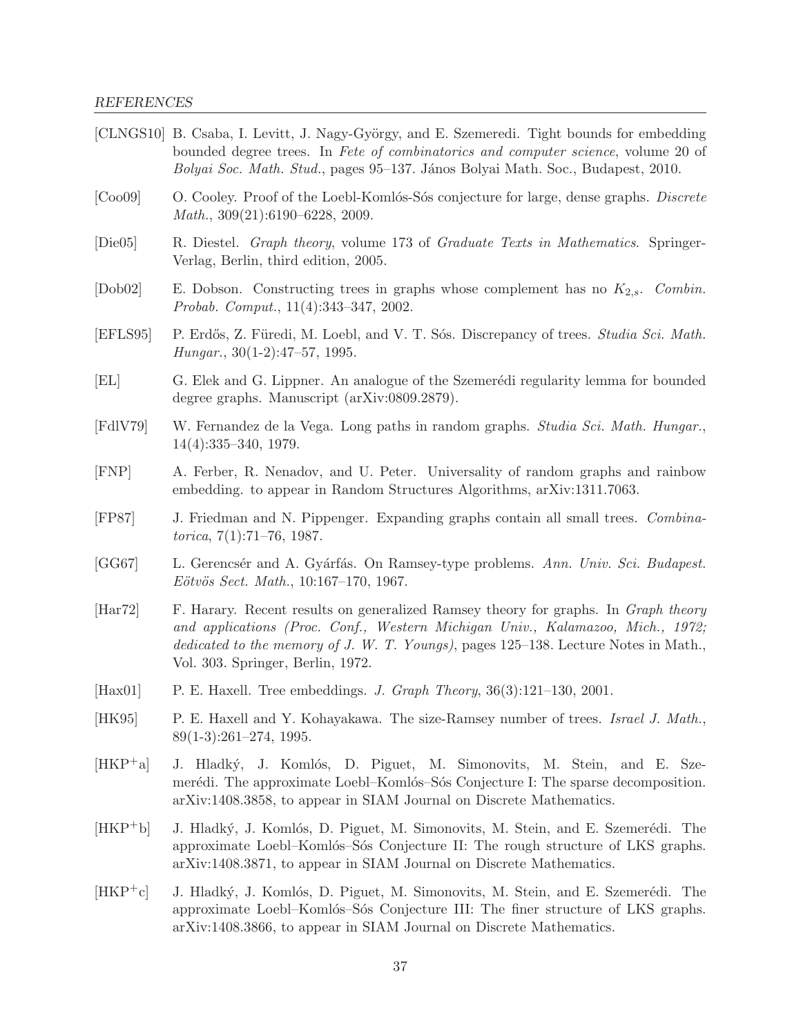[CLNGS10] B. Csaba, I. Levitt, J. Nagy-György, and E. Szemeredi. Tight bounds for embedding bounded degree trees. In *Fete of combinatorics and computer science*, volume 20 of *Bolyai Soc. Math. Stud.*, pages 95–137. János Bolyai Math. Soc., Budapest, 2010.

[Coo09] O. Cooley. Proof of the Loebl-Komlós-Sós conjecture for large, dense graphs. *Discrete Math.*, 309(21):6190–6228, 2009.

[Die05] R. Diestel. *Graph theory*, volume 173 of *Graduate Texts in Mathematics*. Springer-Verlag, Berlin, third edition, 2005.

[Dob02] E. Dobson. Constructing trees in graphs whose complement has no $K_{2,s}$. *Combin. Probab. Comput.*, 11(4):343–347, 2002.

[EFLS95] P. Erdős, Z. Füredi, M. Loebl, and V. T. Sós. Discrepancy of trees. *Studia Sci. Math. Hungar.*, 30(1-2):47–57, 1995.

[EL] G. Elek and G. Lippner. An analogue of the Szemerédi regularity lemma for bounded degree graphs. Manuscript (arXiv:0809.2879).

[FdlV79] W. Fernandez de la Vega. Long paths in random graphs. *Studia Sci. Math. Hungar.*, 14(4):335–340, 1979.

[FNP] A. Ferber, R. Nenadov, and U. Peter. Universality of random graphs and rainbow embedding. to appear in Random Structures Algorithms, arXiv:1311.7063.

[FP87] J. Friedman and N. Pippenger. Expanding graphs contain all small trees. *Combinatorica*, 7(1):71–76, 1987.

[GG67] L. Gerencsér and A. Gyárfás. On Ramsey-type problems. *Ann. Univ. Sci. Budapest. Eötvös Sect. Math.*, 10:167–170, 1967.

[Har72] F. Harary. Recent results on generalized Ramsey theory for graphs. In *Graph theory and applications (Proc. Conf., Western Michigan Univ., Kalamazoo, Mich., 1972; dedicated to the memory of J. W. T. Youngs)*, pages 125–138. Lecture Notes in Math., Vol. 303. Springer, Berlin, 1972.

[Hax01] P. E. Haxell. Tree embeddings. *J. Graph Theory*, 36(3):121–130, 2001.

[HK95] P. E. Haxell and Y. Kohayakawa. The size-Ramsey number of trees. *Israel J. Math.*, 89(1-3):261–274, 1995.

[HKP$^+$a] J. Hladký, J. Komlós, D. Piguet, M. Simonovits, M. Stein, and E. Szemerédi. The approximate Loebl–Komlós–Sós Conjecture I: The sparse decomposition. arXiv:1408.3858, to appear in SIAM Journal on Discrete Mathematics.

[HKP$^+$b] J. Hladký, J. Komlós, D. Piguet, M. Simonovits, M. Stein, and E. Szemerédi. The approximate Loebl–Komlós–Sós Conjecture II: The rough structure of LKS graphs. arXiv:1408.3871, to appear in SIAM Journal on Discrete Mathematics.

[HKP$^+$c] J. Hladký, J. Komlós, D. Piguet, M. Simonovits, M. Stein, and E. Szemerédi. The approximate Loebl–Komlós–Sós Conjecture III: The finer structure of LKS graphs. arXiv:1408.3866, to appear in SIAM Journal on Discrete Mathematics.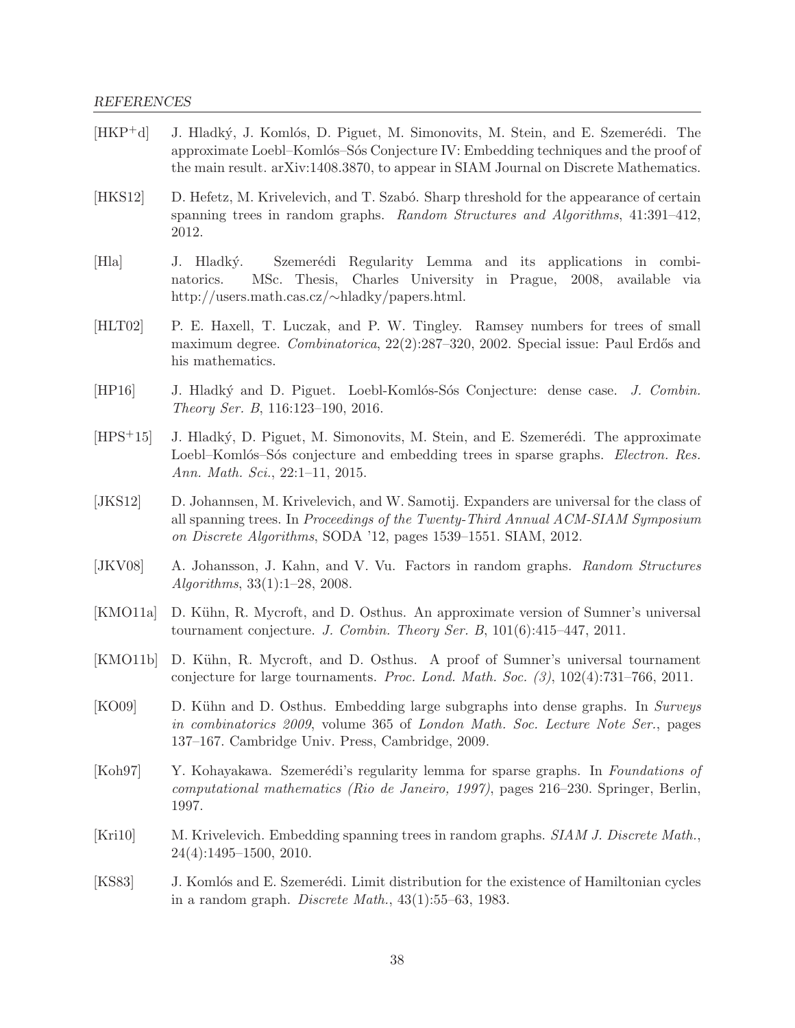- [HKP+d] J. Hladký, J. Komlós, D. Piguet, M. Simonovits, M. Stein, and E. Szemerédi. The approximate Loebl–Komlós–Sós Conjecture IV: Embedding techniques and the proof of the main result. arXiv:1408.3870, to appear in SIAM Journal on Discrete Mathematics.

- [HKS12] D. Hefetz, M. Krivelevich, and T. Szabó. Sharp threshold for the appearance of certain spanning trees in random graphs. *Random Structures and Algorithms*, 41:391–412, 2012.

- [Hla] J. Hladký. Szemerédi Regularity Lemma and its applications in combinatorics. MSc. Thesis, Charles University in Prague, 2008, available via http://users.math.cas.cz/∼hladky/papers.html.

- [HLT02] P. E. Haxell, T. Luczak, and P. W. Tingley. Ramsey numbers for trees of small maximum degree. *Combinatorica*, 22(2):287–320, 2002. Special issue: Paul Erdős and his mathematics.

- [HP16] J. Hladký and D. Piguet. Loebl-Komlós-Sós Conjecture: dense case. *J. Combin. Theory Ser. B*, 116:123–190, 2016.

- [HPS+15] J. Hladký, D. Piguet, M. Simonovits, M. Stein, and E. Szemerédi. The approximate Loebl–Komlós–Sós conjecture and embedding trees in sparse graphs. *Electron. Res. Ann. Math. Sci.*, 22:1–11, 2015.

- [JKS12] D. Johannsen, M. Krivelevich, and W. Samotij. Expanders are universal for the class of all spanning trees. In *Proceedings of the Twenty-Third Annual ACM-SIAM Symposium on Discrete Algorithms*, SODA '12, pages 1539–1551. SIAM, 2012.

- [JKV08] A. Johansson, J. Kahn, and V. Vu. Factors in random graphs. *Random Structures Algorithms*, 33(1):1–28, 2008.

- [KMO11a] D. Kühn, R. Mycroft, and D. Osthus. An approximate version of Sumner's universal tournament conjecture. *J. Combin. Theory Ser. B*, 101(6):415–447, 2011.

- [KMO11b] D. Kühn, R. Mycroft, and D. Osthus. A proof of Sumner's universal tournament conjecture for large tournaments. *Proc. Lond. Math. Soc. (3)*, 102(4):731–766, 2011.

- [KO09] D. Kühn and D. Osthus. Embedding large subgraphs into dense graphs. In *Surveys in combinatorics 2009*, volume 365 of *London Math. Soc. Lecture Note Ser.*, pages 137–167. Cambridge Univ. Press, Cambridge, 2009.

- [Koh97] Y. Kohayakawa. Szemerédi's regularity lemma for sparse graphs. In *Foundations of computational mathematics (Rio de Janeiro, 1997)*, pages 216–230. Springer, Berlin, 1997.

- [Kri10] M. Krivelevich. Embedding spanning trees in random graphs. *SIAM J. Discrete Math.*, 24(4):1495–1500, 2010.

- [KS83] J. Komlós and E. Szemerédi. Limit distribution for the existence of Hamiltonian cycles in a random graph. *Discrete Math.*, 43(1):55–63, 1983.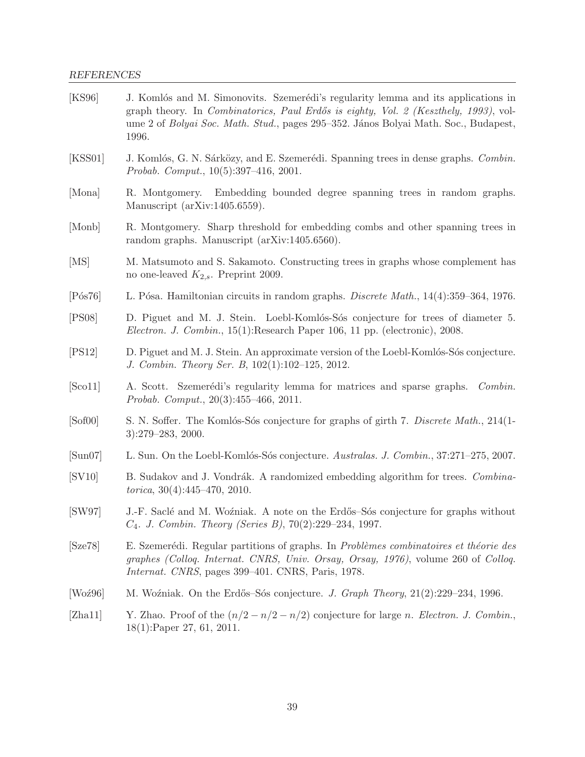- [KS96] J. Komlós and M. Simonovits. Szemerédi's regularity lemma and its applications in graph theory. In *Combinatorics, Paul Erdős is eighty, Vol. 2 (Keszthely, 1993)*, volume 2 of *Bolyai Soc. Math. Stud.*, pages 295–352. János Bolyai Math. Soc., Budapest, 1996.
- [KSS01] J. Komlós, G. N. Sárközy, and E. Szemerédi. Spanning trees in dense graphs. *Combin. Probab. Comput.*, 10(5):397–416, 2001.
- [Mona] R. Montgomery. Embedding bounded degree spanning trees in random graphs. Manuscript (arXiv:1405.6559).
- [Monb] R. Montgomery. Sharp threshold for embedding combs and other spanning trees in random graphs. Manuscript (arXiv:1405.6560).
- [MS] M. Matsumoto and S. Sakamoto. Constructing trees in graphs whose complement has no one-leaved $K_{2,s}$. Preprint 2009.
- [Pós76] L. Pósa. Hamiltonian circuits in random graphs. *Discrete Math.*, 14(4):359–364, 1976.
- [PS08] D. Piguet and M. J. Stein. Loebl-Komlós-Sós conjecture for trees of diameter 5. *Electron. J. Combin.*, 15(1):Research Paper 106, 11 pp. (electronic), 2008.
- [PS12] D. Piguet and M. J. Stein. An approximate version of the Loebl-Komlós-Sós conjecture. *J. Combin. Theory Ser. B*, 102(1):102–125, 2012.
- [Sco11] A. Scott. Szemerédi's regularity lemma for matrices and sparse graphs. *Combin. Probab. Comput.*, 20(3):455–466, 2011.
- [Sof00] S. N. Soffer. The Komlós-Sós conjecture for graphs of girth 7. *Discrete Math.*, 214(1-3):279–283, 2000.
- [Sun07] L. Sun. On the Loebl-Komlós-Sós conjecture. *Australas. J. Combin.*, 37:271–275, 2007.
- [SV10] B. Sudakov and J. Vondrák. A randomized embedding algorithm for trees. *Combinatorica*, 30(4):445–470, 2010.
- [SW97] J.-F. Saclé and M. Woźniak. A note on the Erdős–Sós conjecture for graphs without $C_4$. *J. Combin. Theory (Series B)*, 70(2):229–234, 1997.
- [Sze78] E. Szemerédi. Regular partitions of graphs. In *Problèmes combinatoires et théorie des graphes (Colloq. Internat. CNRS, Univ. Orsay, Orsay, 1976)*, volume 260 of *Colloq. Internat. CNRS*, pages 399–401. CNRS, Paris, 1978.
- [Woź96] M. Woźniak. On the Erdős–Sós conjecture. *J. Graph Theory*, 21(2):229–234, 1996.
- [Zha11] Y. Zhao. Proof of the $(n/2 - n/2 - n/2)$ conjecture for large $n$. *Electron. J. Combin.*, 18(1):Paper 27, 61, 2011.